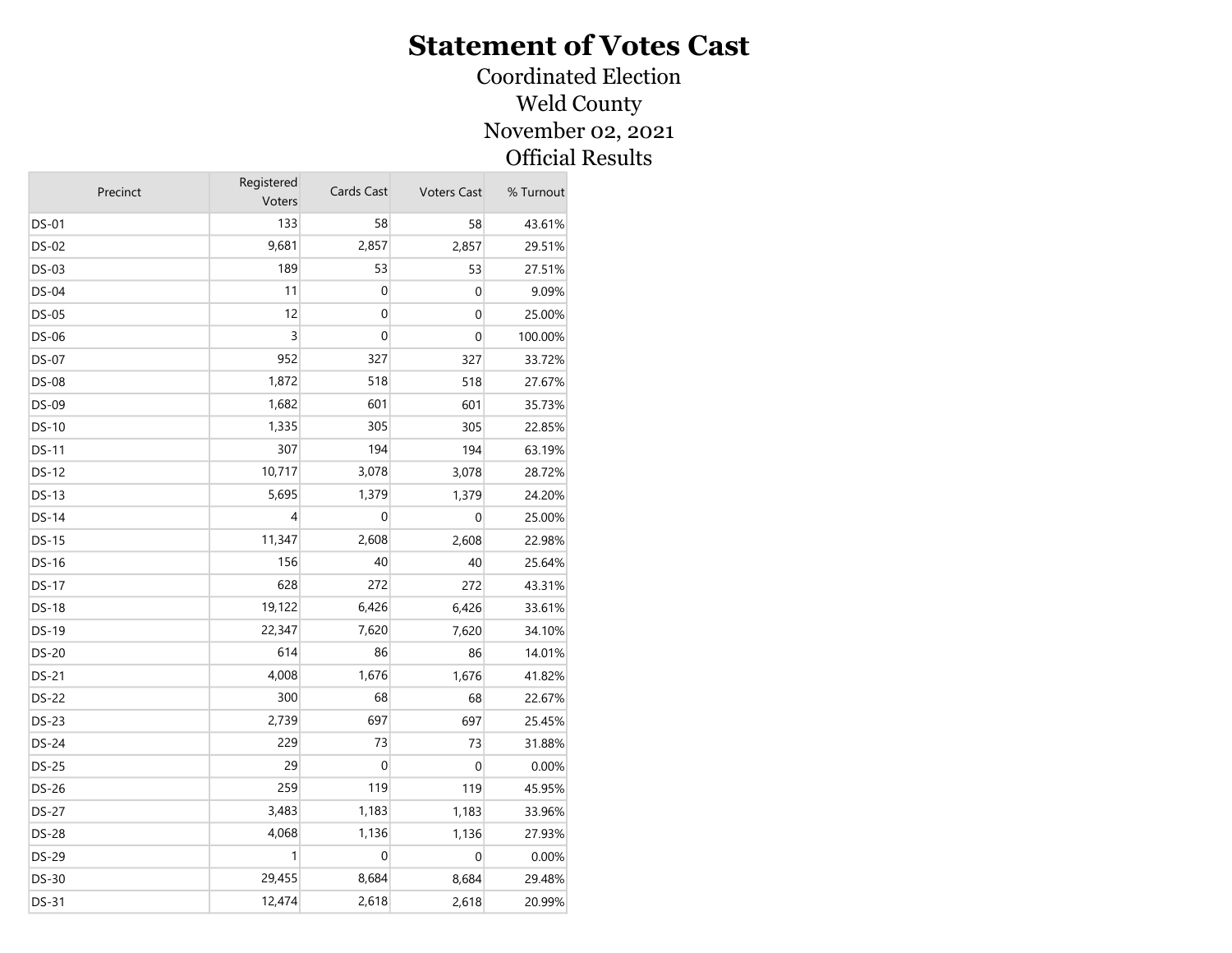# Statement of Votes Cast

Coordinated Election

Weld County

November 02, 2021

Official Results

| Precinct | Registered Voters | Cards Cast | Voters Cast | % Turnout |
|---|---|---|---|---|
| DS-01 | 133 | 58 | 58 | 43.61% |
| DS-02 | 9,681 | 2,857 | 2,857 | 29.51% |
| DS-03 | 189 | 53 | 53 | 27.51% |
| DS-04 | 11 | 0 | 0 | 9.09% |
| DS-05 | 12 | 0 | 0 | 25.00% |
| DS-06 | 3 | 0 | 0 | 100.00% |
| DS-07 | 952 | 327 | 327 | 33.72% |
| DS-08 | 1,872 | 518 | 518 | 27.67% |
| DS-09 | 1,682 | 601 | 601 | 35.73% |
| DS-10 | 1,335 | 305 | 305 | 22.85% |
| DS-11 | 307 | 194 | 194 | 63.19% |
| DS-12 | 10,717 | 3,078 | 3,078 | 28.72% |
| DS-13 | 5,695 | 1,379 | 1,379 | 24.20% |
| DS-14 | 4 | 0 | 0 | 25.00% |
| DS-15 | 11,347 | 2,608 | 2,608 | 22.98% |
| DS-16 | 156 | 40 | 40 | 25.64% |
| DS-17 | 628 | 272 | 272 | 43.31% |
| DS-18 | 19,122 | 6,426 | 6,426 | 33.61% |
| DS-19 | 22,347 | 7,620 | 7,620 | 34.10% |
| DS-20 | 614 | 86 | 86 | 14.01% |
| DS-21 | 4,008 | 1,676 | 1,676 | 41.82% |
| DS-22 | 300 | 68 | 68 | 22.67% |
| DS-23 | 2,739 | 697 | 697 | 25.45% |
| DS-24 | 229 | 73 | 73 | 31.88% |
| DS-25 | 29 | 0 | 0 | 0.00% |
| DS-26 | 259 | 119 | 119 | 45.95% |
| DS-27 | 3,483 | 1,183 | 1,183 | 33.96% |
| DS-28 | 4,068 | 1,136 | 1,136 | 27.93% |
| DS-29 | 1 | 0 | 0 | 0.00% |
| DS-30 | 29,455 | 8,684 | 8,684 | 29.48% |
| DS-31 | 12,474 | 2,618 | 2,618 | 20.99% |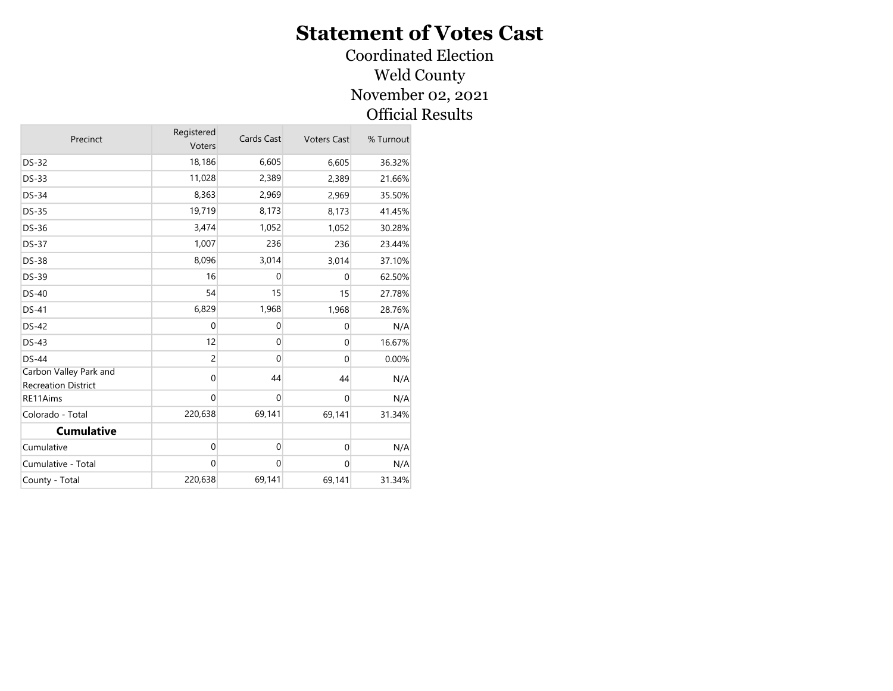# Statement of Votes Cast

Coordinated Election
Weld County
November 02, 2021
Official Results

| Precinct | Registered Voters | Cards Cast | Voters Cast | % Turnout |
|---|---|---|---|---|
| DS-32 | 18,186 | 6,605 | 6,605 | 36.32% |
| DS-33 | 11,028 | 2,389 | 2,389 | 21.66% |
| DS-34 | 8,363 | 2,969 | 2,969 | 35.50% |
| DS-35 | 19,719 | 8,173 | 8,173 | 41.45% |
| DS-36 | 3,474 | 1,052 | 1,052 | 30.28% |
| DS-37 | 1,007 | 236 | 236 | 23.44% |
| DS-38 | 8,096 | 3,014 | 3,014 | 37.10% |
| DS-39 | 16 | 0 | 0 | 62.50% |
| DS-40 | 54 | 15 | 15 | 27.78% |
| DS-41 | 6,829 | 1,968 | 1,968 | 28.76% |
| DS-42 | 0 | 0 | 0 | N/A |
| DS-43 | 12 | 0 | 0 | 16.67% |
| DS-44 | 2 | 0 | 0 | 0.00% |
| Carbon Valley Park and Recreation District | 0 | 44 | 44 | N/A |
| RE11Aims | 0 | 0 | 0 | N/A |
| Colorado - Total | 220,638 | 69,141 | 69,141 | 31.34% |
| **Cumulative** | | | | |
| Cumulative | 0 | 0 | 0 | N/A |
| Cumulative - Total | 0 | 0 | 0 | N/A |
| County - Total | 220,638 | 69,141 | 69,141 | 31.34% |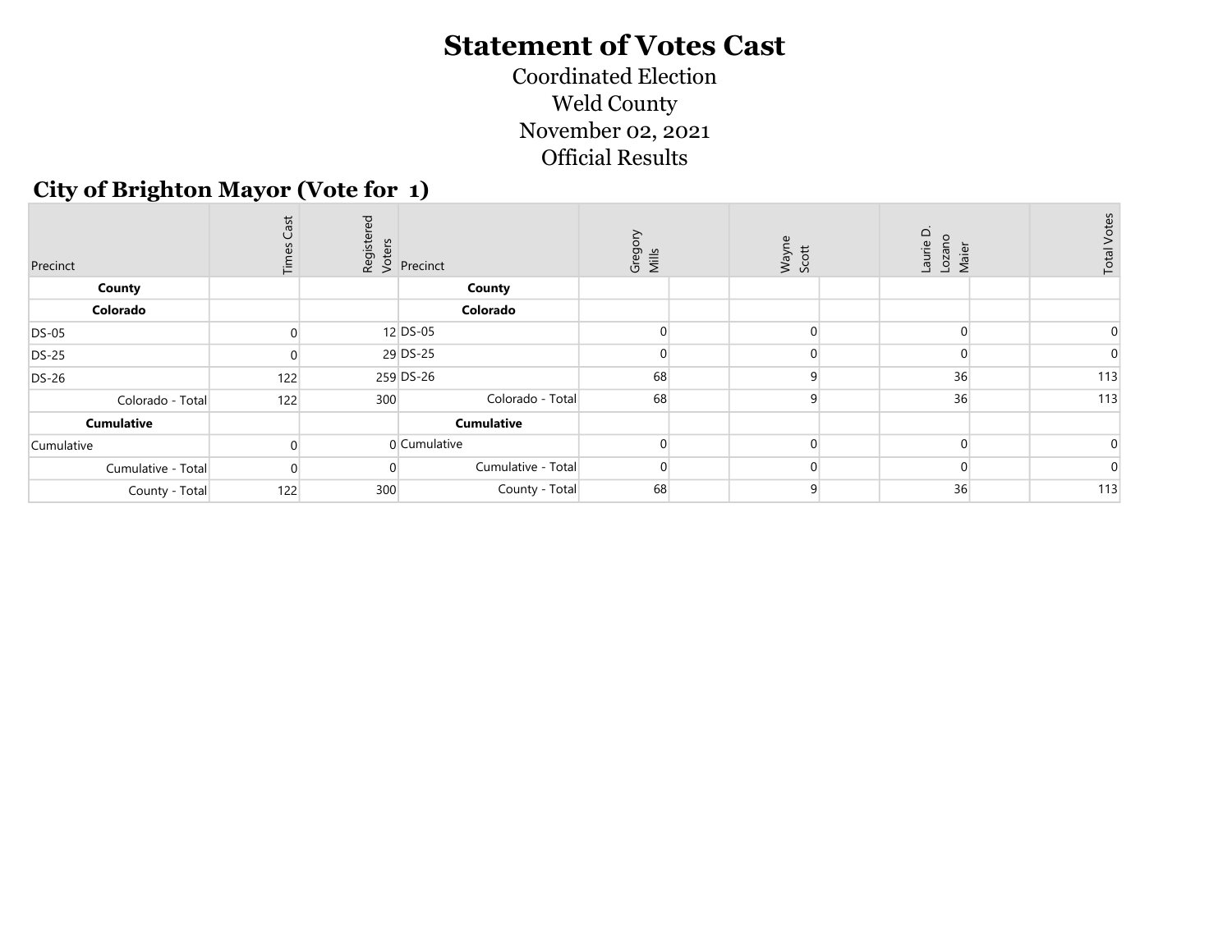# Statement of Votes Cast

Coordinated Election
Weld County
November 02, 2021
Official Results

## City of Brighton Mayor (Vote for 1)

| Precinct | Times Cast | Registered Voters | Precinct | Gregory Mills | Wayne Scott | Laurie D. Lozano Maier | Total Votes |
|---|---|---|---|---|---|---|---|
| **County** | | | **County** | | | | |
| **Colorado** | | | **Colorado** | | | | |
| DS-05 | 0 | 12 | DS-05 | 0 | 0 | 0 | 0 |
| DS-25 | 0 | 29 | DS-25 | 0 | 0 | 0 | 0 |
| DS-26 | 122 | 259 | DS-26 | 68 | 9 | 36 | 113 |
| Colorado - Total | 122 | 300 | Colorado - Total | 68 | 9 | 36 | 113 |
| **Cumulative** | | | **Cumulative** | | | | |
| Cumulative | 0 | 0 | Cumulative | 0 | 0 | 0 | 0 |
| Cumulative - Total | 0 | 0 | Cumulative - Total | 0 | 0 | 0 | 0 |
| County - Total | 122 | 300 | County - Total | 68 | 9 | 36 | 113 |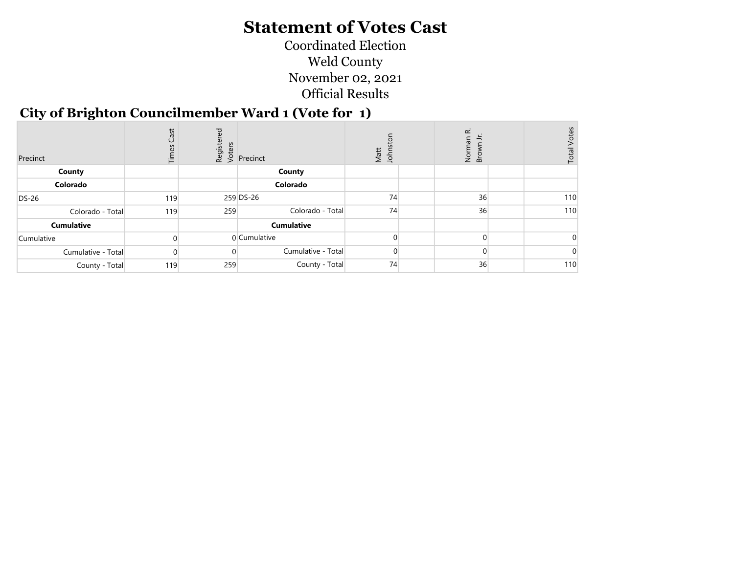# Statement of Votes Cast

Coordinated Election
Weld County
November 02, 2021
Official Results

## City of Brighton Councilmember Ward 1 (Vote for 1)

| Precinct | Times Cast | Registered Voters | Precinct | Matt Johnston | | Norman R. Brown Jr. | | Total Votes |
|---|---|---|---|---|---|---|---|---|
| **County** | | | **County** | | | | | |
| **Colorado** | | | **Colorado** | | | | | |
| DS-26 | 119 | 259 | DS-26 | 74 | | 36 | | 110 |
| Colorado - Total | 119 | 259 | Colorado - Total | 74 | | 36 | | 110 |
| **Cumulative** | | | **Cumulative** | | | | | |
| Cumulative | 0 | 0 | Cumulative | 0 | | 0 | | 0 |
| Cumulative - Total | 0 | 0 | Cumulative - Total | 0 | | 0 | | 0 |
| County - Total | 119 | 259 | County - Total | 74 | | 36 | | 110 |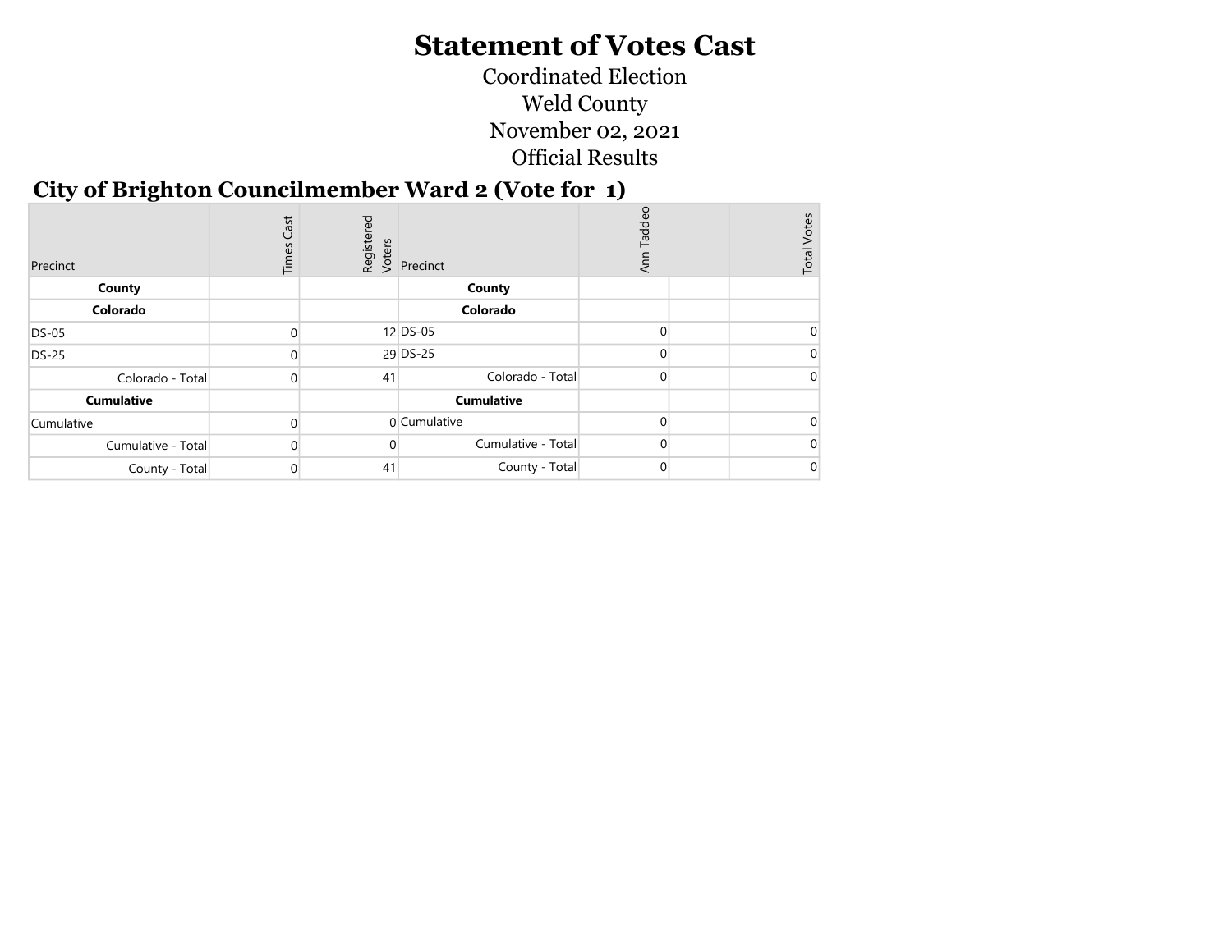# Statement of Votes Cast

Coordinated Election

Weld County

November 02, 2021

Official Results

## City of Brighton Councilmember Ward 2 (Vote for 1)

| Precinct | Times Cast | Registered Voters | Precinct | Ann Taddeo | | Total Votes |
|---|---|---|---|---|---|---|
| **County** | | | **County** | | | |
| **Colorado** | | | **Colorado** | | | |
| DS-05 | 0 | 12 | DS-05 | 0 | | 0 |
| DS-25 | 0 | 29 | DS-25 | 0 | | 0 |
| Colorado - Total | 0 | 41 | Colorado - Total | 0 | | 0 |
| **Cumulative** | | | **Cumulative** | | | |
| Cumulative | 0 | 0 | Cumulative | 0 | | 0 |
| Cumulative - Total | 0 | 0 | Cumulative - Total | 0 | | 0 |
| County - Total | 0 | 41 | County - Total | 0 | | 0 |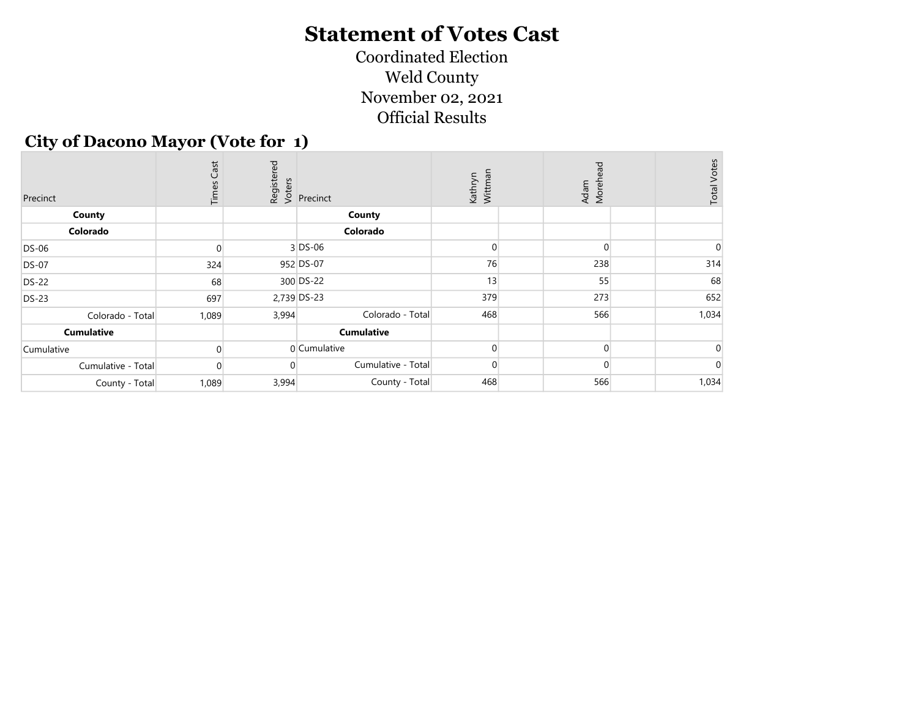# Statement of Votes Cast

Coordinated Election

Weld County

November 02, 2021

Official Results

## City of Dacono Mayor (Vote for 1)

| Precinct | Times Cast | Registered Voters | Precinct | Kathryn Wittman | | Adam Morehead | | Total Votes |
|---|---|---|---|---|---|---|---|---|
| **County** | | | **County** | | | | | |
| **Colorado** | | | **Colorado** | | | | | |
| DS-06 | 0 | 3 | DS-06 | 0 | | 0 | | 0 |
| DS-07 | 324 | 952 | DS-07 | 76 | | 238 | | 314 |
| DS-22 | 68 | 300 | DS-22 | 13 | | 55 | | 68 |
| DS-23 | 697 | 2,739 | DS-23 | 379 | | 273 | | 652 |
| Colorado - Total | 1,089 | 3,994 | Colorado - Total | 468 | | 566 | | 1,034 |
| **Cumulative** | | | **Cumulative** | | | | | |
| Cumulative | 0 | 0 | Cumulative | 0 | | 0 | | 0 |
| Cumulative - Total | 0 | 0 | Cumulative - Total | 0 | | 0 | | 0 |
| County - Total | 1,089 | 3,994 | County - Total | 468 | | 566 | | 1,034 |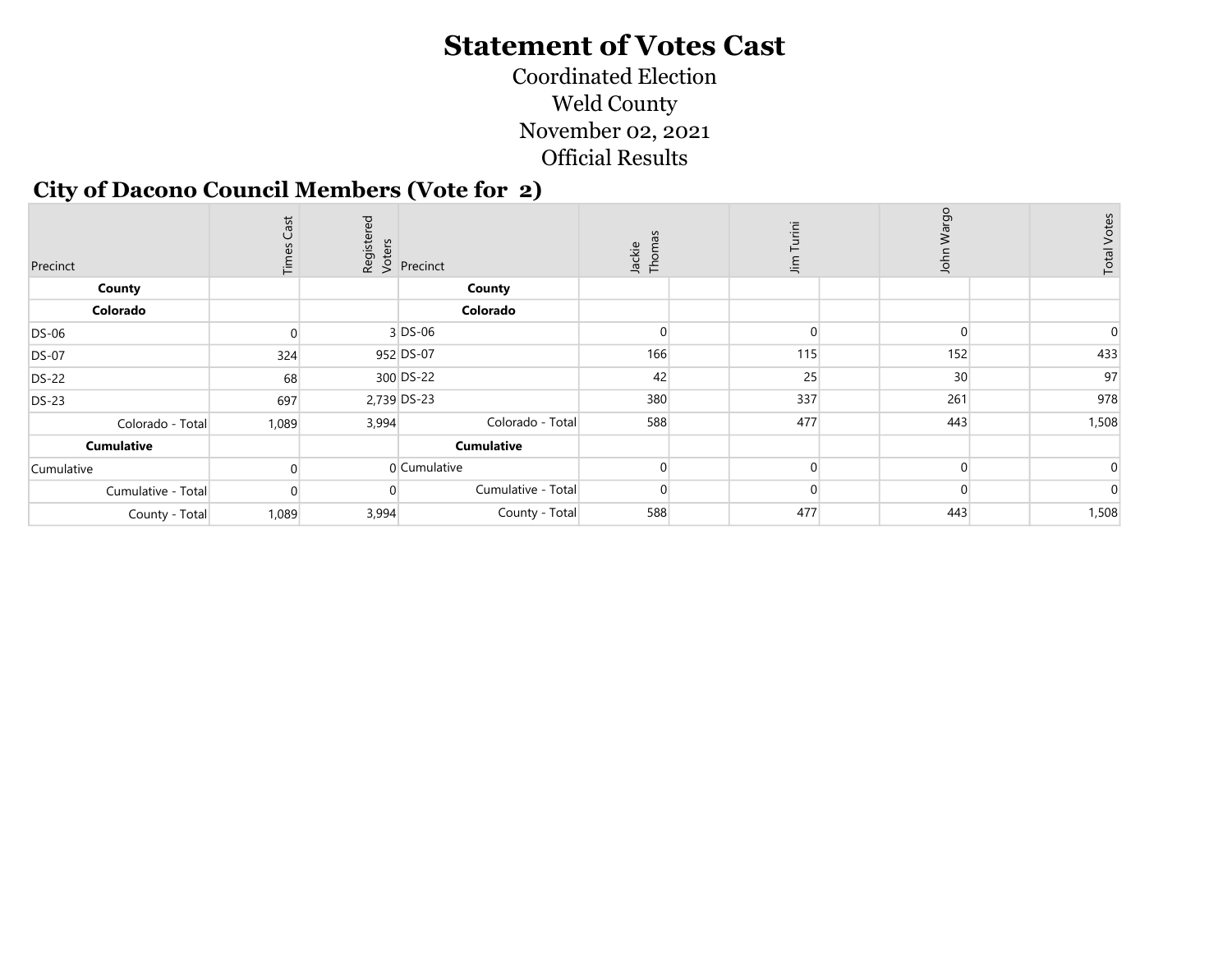# Statement of Votes Cast

Coordinated Election
Weld County
November 02, 2021
Official Results

## City of Dacono Council Members (Vote for 2)

| Precinct | Times Cast | Registered Voters | Precinct | Jackie Thomas | | Jim Turini | | John Wargo | | Total Votes |
|---|---|---|---|---|---|---|---|---|---|---|
| **County** | | | **County** | | | | | | | |
| **Colorado** | | | **Colorado** | | | | | | | |
| DS-06 | 0 | 3 | DS-06 | 0 | | 0 | | 0 | | 0 |
| DS-07 | 324 | 952 | DS-07 | 166 | | 115 | | 152 | | 433 |
| DS-22 | 68 | 300 | DS-22 | 42 | | 25 | | 30 | | 97 |
| DS-23 | 697 | 2,739 | DS-23 | 380 | | 337 | | 261 | | 978 |
| Colorado - Total | 1,089 | 3,994 | Colorado - Total | 588 | | 477 | | 443 | | 1,508 |
| **Cumulative** | | | **Cumulative** | | | | | | | |
| Cumulative | 0 | 0 | Cumulative | 0 | | 0 | | 0 | | 0 |
| Cumulative - Total | 0 | 0 | Cumulative - Total | 0 | | 0 | | 0 | | 0 |
| County - Total | 1,089 | 3,994 | County - Total | 588 | | 477 | | 443 | | 1,508 |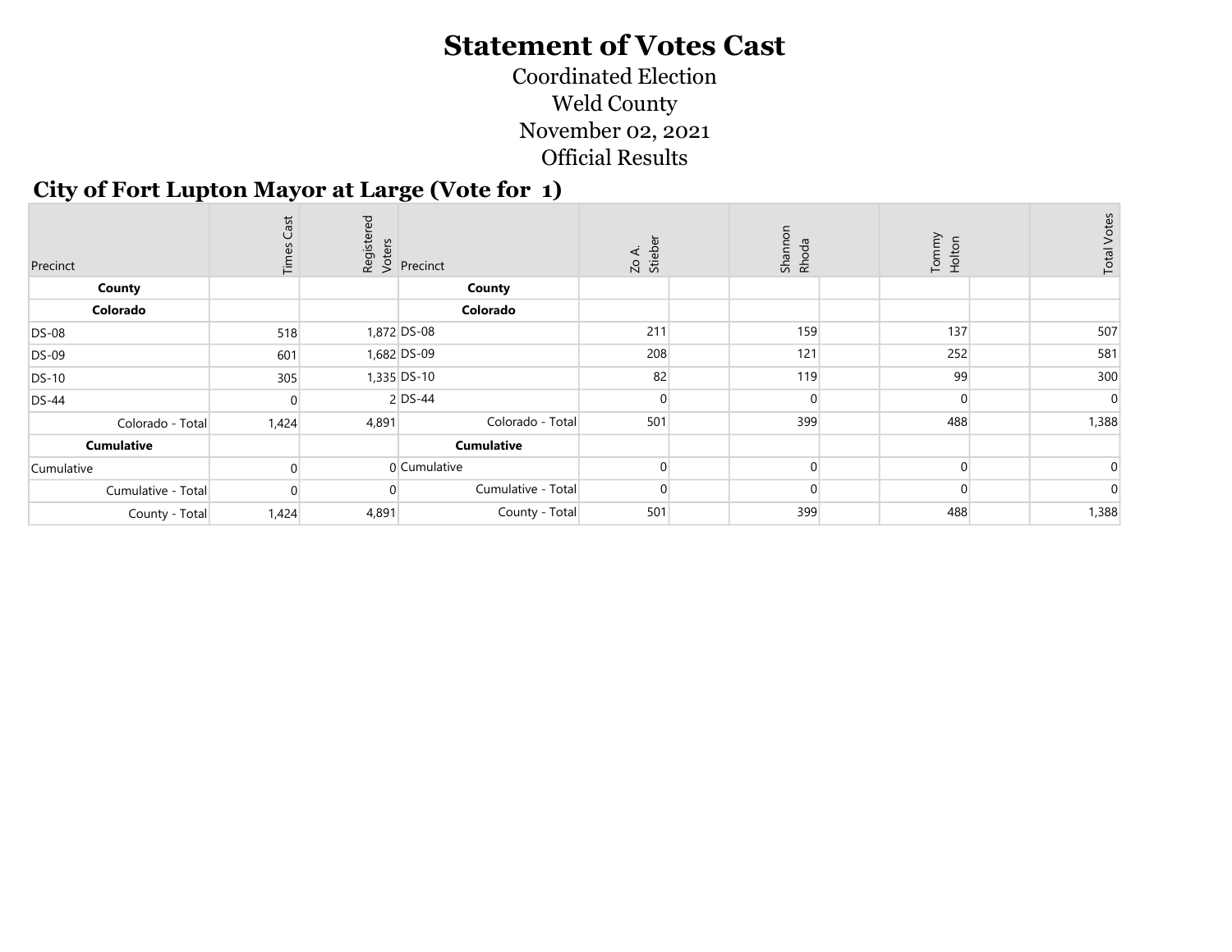# Statement of Votes Cast

Coordinated Election
Weld County
November 02, 2021
Official Results

## City of Fort Lupton Mayor at Large (Vote for 1)

| Precinct | Times Cast | Registered Voters | Precinct | Zo A. Stieber | | Shannon Rhoda | | Tommy Holton | | Total Votes |
|---|---|---|---|---|---|---|---|---|---|---|
| **County** | | | **County** | | | | | | | |
| **Colorado** | | | **Colorado** | | | | | | | |
| DS-08 | 518 | 1,872 | DS-08 | 211 | | 159 | | 137 | | 507 |
| DS-09 | 601 | 1,682 | DS-09 | 208 | | 121 | | 252 | | 581 |
| DS-10 | 305 | 1,335 | DS-10 | 82 | | 119 | | 99 | | 300 |
| DS-44 | 0 | 2 | DS-44 | 0 | | 0 | | 0 | | 0 |
| Colorado - Total | 1,424 | 4,891 | Colorado - Total | 501 | | 399 | | 488 | | 1,388 |
| **Cumulative** | | | **Cumulative** | | | | | | | |
| Cumulative | 0 | 0 | Cumulative | 0 | | 0 | | 0 | | 0 |
| Cumulative - Total | 0 | 0 | Cumulative - Total | 0 | | 0 | | 0 | | 0 |
| County - Total | 1,424 | 4,891 | County - Total | 501 | | 399 | | 488 | | 1,388 |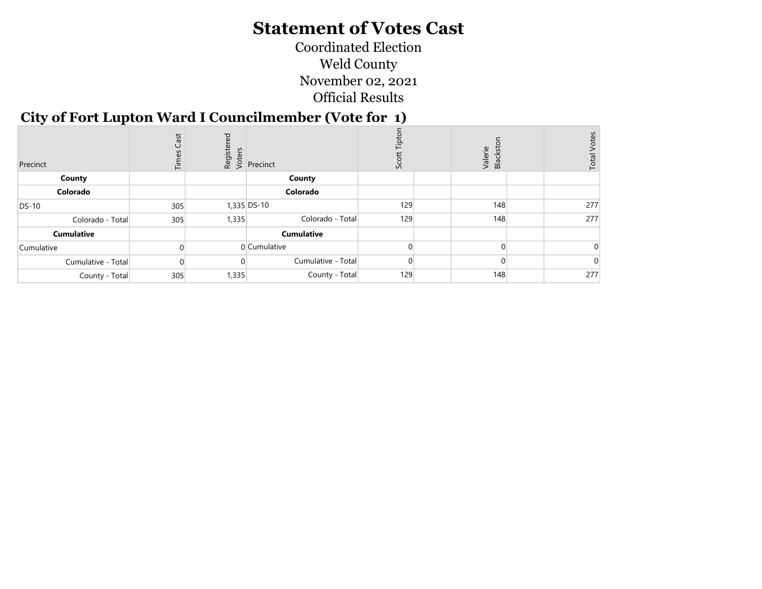# Statement of Votes Cast

Coordinated Election

Weld County

November 02, 2021

Official Results

## City of Fort Lupton Ward I Councilmember (Vote for 1)

| Precinct | Times Cast | Registered Voters | Precinct | Scott Tipton | | Valerie Blackston | | Total Votes |
|---|---|---|---|---|---|---|---|---|
| **County** | | | **County** | | | | | |
| **Colorado** | | | **Colorado** | | | | | |
| DS-10 | 305 | 1,335 | DS-10 | 129 | | 148 | | 277 |
| Colorado - Total | 305 | 1,335 | Colorado - Total | 129 | | 148 | | 277 |
| **Cumulative** | | | **Cumulative** | | | | | |
| Cumulative | 0 | 0 | Cumulative | 0 | | 0 | | 0 |
| Cumulative - Total | 0 | 0 | Cumulative - Total | 0 | | 0 | | 0 |
| County - Total | 305 | 1,335 | County - Total | 129 | | 148 | | 277 |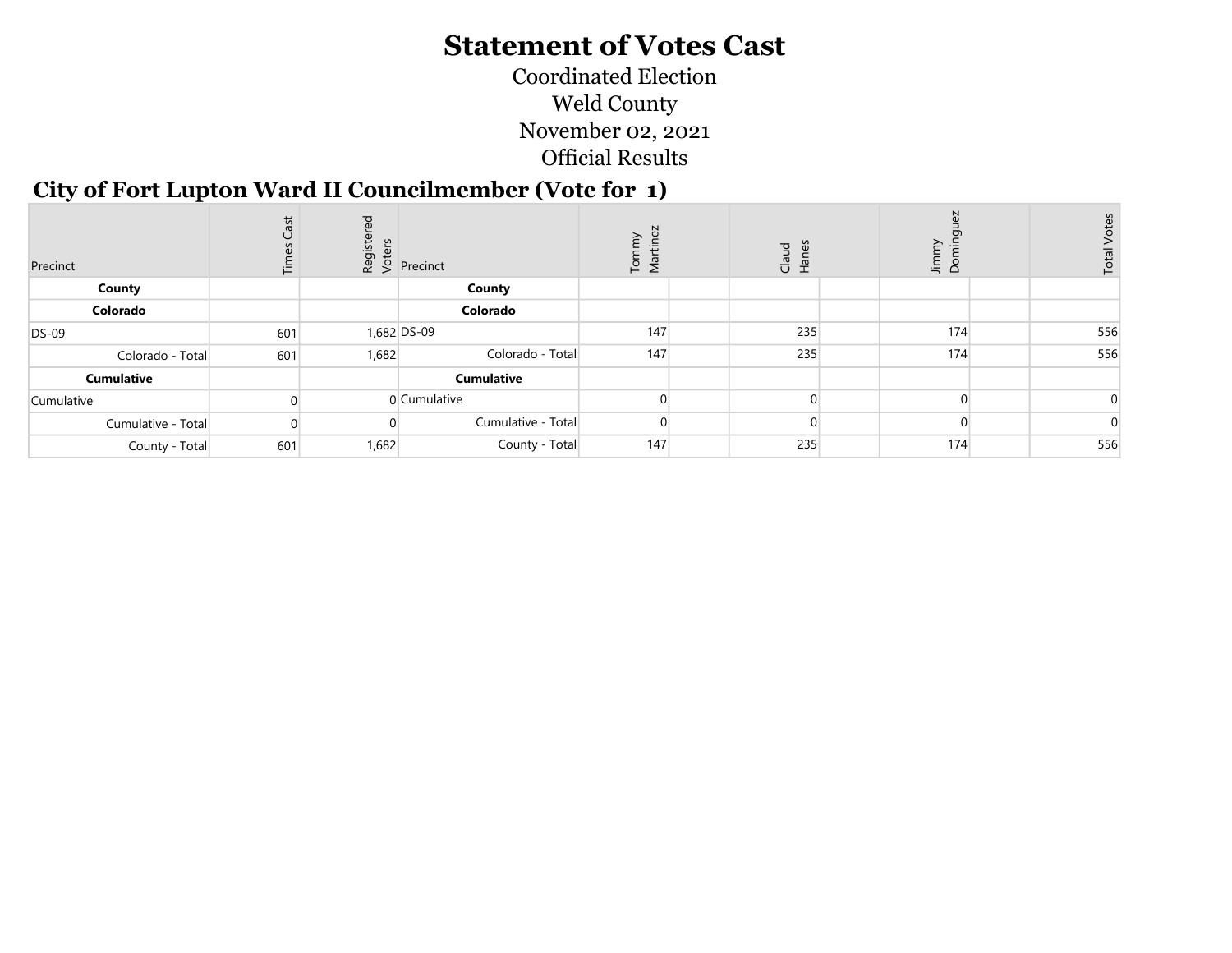# Statement of Votes Cast

Coordinated Election
Weld County
November 02, 2021
Official Results

## City of Fort Lupton Ward II Councilmember (Vote for 1)

| Precinct | Times Cast | Registered Voters | Precinct | Tommy Martinez | | Claud Hanes | | Jimmy Dominguez | | Total Votes |
|---|---|---|---|---|---|---|---|---|---|---|
| **County** | | | **County** | | | | | | | |
| **Colorado** | | | **Colorado** | | | | | | | |
| DS-09 | 601 | 1,682 | DS-09 | 147 | | 235 | | 174 | | 556 |
| Colorado - Total | 601 | 1,682 | Colorado - Total | 147 | | 235 | | 174 | | 556 |
| **Cumulative** | | | **Cumulative** | | | | | | | |
| Cumulative | 0 | 0 | Cumulative | 0 | | 0 | | 0 | | 0 |
| Cumulative - Total | 0 | 0 | Cumulative - Total | 0 | | 0 | | 0 | | 0 |
| County - Total | 601 | 1,682 | County - Total | 147 | | 235 | | 174 | | 556 |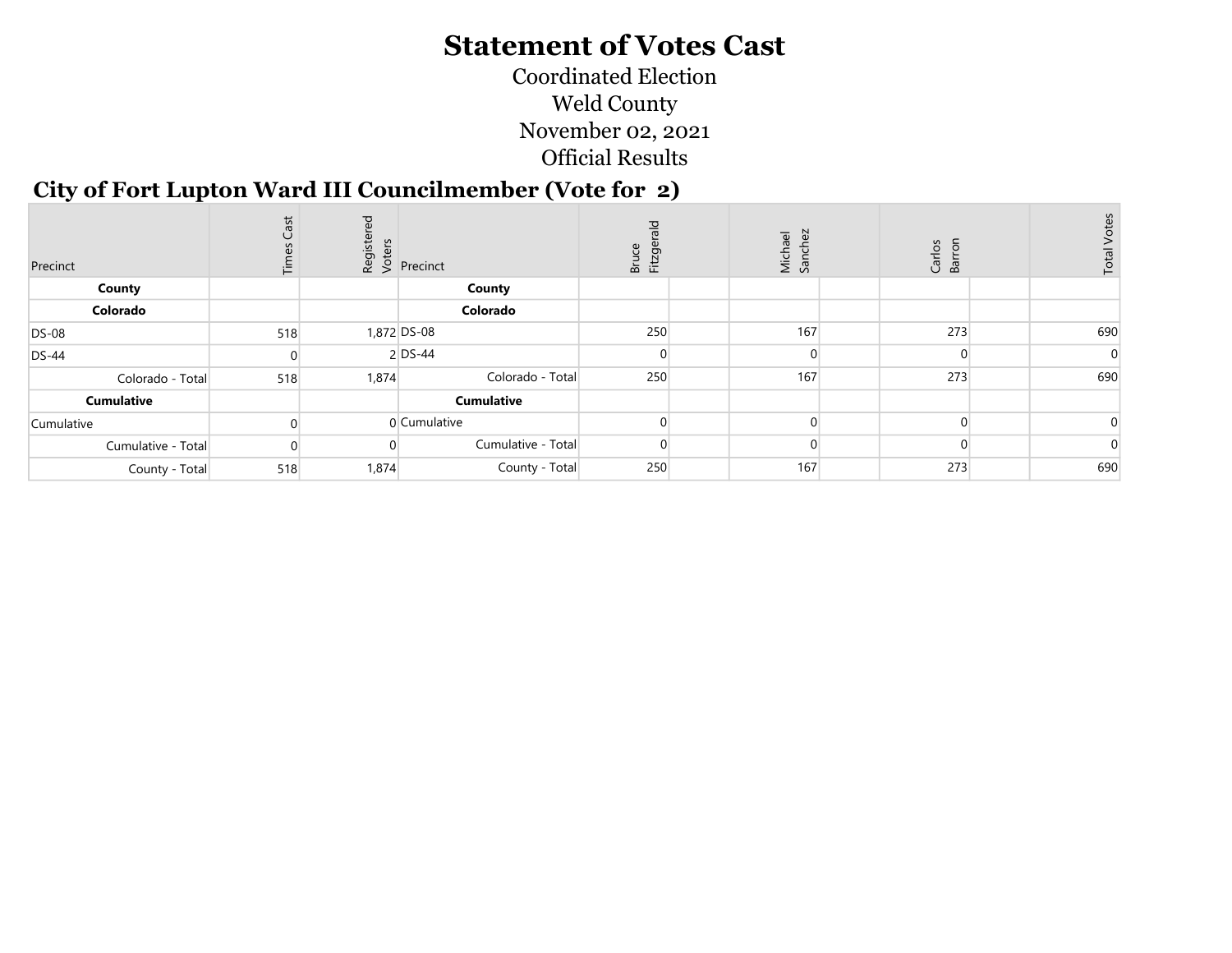# Statement of Votes Cast

Coordinated Election
Weld County
November 02, 2021
Official Results

## City of Fort Lupton Ward III Councilmember (Vote for 2)

| Precinct | Times Cast | Registered Voters | Precinct | Bruce Fitzgerald | | Michael Sanchez | | Carlos Barron | | Total Votes |
|---|---|---|---|---|---|---|---|---|---|---|
| **County** | | | **County** | | | | | | | |
| **Colorado** | | | **Colorado** | | | | | | | |
| DS-08 | 518 | 1,872 | DS-08 | 250 | | 167 | | 273 | | 690 |
| DS-44 | 0 | 2 | DS-44 | 0 | | 0 | | 0 | | 0 |
| Colorado - Total | 518 | 1,874 | Colorado - Total | 250 | | 167 | | 273 | | 690 |
| **Cumulative** | | | **Cumulative** | | | | | | | |
| Cumulative | 0 | 0 | Cumulative | 0 | | 0 | | 0 | | 0 |
| Cumulative - Total | 0 | 0 | Cumulative - Total | 0 | | 0 | | 0 | | 0 |
| County - Total | 518 | 1,874 | County - Total | 250 | | 167 | | 273 | | 690 |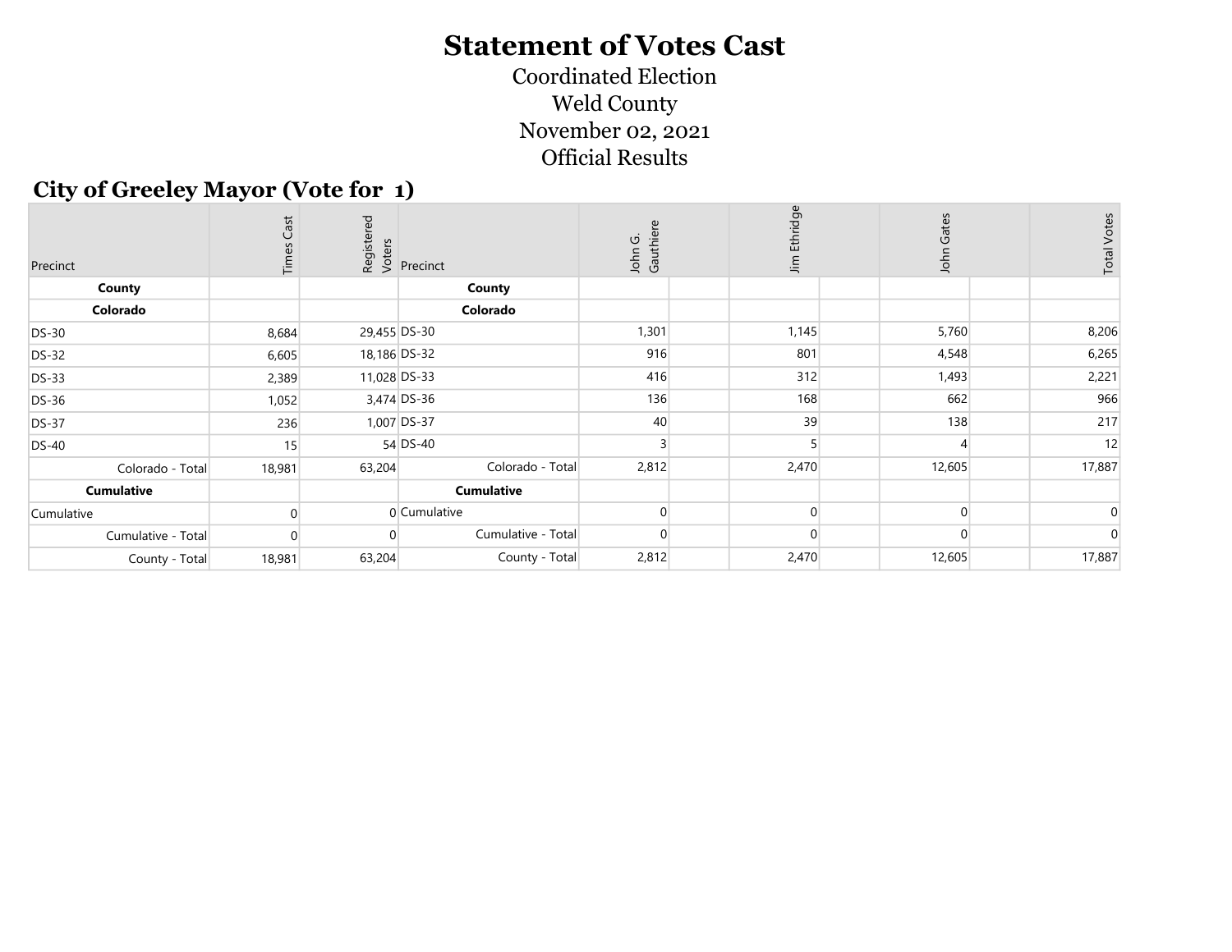# Statement of Votes Cast

Coordinated Election
Weld County
November 02, 2021
Official Results

## City of Greeley Mayor (Vote for 1)

| Precinct | Times Cast | Registered Voters | Precinct | John G. Gauthiere | Jim Ethridge | John Gates | Total Votes |
|---|---|---|---|---|---|---|---|
| **County** | | | **County** | | | | |
| **Colorado** | | | **Colorado** | | | | |
| DS-30 | 8,684 | 29,455 | DS-30 | 1,301 | 1,145 | 5,760 | 8,206 |
| DS-32 | 6,605 | 18,186 | DS-32 | 916 | 801 | 4,548 | 6,265 |
| DS-33 | 2,389 | 11,028 | DS-33 | 416 | 312 | 1,493 | 2,221 |
| DS-36 | 1,052 | 3,474 | DS-36 | 136 | 168 | 662 | 966 |
| DS-37 | 236 | 1,007 | DS-37 | 40 | 39 | 138 | 217 |
| DS-40 | 15 | 54 | DS-40 | 3 | 5 | 4 | 12 |
| Colorado - Total | 18,981 | 63,204 | Colorado - Total | 2,812 | 2,470 | 12,605 | 17,887 |
| **Cumulative** | | | **Cumulative** | | | | |
| Cumulative | 0 | 0 | Cumulative | 0 | 0 | 0 | 0 |
| Cumulative - Total | 0 | 0 | Cumulative - Total | 0 | 0 | 0 | 0 |
| County - Total | 18,981 | 63,204 | County - Total | 2,812 | 2,470 | 12,605 | 17,887 |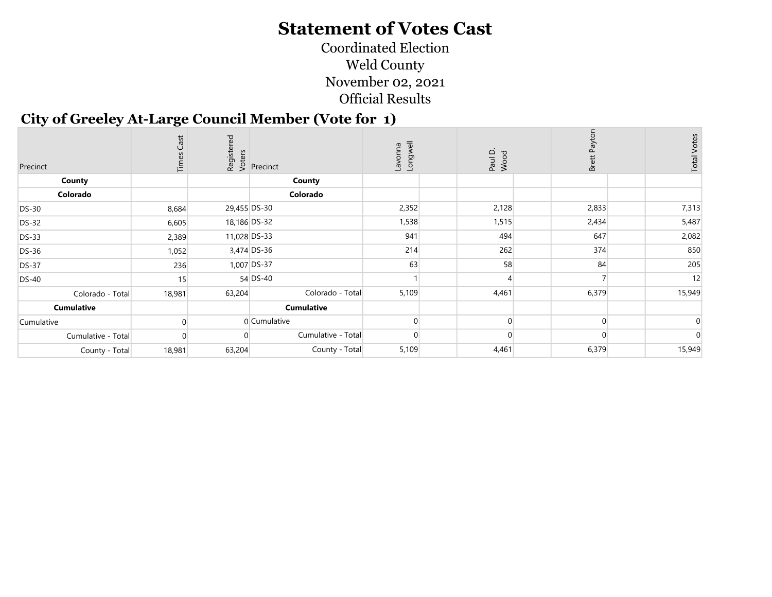# Statement of Votes Cast

Coordinated Election

Weld County

November 02, 2021

Official Results

## City of Greeley At-Large Council Member (Vote for 1)

| Precinct | Times Cast | Registered Voters | Precinct | Lavonna Longwell | Paul D. Wood | Brett Payton | Total Votes |
|---|---|---|---|---|---|---|---|
| **County** | | | **County** | | | | |
| **Colorado** | | | **Colorado** | | | | |
| DS-30 | 8,684 | 29,455 | DS-30 | 2,352 | 2,128 | 2,833 | 7,313 |
| DS-32 | 6,605 | 18,186 | DS-32 | 1,538 | 1,515 | 2,434 | 5,487 |
| DS-33 | 2,389 | 11,028 | DS-33 | 941 | 494 | 647 | 2,082 |
| DS-36 | 1,052 | 3,474 | DS-36 | 214 | 262 | 374 | 850 |
| DS-37 | 236 | 1,007 | DS-37 | 63 | 58 | 84 | 205 |
| DS-40 | 15 | 54 | DS-40 | 1 | 4 | 7 | 12 |
| Colorado - Total | 18,981 | 63,204 | Colorado - Total | 5,109 | 4,461 | 6,379 | 15,949 |
| **Cumulative** | | | **Cumulative** | | | | |
| Cumulative | 0 | 0 | Cumulative | 0 | 0 | 0 | 0 |
| Cumulative - Total | 0 | 0 | Cumulative - Total | 0 | 0 | 0 | 0 |
| County - Total | 18,981 | 63,204 | County - Total | 5,109 | 4,461 | 6,379 | 15,949 |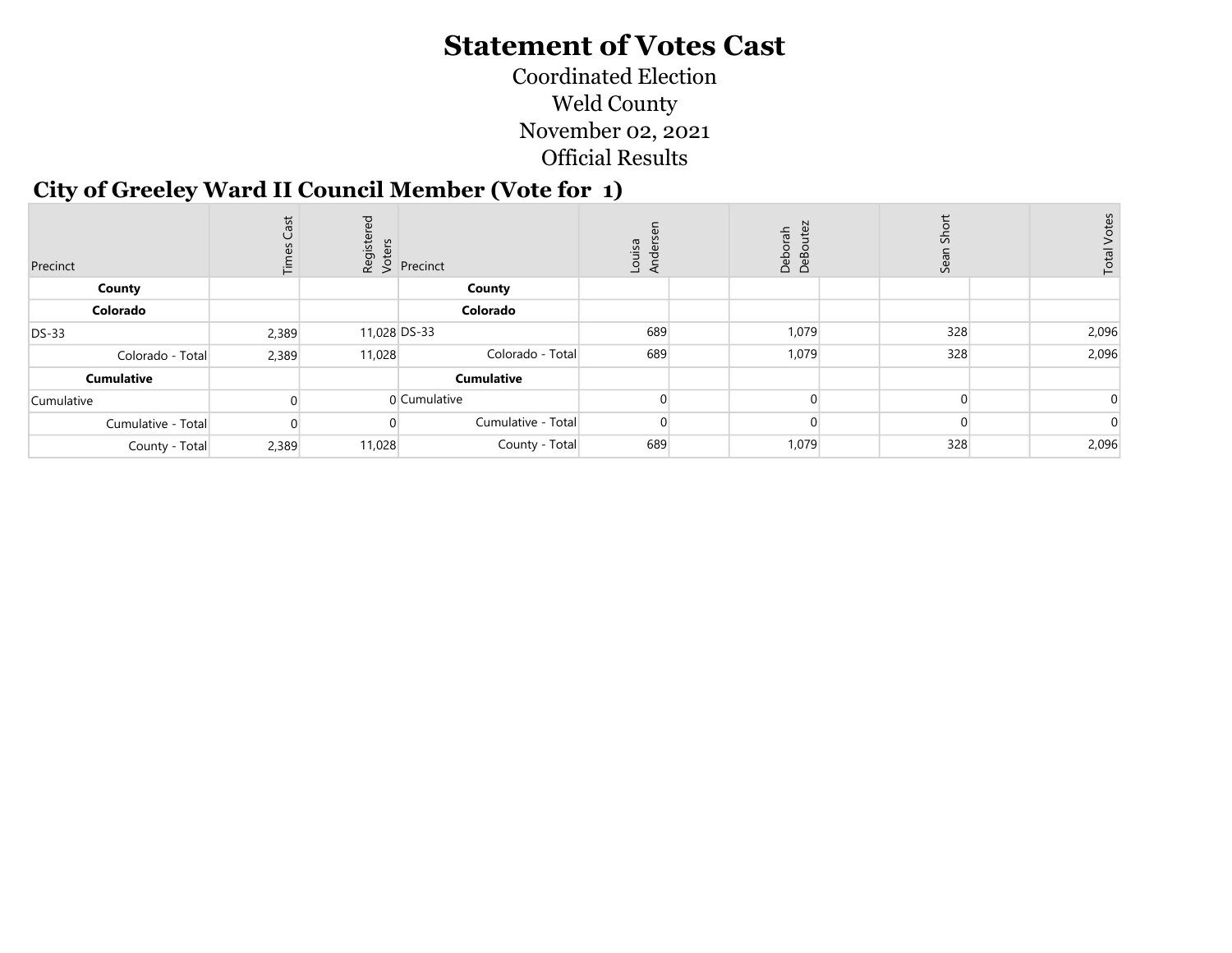# Statement of Votes Cast

Coordinated Election

Weld County

November 02, 2021

Official Results

## City of Greeley Ward II Council Member (Vote for 1)

| Precinct | Times Cast | Registered Voters | Precinct | Louisa Andersen | | Deborah DeBoutez | | Sean Short | | Total Votes |
|---|---|---|---|---|---|---|---|---|---|---|
| **County** | | | **County** | | | | | | | |
| **Colorado** | | | **Colorado** | | | | | | | |
| DS-33 | 2,389 | 11,028 | DS-33 | 689 | | 1,079 | | 328 | | 2,096 |
| Colorado - Total | 2,389 | 11,028 | Colorado - Total | 689 | | 1,079 | | 328 | | 2,096 |
| **Cumulative** | | | **Cumulative** | | | | | | | |
| Cumulative | 0 | 0 | Cumulative | 0 | | 0 | | 0 | | 0 |
| Cumulative - Total | 0 | 0 | Cumulative - Total | 0 | | 0 | | 0 | | 0 |
| County - Total | 2,389 | 11,028 | County - Total | 689 | | 1,079 | | 328 | | 2,096 |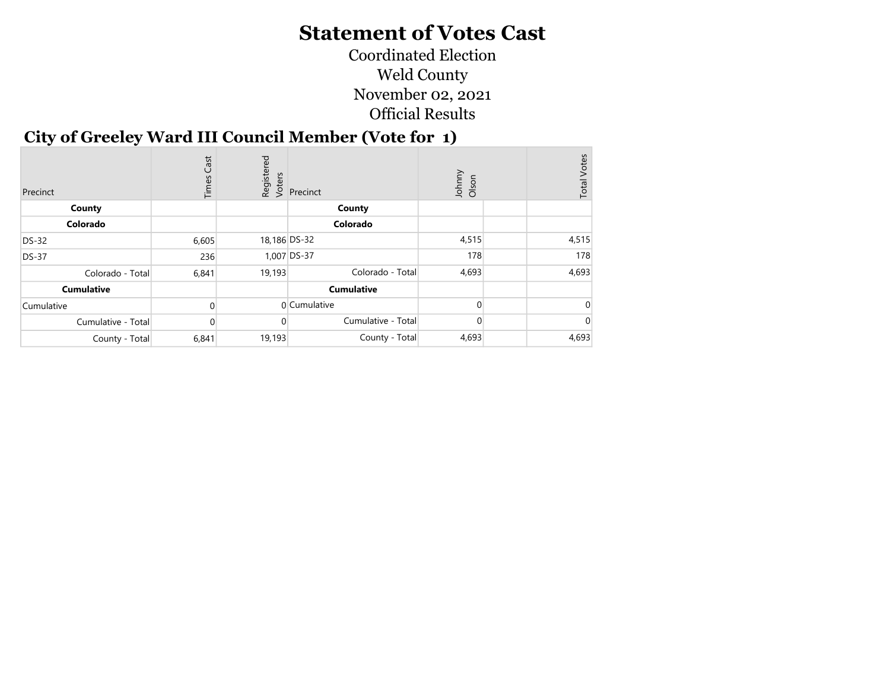# Statement of Votes Cast

Coordinated Election

Weld County

November 02, 2021

Official Results

## City of Greeley Ward III Council Member (Vote for 1)

| Precinct | Times Cast | Registered Voters | Precinct | Johnny Olson | | Total Votes |
|---|---|---|---|---|---|---|
| **County** | | | **County** | | | |
| **Colorado** | | | **Colorado** | | | |
| DS-32 | 6,605 | 18,186 | DS-32 | 4,515 | | 4,515 |
| DS-37 | 236 | 1,007 | DS-37 | 178 | | 178 |
| Colorado - Total | 6,841 | 19,193 | Colorado - Total | 4,693 | | 4,693 |
| **Cumulative** | | | **Cumulative** | | | |
| Cumulative | 0 | 0 | Cumulative | 0 | | 0 |
| Cumulative - Total | 0 | 0 | Cumulative - Total | 0 | | 0 |
| County - Total | 6,841 | 19,193 | County - Total | 4,693 | | 4,693 |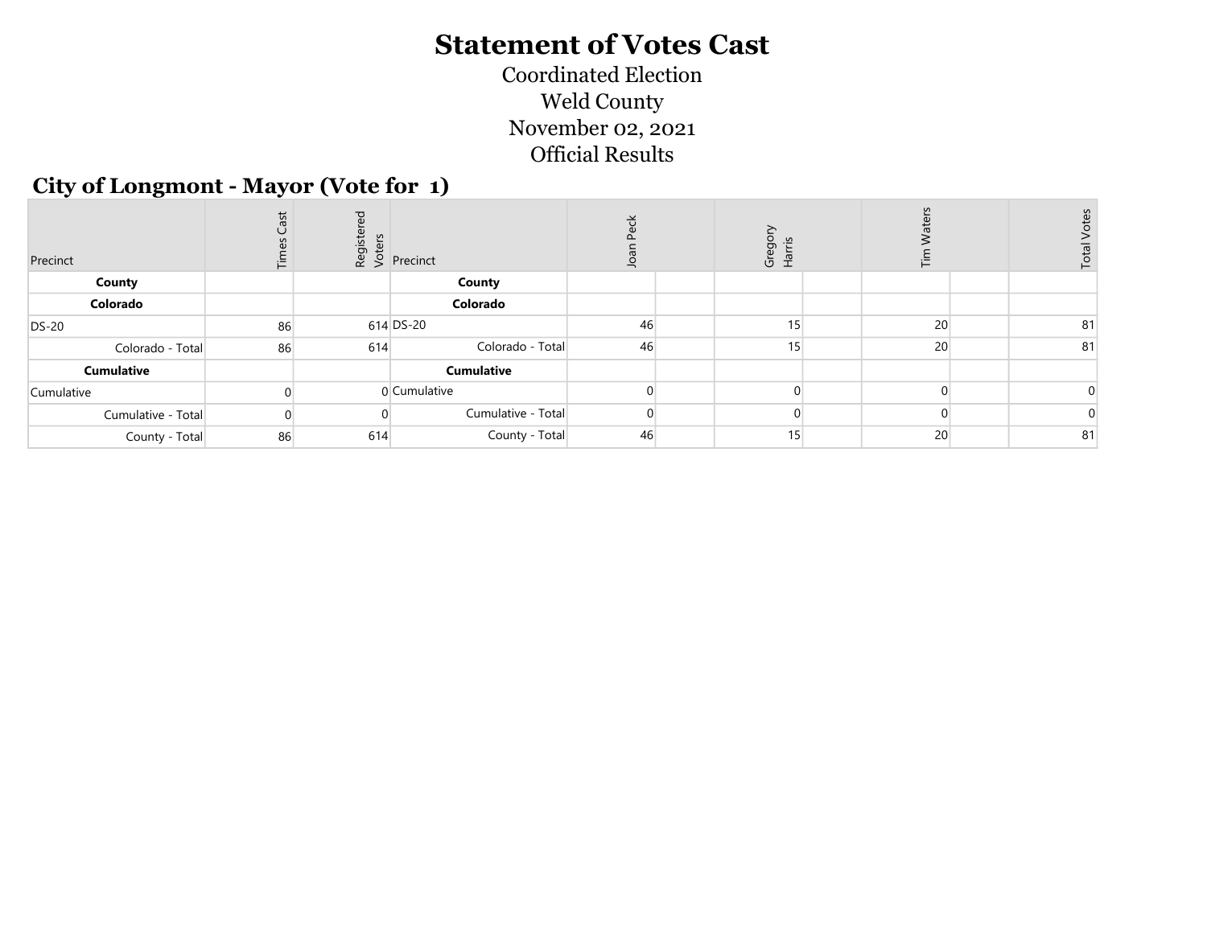# Statement of Votes Cast

Coordinated Election
Weld County
November 02, 2021
Official Results

## City of Longmont - Mayor (Vote for 1)

| Precinct | Times Cast | Registered Voters | Precinct | Joan Peck | Gregory Harris | Tim Waters | Total Votes |
|---|---|---|---|---|---|---|---|
| **County** | | | **County** | | | | |
| **Colorado** | | | **Colorado** | | | | |
| DS-20 | 86 | 614 | DS-20 | 46 | 15 | 20 | 81 |
| Colorado - Total | 86 | 614 | Colorado - Total | 46 | 15 | 20 | 81 |
| **Cumulative** | | | **Cumulative** | | | | |
| Cumulative | 0 | 0 | Cumulative | 0 | 0 | 0 | 0 |
| Cumulative - Total | 0 | 0 | Cumulative - Total | 0 | 0 | 0 | 0 |
| County - Total | 86 | 614 | County - Total | 46 | 15 | 20 | 81 |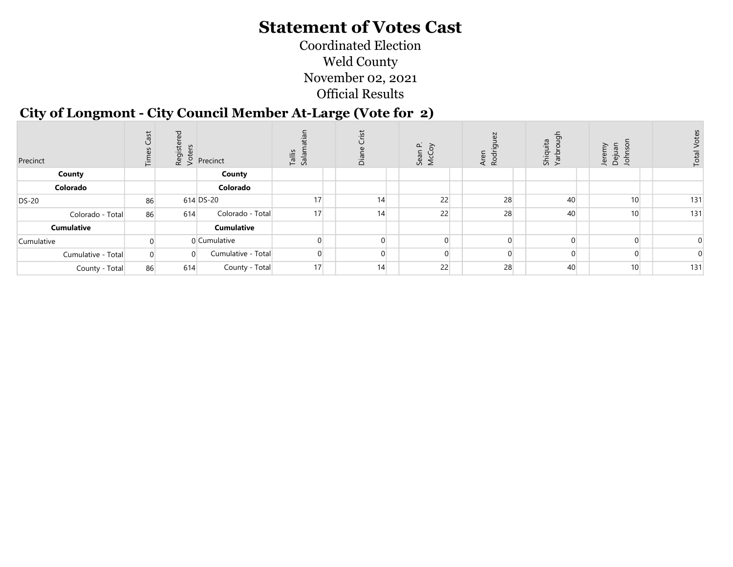# Statement of Votes Cast

Coordinated Election

Weld County

November 02, 2021

Official Results

## City of Longmont - City Council Member At-Large (Vote for 2)

| Precinct | Times Cast | Registered Voters | Precinct | Tallis Salamatian | Diane Crist | Sean P. McCoy | Aren Rodriguez | Shiquita Yarbrough | Jeremy Dejuan Johnson | Total Votes |
|---|---|---|---|---|---|---|---|---|---|---|
| **County** | | | **County** | | | | | | | |
| **Colorado** | | | **Colorado** | | | | | | | |
| DS-20 | 86 | 614 | DS-20 | 17 | 14 | 22 | 28 | 40 | 10 | 131 |
| Colorado - Total | 86 | 614 | Colorado - Total | 17 | 14 | 22 | 28 | 40 | 10 | 131 |
| **Cumulative** | | | **Cumulative** | | | | | | | |
| Cumulative | 0 | 0 | Cumulative | 0 | 0 | 0 | 0 | 0 | 0 | 0 |
| Cumulative - Total | 0 | 0 | Cumulative - Total | 0 | 0 | 0 | 0 | 0 | 0 | 0 |
| County - Total | 86 | 614 | County - Total | 17 | 14 | 22 | 28 | 40 | 10 | 131 |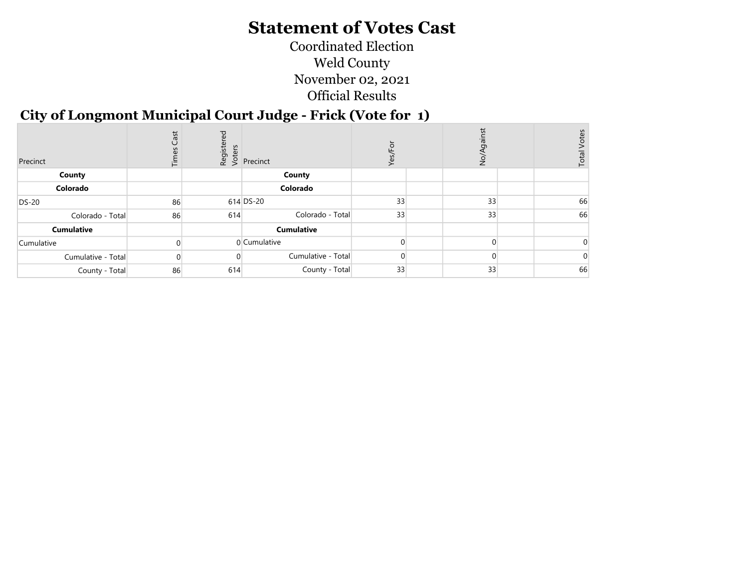# Statement of Votes Cast

Coordinated Election
Weld County
November 02, 2021
Official Results

## City of Longmont Municipal Court Judge - Frick (Vote for 1)

| Precinct | Times Cast | Registered Voters | Precinct | Yes/For | | No/Against | | Total Votes |
|---|---|---|---|---|---|---|---|---|
| **County** | | | **County** | | | | | |
| **Colorado** | | | **Colorado** | | | | | |
| DS-20 | 86 | 614 | DS-20 | 33 | | 33 | | 66 |
| Colorado - Total | 86 | 614 | Colorado - Total | 33 | | 33 | | 66 |
| **Cumulative** | | | **Cumulative** | | | | | |
| Cumulative | 0 | 0 | Cumulative | 0 | | 0 | | 0 |
| Cumulative - Total | 0 | 0 | Cumulative - Total | 0 | | 0 | | 0 |
| County - Total | 86 | 614 | County - Total | 33 | | 33 | | 66 |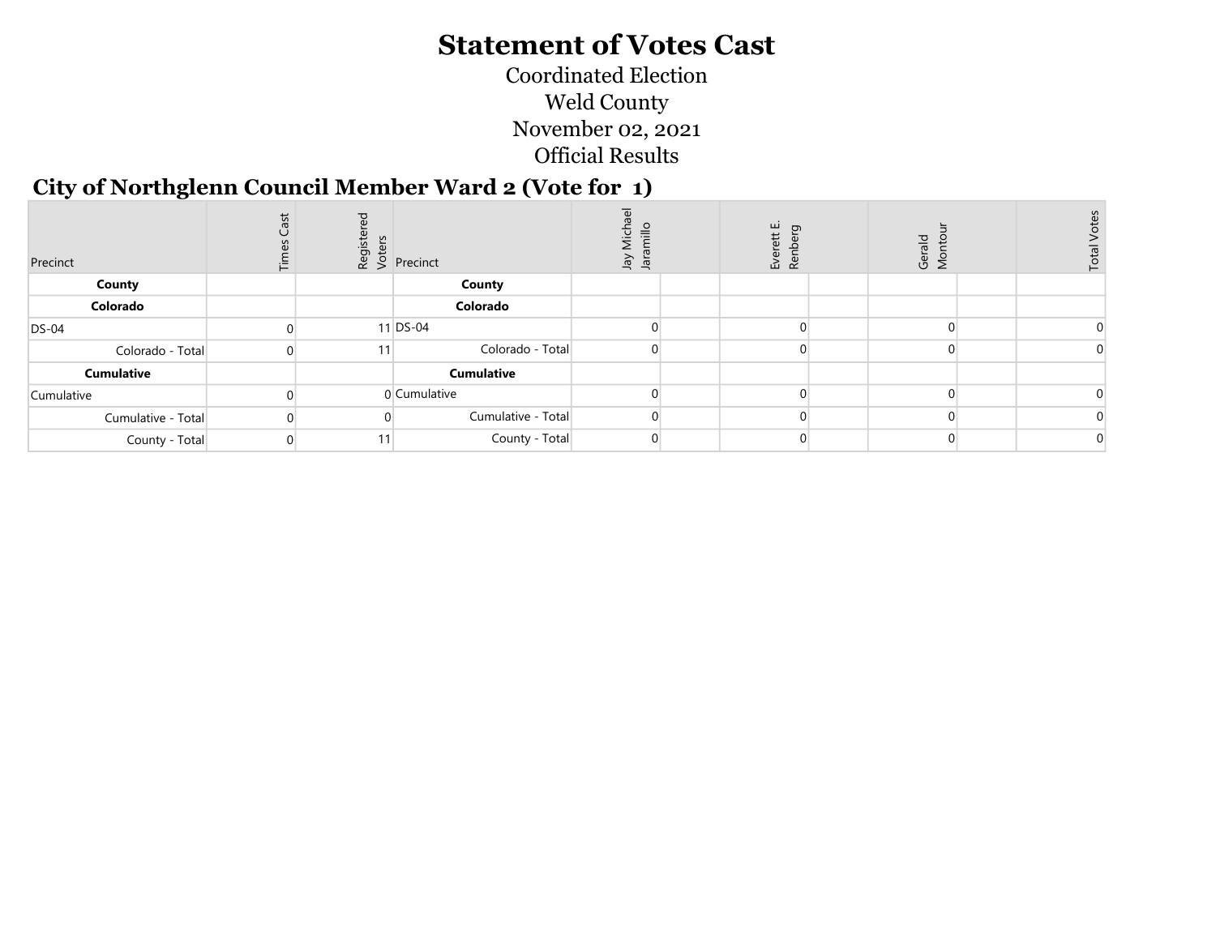# Statement of Votes Cast

Coordinated Election

Weld County

November 02, 2021

Official Results

## City of Northglenn Council Member Ward 2 (Vote for 1)

| Precinct | Times Cast | Registered Voters | Precinct | Jay Michael Jaramillo | | Everett E. Renberg | | Gerald Montour | | Total Votes |
|---|---|---|---|---|---|---|---|---|---|---|
| **County** | | | **County** | | | | | | | |
| **Colorado** | | | **Colorado** | | | | | | | |
| DS-04 | 0 | 11 | DS-04 | 0 | | 0 | | 0 | | 0 |
| Colorado - Total | 0 | 11 | Colorado - Total | 0 | | 0 | | 0 | | 0 |
| **Cumulative** | | | **Cumulative** | | | | | | | |
| Cumulative | 0 | 0 | Cumulative | 0 | | 0 | | 0 | | 0 |
| Cumulative - Total | 0 | 0 | Cumulative - Total | 0 | | 0 | | 0 | | 0 |
| County - Total | 0 | 11 | County - Total | 0 | | 0 | | 0 | | 0 |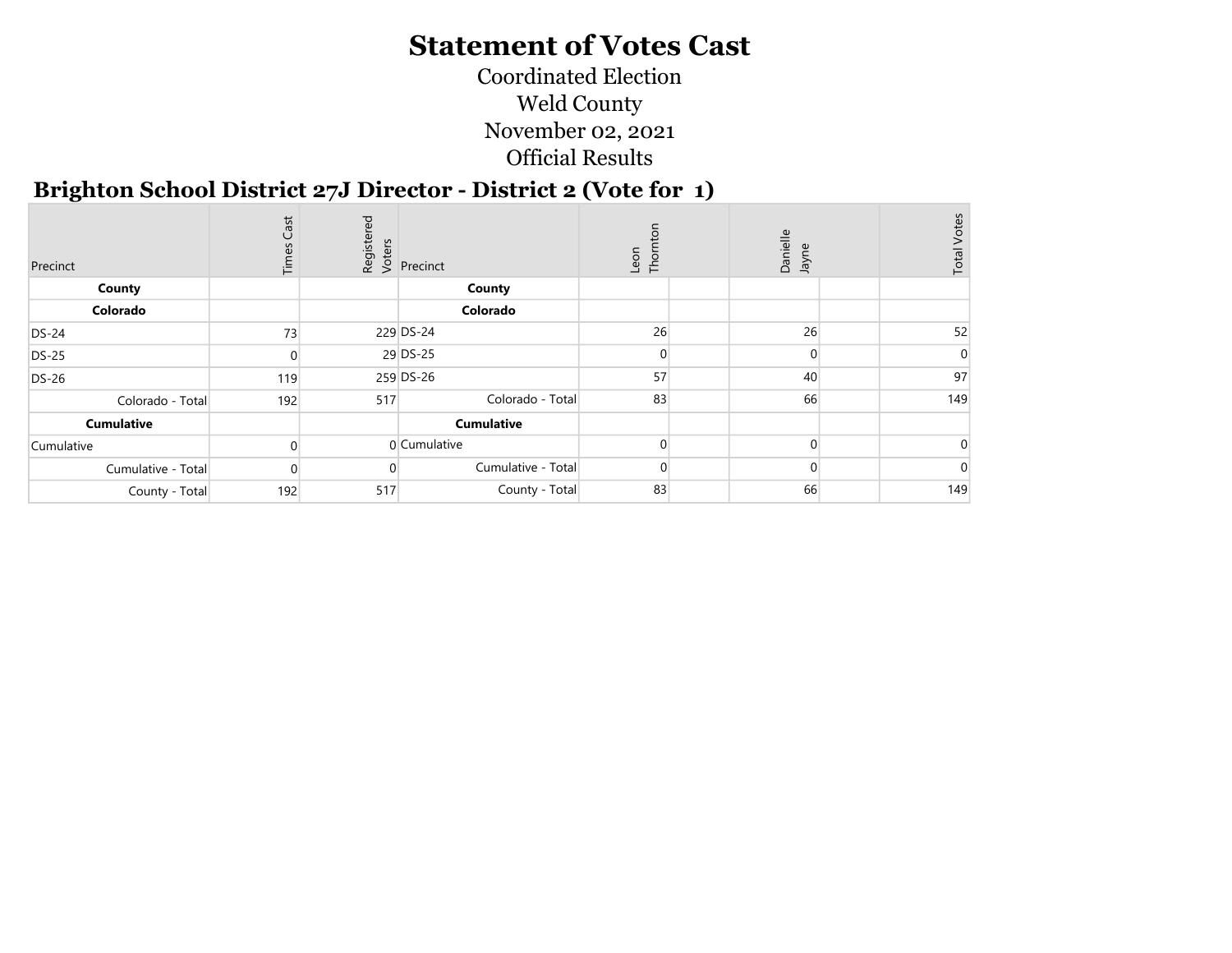# Statement of Votes Cast

Coordinated Election

Weld County

November 02, 2021

Official Results

## Brighton School District 27J Director - District 2 (Vote for 1)

| Precinct | Times Cast | Registered Voters | Precinct | Leon Thornton | | Danielle Jayne | | Total Votes |
|---|---|---|---|---|---|---|---|---|
| **County** | | | **County** | | | | | |
| **Colorado** | | | **Colorado** | | | | | |
| DS-24 | 73 | 229 | DS-24 | 26 | | 26 | | 52 |
| DS-25 | 0 | 29 | DS-25 | 0 | | 0 | | 0 |
| DS-26 | 119 | 259 | DS-26 | 57 | | 40 | | 97 |
| Colorado - Total | 192 | 517 | Colorado - Total | 83 | | 66 | | 149 |
| **Cumulative** | | | **Cumulative** | | | | | |
| Cumulative | 0 | 0 | Cumulative | 0 | | 0 | | 0 |
| Cumulative - Total | 0 | 0 | Cumulative - Total | 0 | | 0 | | 0 |
| County - Total | 192 | 517 | County - Total | 83 | | 66 | | 149 |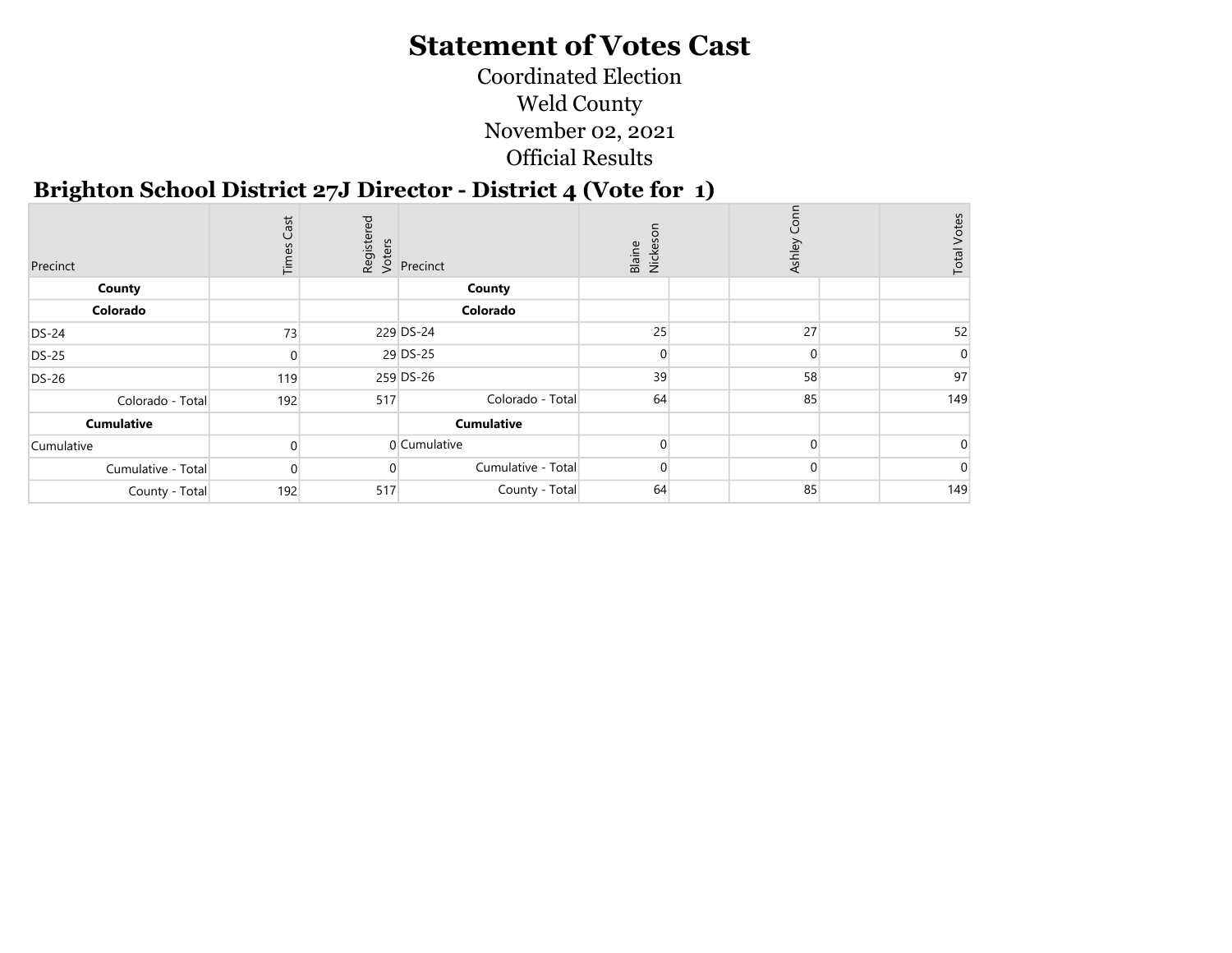# Statement of Votes Cast

Coordinated Election

Weld County

November 02, 2021

Official Results

## Brighton School District 27J Director - District 4 (Vote for 1)

| Precinct | Times Cast | Registered Voters | Precinct | Blaine Nickeson | | Ashley Conn | | Total Votes |
|---|---|---|---|---|---|---|---|---|
| **County** | | | **County** | | | | | |
| **Colorado** | | | **Colorado** | | | | | |
| DS-24 | 73 | 229 | DS-24 | 25 | | 27 | | 52 |
| DS-25 | 0 | 29 | DS-25 | 0 | | 0 | | 0 |
| DS-26 | 119 | 259 | DS-26 | 39 | | 58 | | 97 |
| Colorado - Total | 192 | 517 | Colorado - Total | 64 | | 85 | | 149 |
| **Cumulative** | | | **Cumulative** | | | | | |
| Cumulative | 0 | 0 | Cumulative | 0 | | 0 | | 0 |
| Cumulative - Total | 0 | 0 | Cumulative - Total | 0 | | 0 | | 0 |
| County - Total | 192 | 517 | County - Total | 64 | | 85 | | 149 |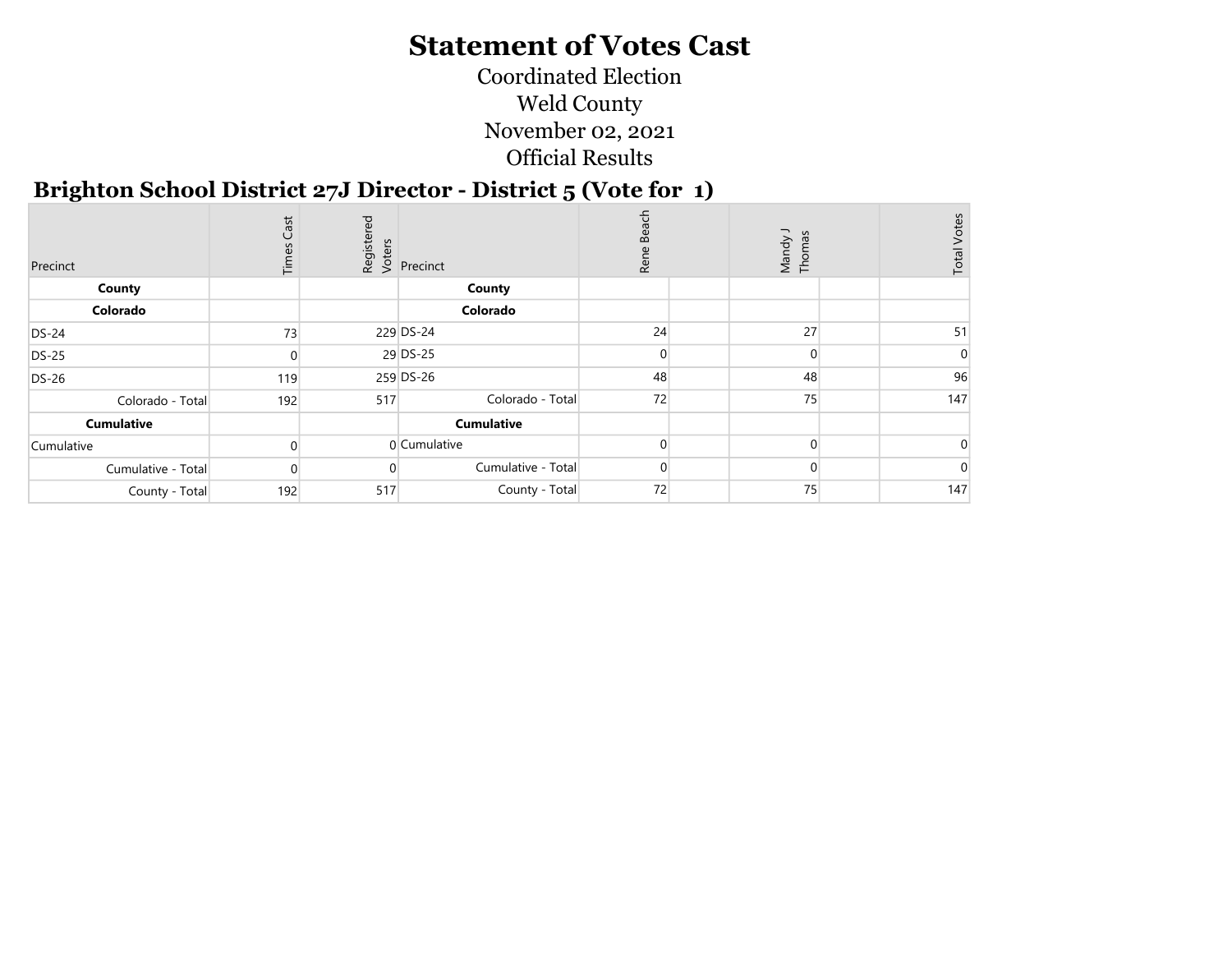# Statement of Votes Cast

Coordinated Election

Weld County

November 02, 2021

Official Results

## Brighton School District 27J Director - District 5 (Vote for 1)

| Precinct | Times Cast | Registered Voters | Precinct | Rene Beach | | Mandy J Thomas | | Total Votes |
|---|---|---|---|---|---|---|---|---|
| **County** | | | **County** | | | | | |
| **Colorado** | | | **Colorado** | | | | | |
| DS-24 | 73 | 229 | DS-24 | 24 | | 27 | | 51 |
| DS-25 | 0 | 29 | DS-25 | 0 | | 0 | | 0 |
| DS-26 | 119 | 259 | DS-26 | 48 | | 48 | | 96 |
| Colorado - Total | 192 | 517 | Colorado - Total | 72 | | 75 | | 147 |
| **Cumulative** | | | **Cumulative** | | | | | |
| Cumulative | 0 | 0 | Cumulative | 0 | | 0 | | 0 |
| Cumulative - Total | 0 | 0 | Cumulative - Total | 0 | | 0 | | 0 |
| County - Total | 192 | 517 | County - Total | 72 | | 75 | | 147 |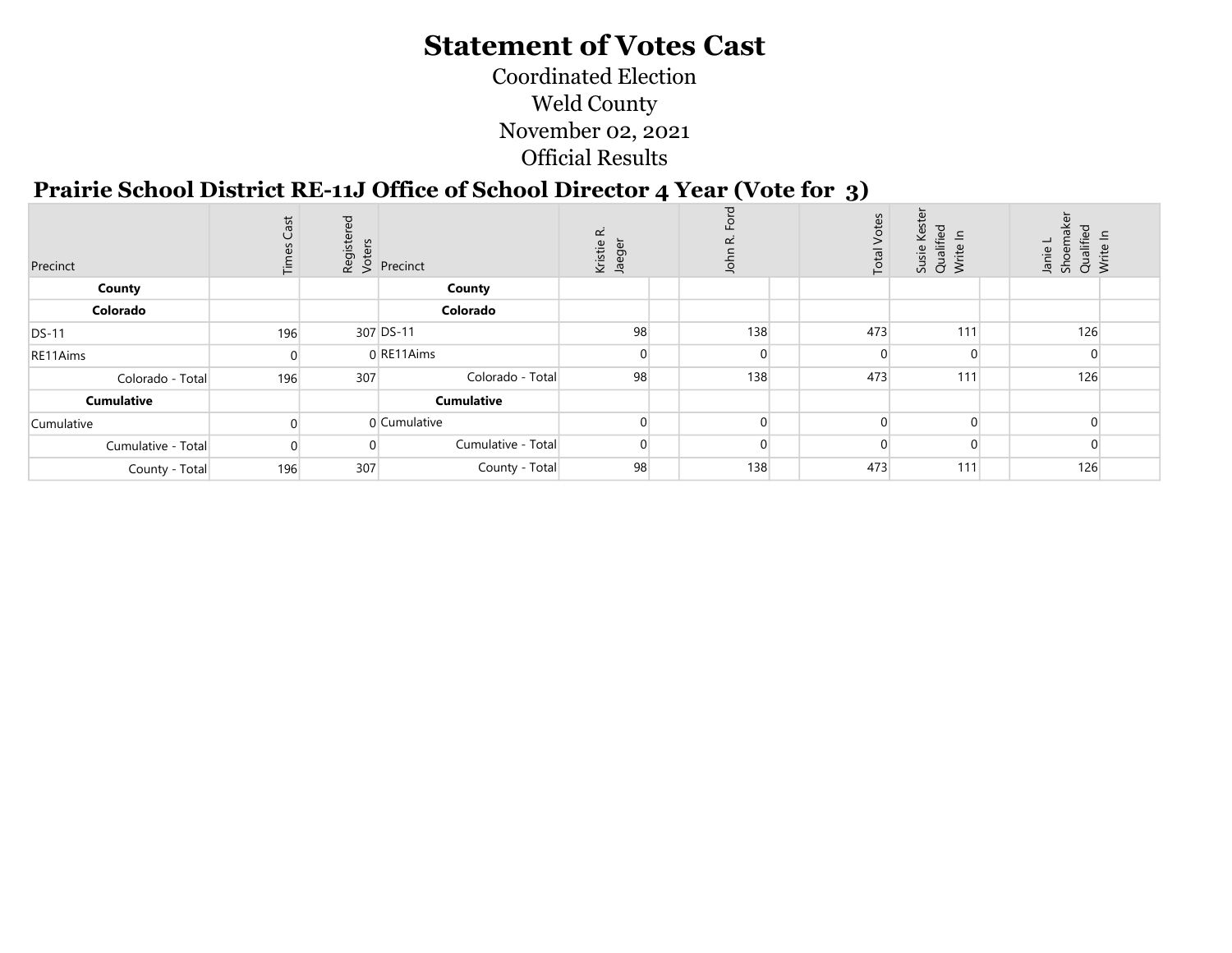# Statement of Votes Cast

Coordinated Election
Weld County
November 02, 2021
Official Results

## Prairie School District RE-11J Office of School Director 4 Year (Vote for 3)

| Precinct | Times Cast | Registered Voters | Precinct | Kristie R. Jaeger | | John R. Ford | | Total Votes | Susie Kester Qualified Write In | | Janie L Shoemaker Qualified Write In | |
|---|---|---|---|---|---|---|---|---|---|---|---|---|
| **County** | | | **County** | | | | | | | | | |
| **Colorado** | | | **Colorado** | | | | | | | | | |
| DS-11 | 196 | 307 | DS-11 | 98 | | 138 | | 473 | 111 | | 126 | |
| RE11Aims | 0 | 0 | RE11Aims | 0 | | 0 | | 0 | 0 | | 0 | |
| Colorado - Total | 196 | 307 | Colorado - Total | 98 | | 138 | | 473 | 111 | | 126 | |
| **Cumulative** | | | **Cumulative** | | | | | | | | | |
| Cumulative | 0 | 0 | Cumulative | 0 | | 0 | | 0 | 0 | | 0 | |
| Cumulative - Total | 0 | 0 | Cumulative - Total | 0 | | 0 | | 0 | 0 | | 0 | |
| County - Total | 196 | 307 | County - Total | 98 | | 138 | | 473 | 111 | | 126 | |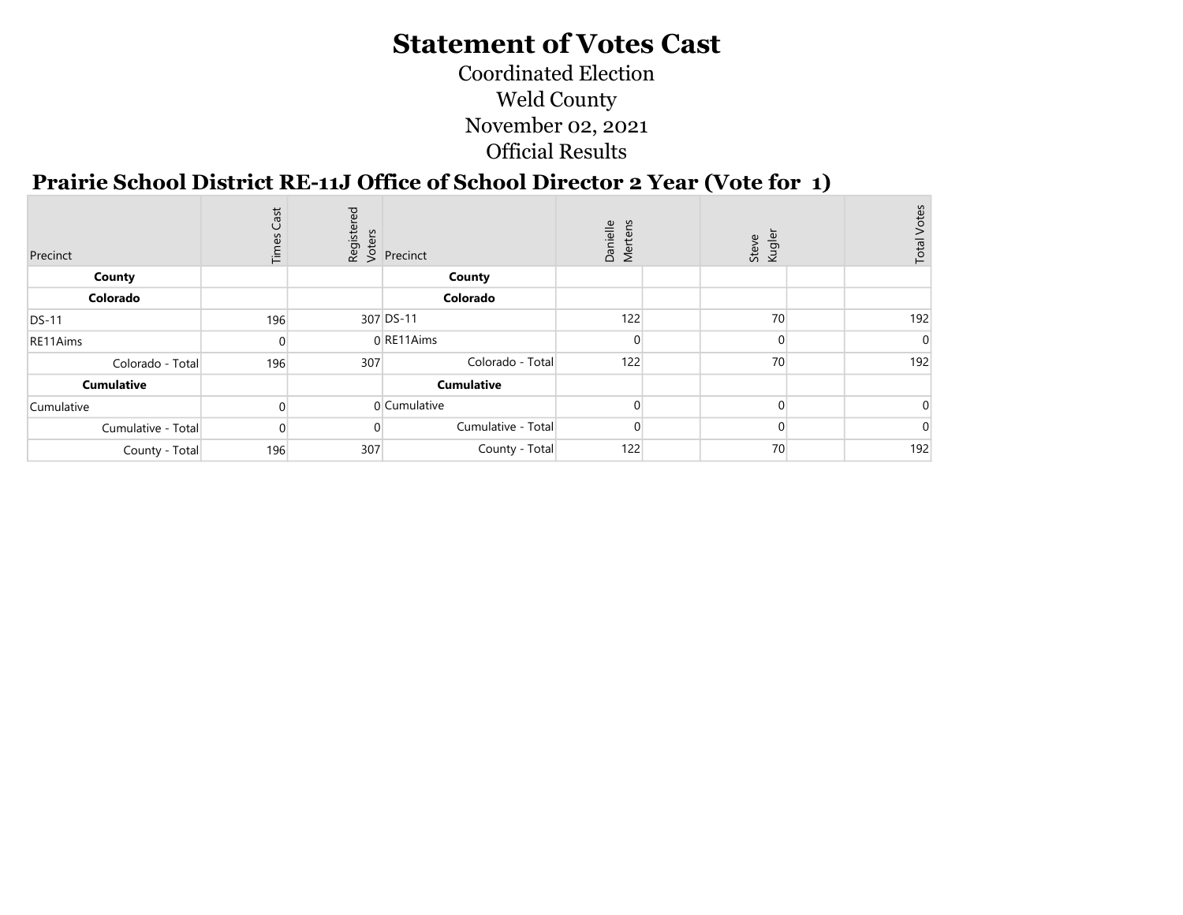# Statement of Votes Cast

Coordinated Election
Weld County
November 02, 2021
Official Results

## Prairie School District RE-11J Office of School Director 2 Year (Vote for 1)

| Precinct | Times Cast | Registered Voters | Precinct | Danielle Mertens | | Steve Kugler | | Total Votes |
|---|---|---|---|---|---|---|---|---|
| **County** | | | **County** | | | | | |
| **Colorado** | | | **Colorado** | | | | | |
| DS-11 | 196 | 307 | DS-11 | 122 | | 70 | | 192 |
| RE11Aims | 0 | 0 | RE11Aims | 0 | | 0 | | 0 |
| Colorado - Total | 196 | 307 | Colorado - Total | 122 | | 70 | | 192 |
| **Cumulative** | | | **Cumulative** | | | | | |
| Cumulative | 0 | 0 | Cumulative | 0 | | 0 | | 0 |
| Cumulative - Total | 0 | 0 | Cumulative - Total | 0 | | 0 | | 0 |
| County - Total | 196 | 307 | County - Total | 122 | | 70 | | 192 |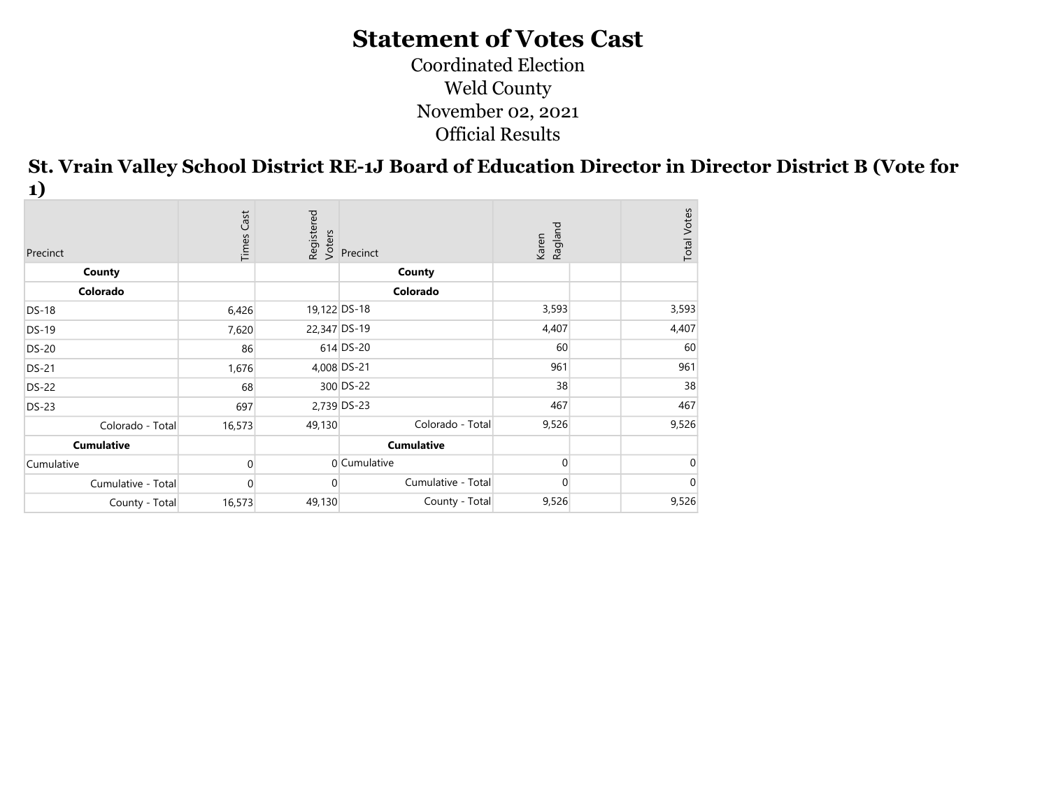# Statement of Votes Cast

Coordinated Election
Weld County
November 02, 2021
Official Results

## St. Vrain Valley School District RE-1J Board of Education Director in Director District B (Vote for 1)

| Precinct | Times Cast | Registered Voters | Precinct | Karen Ragland | | Total Votes |
|---|---|---|---|---|---|---|
| **County** | | | **County** | | | |
| **Colorado** | | | **Colorado** | | | |
| DS-18 | 6,426 | 19,122 | DS-18 | 3,593 | | 3,593 |
| DS-19 | 7,620 | 22,347 | DS-19 | 4,407 | | 4,407 |
| DS-20 | 86 | 614 | DS-20 | 60 | | 60 |
| DS-21 | 1,676 | 4,008 | DS-21 | 961 | | 961 |
| DS-22 | 68 | 300 | DS-22 | 38 | | 38 |
| DS-23 | 697 | 2,739 | DS-23 | 467 | | 467 |
| Colorado - Total | 16,573 | 49,130 | Colorado - Total | 9,526 | | 9,526 |
| **Cumulative** | | | **Cumulative** | | | |
| Cumulative | 0 | 0 | Cumulative | 0 | | 0 |
| Cumulative - Total | 0 | 0 | Cumulative - Total | 0 | | 0 |
| County - Total | 16,573 | 49,130 | County - Total | 9,526 | | 9,526 |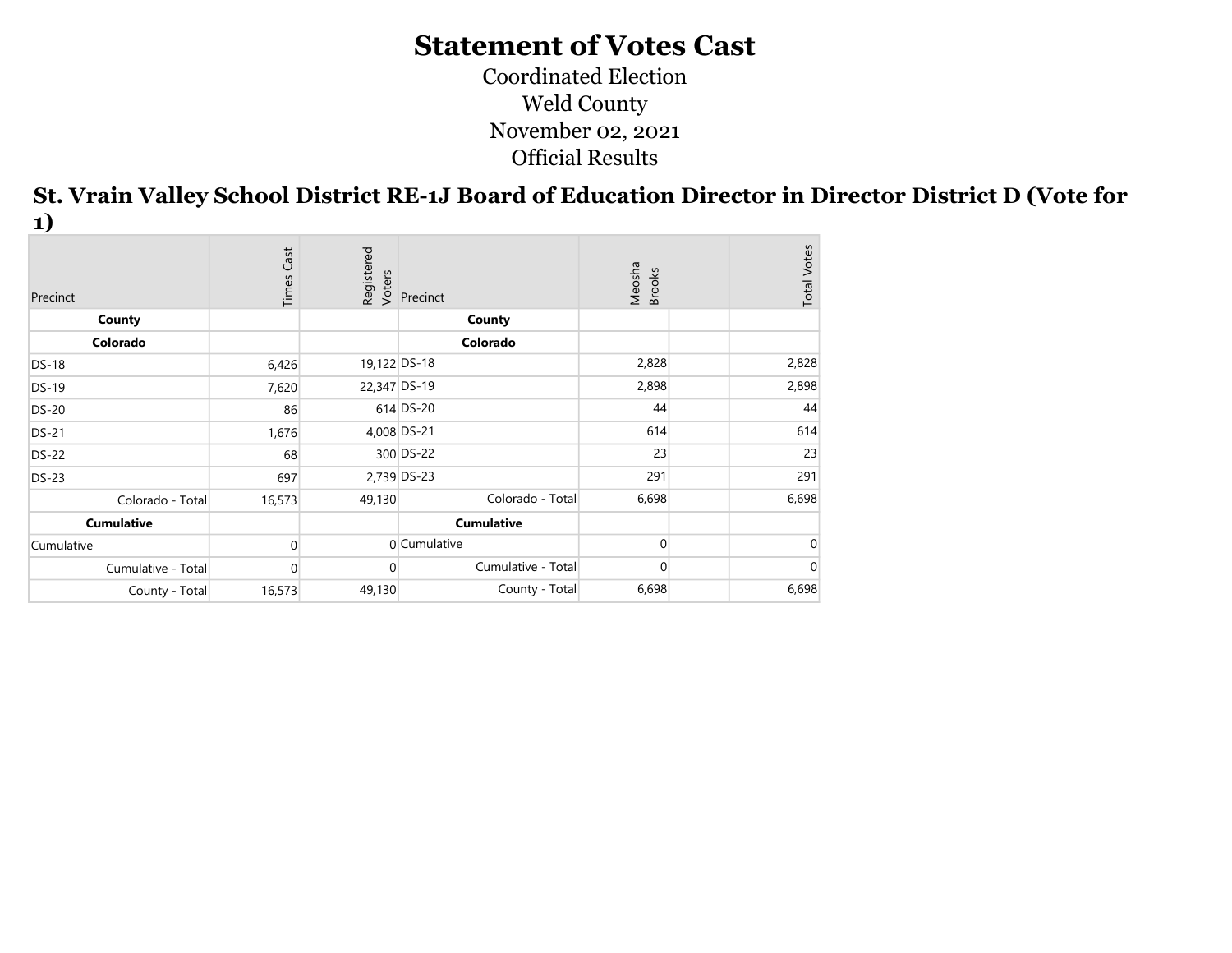# Statement of Votes Cast

Coordinated Election

Weld County

November 02, 2021

Official Results

## St. Vrain Valley School District RE-1J Board of Education Director in Director District D (Vote for 1)

| Precinct | Times Cast | Registered Voters | Precinct | Meosha Brooks | | Total Votes |
|---|---|---|---|---|---|---|
| **County** | | | **County** | | | |
| **Colorado** | | | **Colorado** | | | |
| DS-18 | 6,426 | 19,122 | DS-18 | 2,828 | | 2,828 |
| DS-19 | 7,620 | 22,347 | DS-19 | 2,898 | | 2,898 |
| DS-20 | 86 | 614 | DS-20 | 44 | | 44 |
| DS-21 | 1,676 | 4,008 | DS-21 | 614 | | 614 |
| DS-22 | 68 | 300 | DS-22 | 23 | | 23 |
| DS-23 | 697 | 2,739 | DS-23 | 291 | | 291 |
| Colorado - Total | 16,573 | 49,130 | Colorado - Total | 6,698 | | 6,698 |
| **Cumulative** | | | **Cumulative** | | | |
| Cumulative | 0 | 0 | Cumulative | 0 | | 0 |
| Cumulative - Total | 0 | 0 | Cumulative - Total | 0 | | 0 |
| County - Total | 16,573 | 49,130 | County - Total | 6,698 | | 6,698 |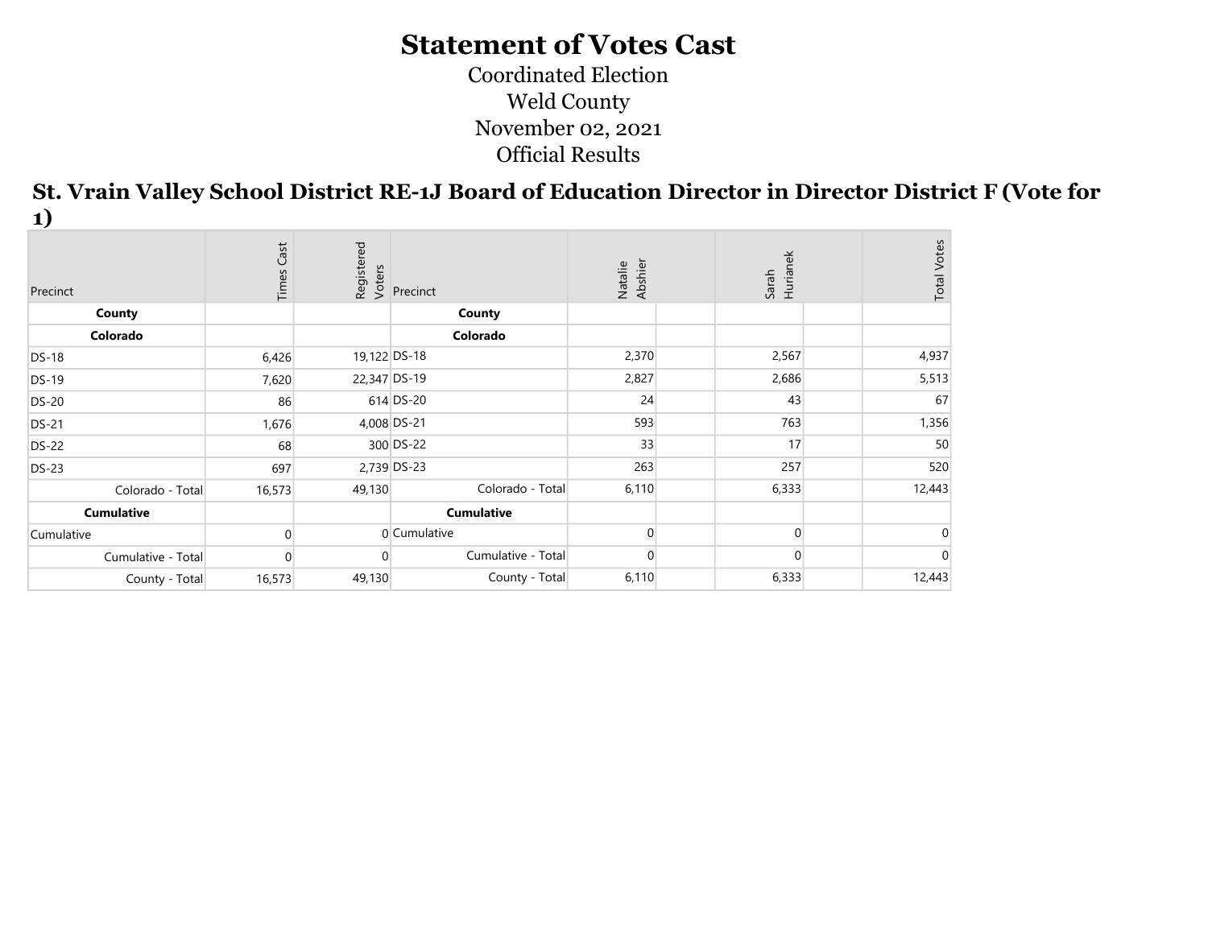# Statement of Votes Cast

Coordinated Election
Weld County
November 02, 2021
Official Results

## St. Vrain Valley School District RE-1J Board of Education Director in Director District F (Vote for 1)

| Precinct | Times Cast | Registered Voters | Precinct | Natalie Abshier | | Sarah Hurianek | | Total Votes |
|---|---|---|---|---|---|---|---|---|
| **County** | | | **County** | | | | | |
| **Colorado** | | | **Colorado** | | | | | |
| DS-18 | 6,426 | 19,122 | DS-18 | 2,370 | | 2,567 | | 4,937 |
| DS-19 | 7,620 | 22,347 | DS-19 | 2,827 | | 2,686 | | 5,513 |
| DS-20 | 86 | 614 | DS-20 | 24 | | 43 | | 67 |
| DS-21 | 1,676 | 4,008 | DS-21 | 593 | | 763 | | 1,356 |
| DS-22 | 68 | 300 | DS-22 | 33 | | 17 | | 50 |
| DS-23 | 697 | 2,739 | DS-23 | 263 | | 257 | | 520 |
| Colorado - Total | 16,573 | 49,130 | Colorado - Total | 6,110 | | 6,333 | | 12,443 |
| **Cumulative** | | | **Cumulative** | | | | | |
| Cumulative | 0 | 0 | Cumulative | 0 | | 0 | | 0 |
| Cumulative - Total | 0 | 0 | Cumulative - Total | 0 | | 0 | | 0 |
| County - Total | 16,573 | 49,130 | County - Total | 6,110 | | 6,333 | | 12,443 |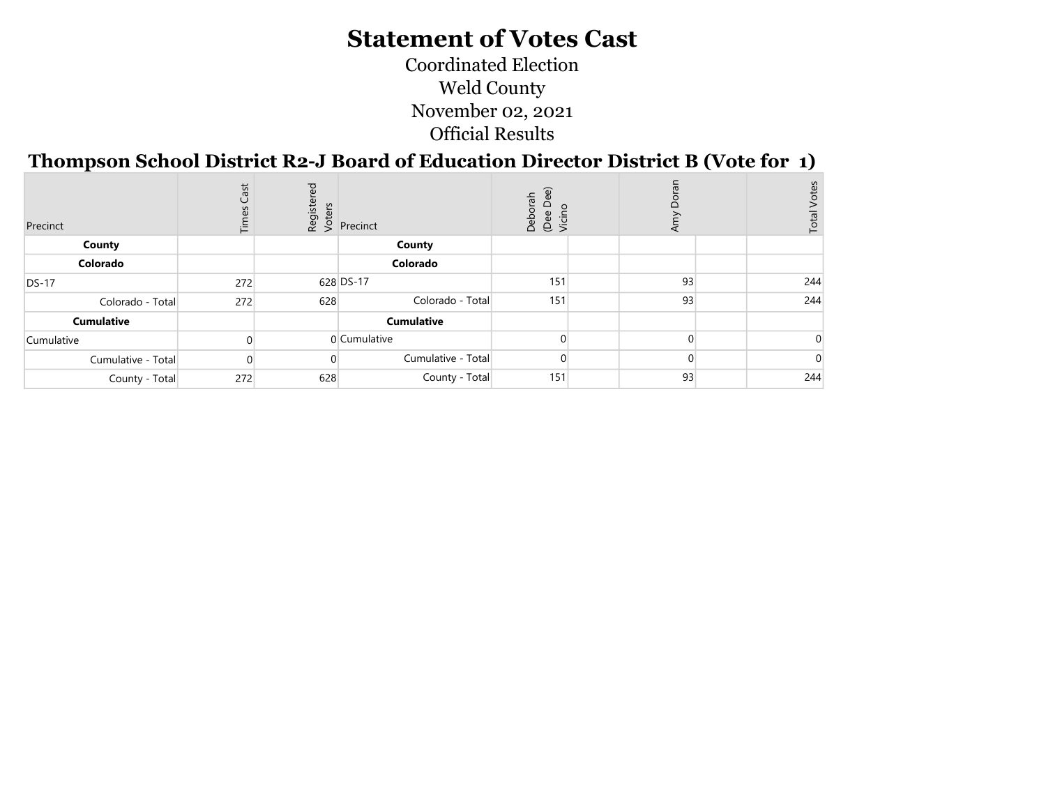# Statement of Votes Cast

Coordinated Election

Weld County

November 02, 2021

Official Results

## Thompson School District R2-J Board of Education Director District B (Vote for 1)

| Precinct | Times Cast | Registered Voters | Precinct | Deborah (Dee Dee) Vicino | | Amy Doran | | Total Votes |
|---|---|---|---|---|---|---|---|---|
| **County** | | | **County** | | | | | |
| **Colorado** | | | **Colorado** | | | | | |
| DS-17 | 272 | 628 | DS-17 | 151 | | 93 | | 244 |
| Colorado - Total | 272 | 628 | Colorado - Total | 151 | | 93 | | 244 |
| **Cumulative** | | | **Cumulative** | | | | | |
| Cumulative | 0 | 0 | Cumulative | 0 | | 0 | | 0 |
| Cumulative - Total | 0 | 0 | Cumulative - Total | 0 | | 0 | | 0 |
| County - Total | 272 | 628 | County - Total | 151 | | 93 | | 244 |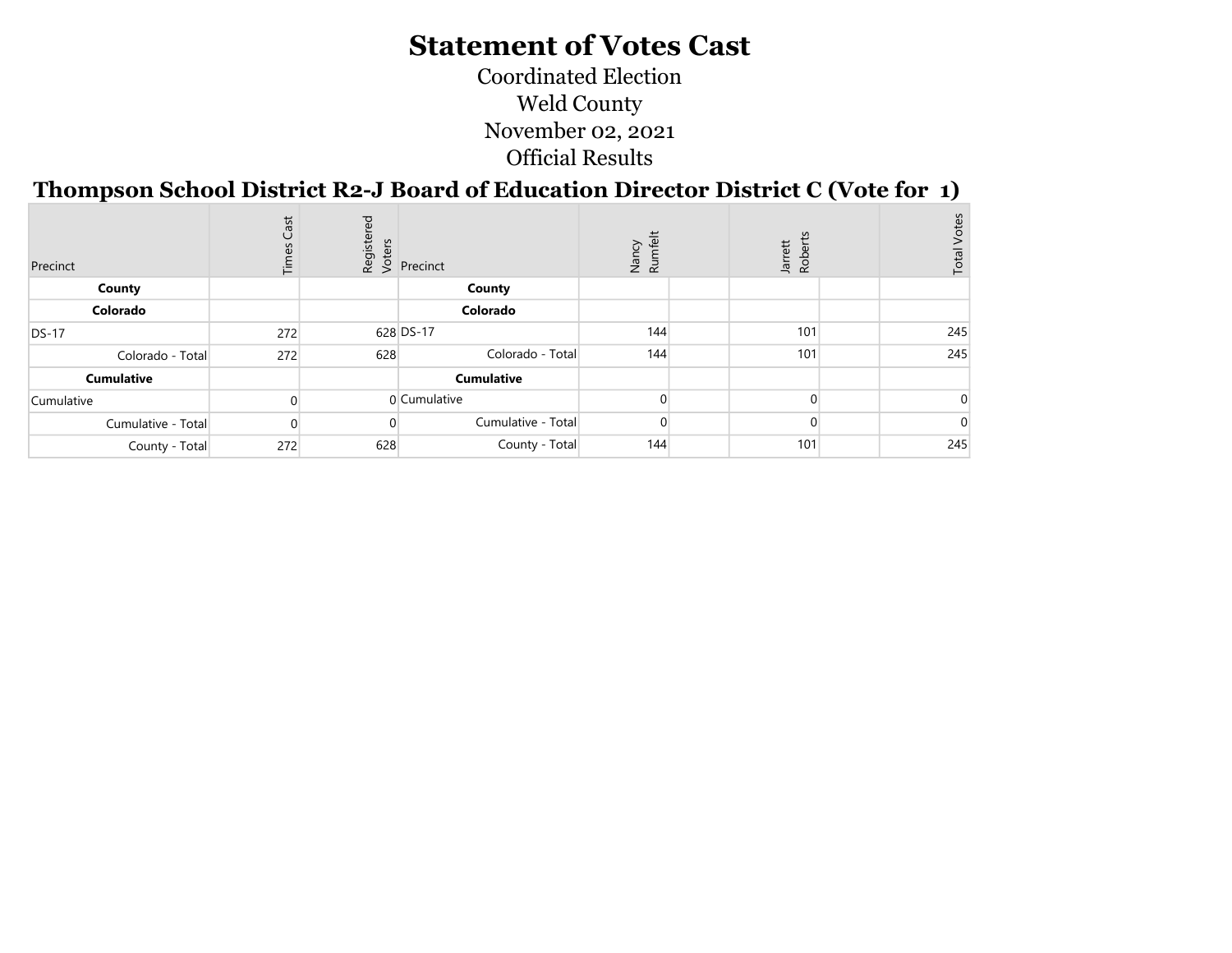# Statement of Votes Cast

Coordinated Election

Weld County

November 02, 2021

Official Results

## Thompson School District R2-J Board of Education Director District C (Vote for 1)

| Precinct | Times Cast | Registered Voters | Precinct | Nancy Rumfelt | | Jarrett Roberts | | Total Votes |
|---|---|---|---|---|---|---|---|---|
| **County** | | | **County** | | | | | |
| **Colorado** | | | **Colorado** | | | | | |
| DS-17 | 272 | 628 | DS-17 | 144 | | 101 | | 245 |
| Colorado - Total | 272 | 628 | Colorado - Total | 144 | | 101 | | 245 |
| **Cumulative** | | | **Cumulative** | | | | | |
| Cumulative | 0 | 0 | Cumulative | 0 | | 0 | | 0 |
| Cumulative - Total | 0 | 0 | Cumulative - Total | 0 | | 0 | | 0 |
| County - Total | 272 | 628 | County - Total | 144 | | 101 | | 245 |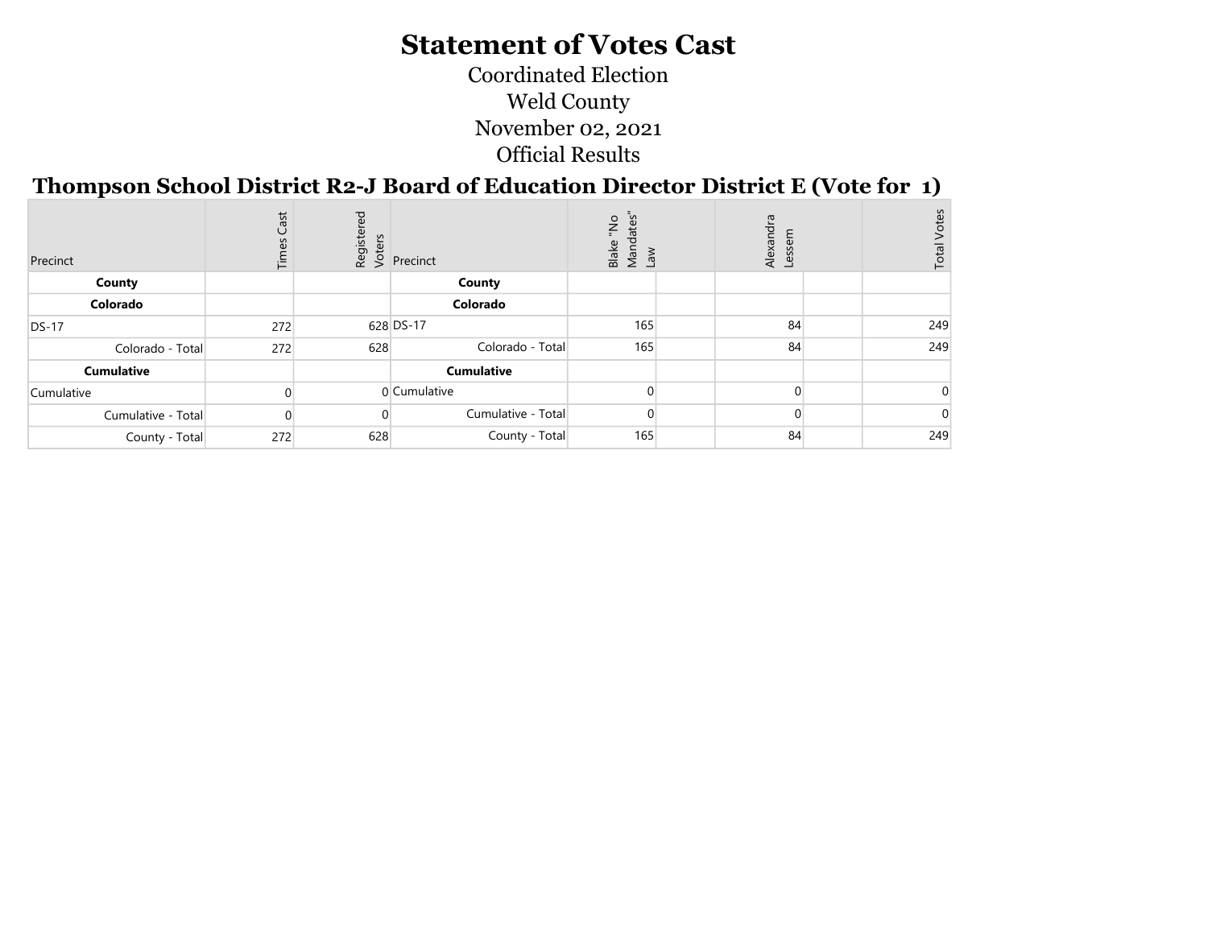# Statement of Votes Cast

Coordinated Election

Weld County

November 02, 2021

Official Results

## Thompson School District R2-J Board of Education Director District E (Vote for 1)

| Precinct | Times Cast | Registered Voters | Precinct | Blake "No Mandates" Law | | Alexandra Lessem | | Total Votes |
|---|---|---|---|---|---|---|---|---|
| **County** | | | **County** | | | | | |
| **Colorado** | | | **Colorado** | | | | | |
| DS-17 | 272 | 628 | DS-17 | 165 | | 84 | | 249 |
| Colorado - Total | 272 | 628 | Colorado - Total | 165 | | 84 | | 249 |
| **Cumulative** | | | **Cumulative** | | | | | |
| Cumulative | 0 | 0 | Cumulative | 0 | | 0 | | 0 |
| Cumulative - Total | 0 | 0 | Cumulative - Total | 0 | | 0 | | 0 |
| County - Total | 272 | 628 | County - Total | 165 | | 84 | | 249 |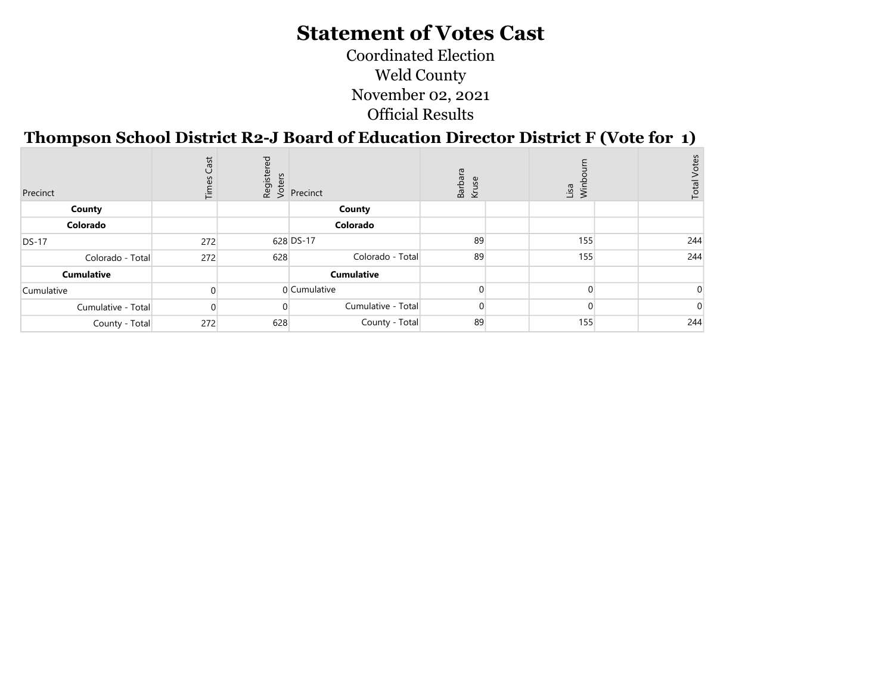# Statement of Votes Cast

Coordinated Election

Weld County

November 02, 2021

Official Results

## Thompson School District R2-J Board of Education Director District F (Vote for 1)

| Precinct | Times Cast | Registered Voters | Precinct | Barbara Kruse | | Lisa Winbourn | | Total Votes |
|---|---|---|---|---|---|---|---|---|
| **County** | | | **County** | | | | | |
| **Colorado** | | | **Colorado** | | | | | |
| DS-17 | 272 | 628 | DS-17 | 89 | | 155 | | 244 |
| Colorado - Total | 272 | 628 | Colorado - Total | 89 | | 155 | | 244 |
| **Cumulative** | | | **Cumulative** | | | | | |
| Cumulative | 0 | 0 | Cumulative | 0 | | 0 | | 0 |
| Cumulative - Total | 0 | 0 | Cumulative - Total | 0 | | 0 | | 0 |
| County - Total | 272 | 628 | County - Total | 89 | | 155 | | 244 |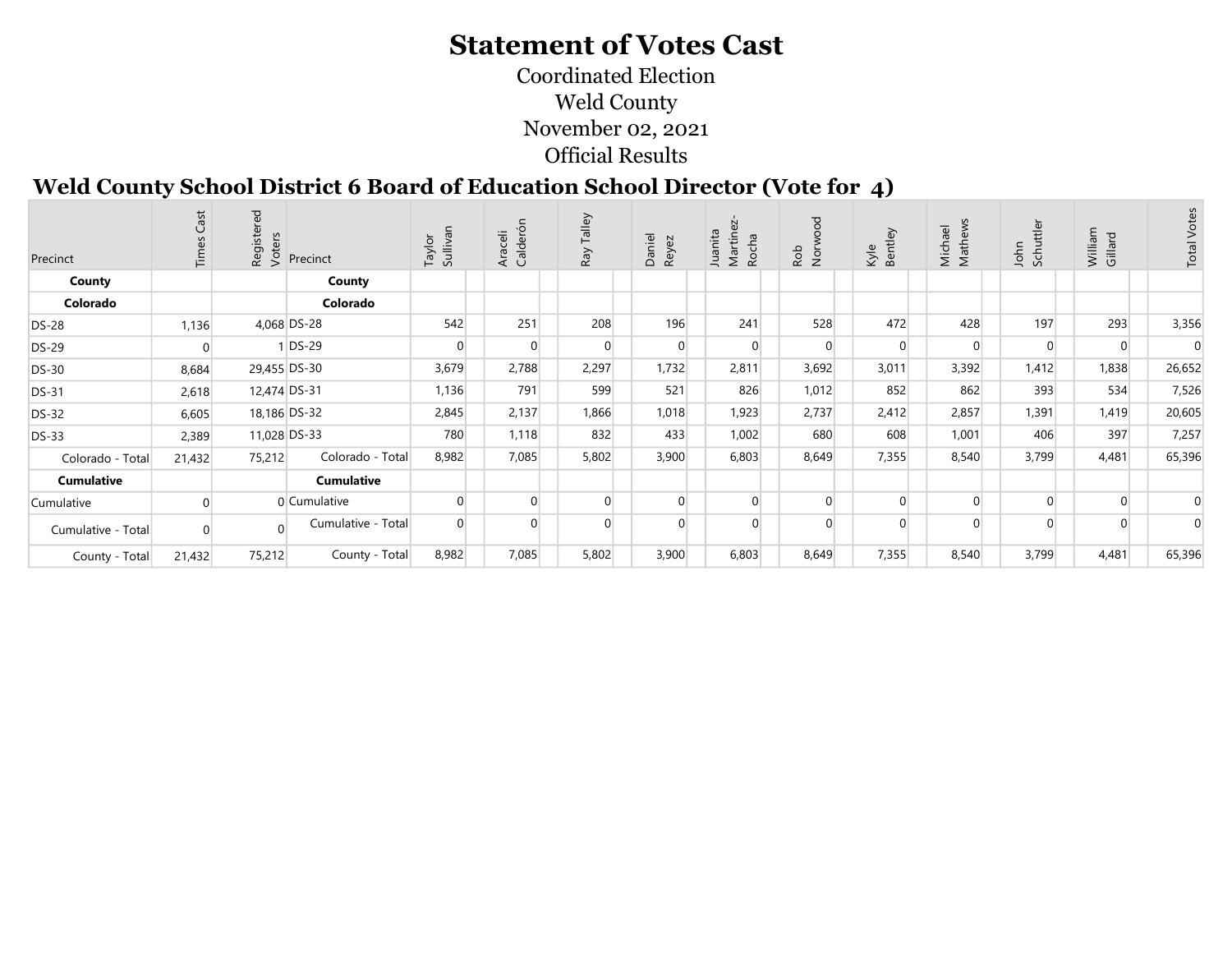# Statement of Votes Cast

Coordinated Election
Weld County
November 02, 2021
Official Results

## Weld County School District 6 Board of Education School Director (Vote for 4)

| Precinct | Times Cast | Registered Voters | Precinct | Taylor Sullivan | Araceli Calderón | Ray Talley | Daniel Reyez | Juanita Martinez-Rocha | Rob Norwood | Kyle Bentley | Michael Mathews | John Schuttler | William Gillard | Total Votes |
|---|---|---|---|---|---|---|---|---|---|---|---|---|---|---|
| **County** | | | **County** | | | | | | | | | | | |
| **Colorado** | | | **Colorado** | | | | | | | | | | | |
| DS-28 | 1,136 | 4,068 | DS-28 | 542 | 251 | 208 | 196 | 241 | 528 | 472 | 428 | 197 | 293 | 3,356 |
| DS-29 | 0 | 1 | DS-29 | 0 | 0 | 0 | 0 | 0 | 0 | 0 | 0 | 0 | 0 | 0 |
| DS-30 | 8,684 | 29,455 | DS-30 | 3,679 | 2,788 | 2,297 | 1,732 | 2,811 | 3,692 | 3,011 | 3,392 | 1,412 | 1,838 | 26,652 |
| DS-31 | 2,618 | 12,474 | DS-31 | 1,136 | 791 | 599 | 521 | 826 | 1,012 | 852 | 862 | 393 | 534 | 7,526 |
| DS-32 | 6,605 | 18,186 | DS-32 | 2,845 | 2,137 | 1,866 | 1,018 | 1,923 | 2,737 | 2,412 | 2,857 | 1,391 | 1,419 | 20,605 |
| DS-33 | 2,389 | 11,028 | DS-33 | 780 | 1,118 | 832 | 433 | 1,002 | 680 | 608 | 1,001 | 406 | 397 | 7,257 |
| Colorado - Total | 21,432 | 75,212 | Colorado - Total | 8,982 | 7,085 | 5,802 | 3,900 | 6,803 | 8,649 | 7,355 | 8,540 | 3,799 | 4,481 | 65,396 |
| **Cumulative** | | | **Cumulative** | | | | | | | | | | | |
| Cumulative | 0 | 0 | Cumulative | 0 | 0 | 0 | 0 | 0 | 0 | 0 | 0 | 0 | 0 | 0 |
| Cumulative - Total | 0 | 0 | Cumulative - Total | 0 | 0 | 0 | 0 | 0 | 0 | 0 | 0 | 0 | 0 | 0 |
| County - Total | 21,432 | 75,212 | County - Total | 8,982 | 7,085 | 5,802 | 3,900 | 6,803 | 8,649 | 7,355 | 8,540 | 3,799 | 4,481 | 65,396 |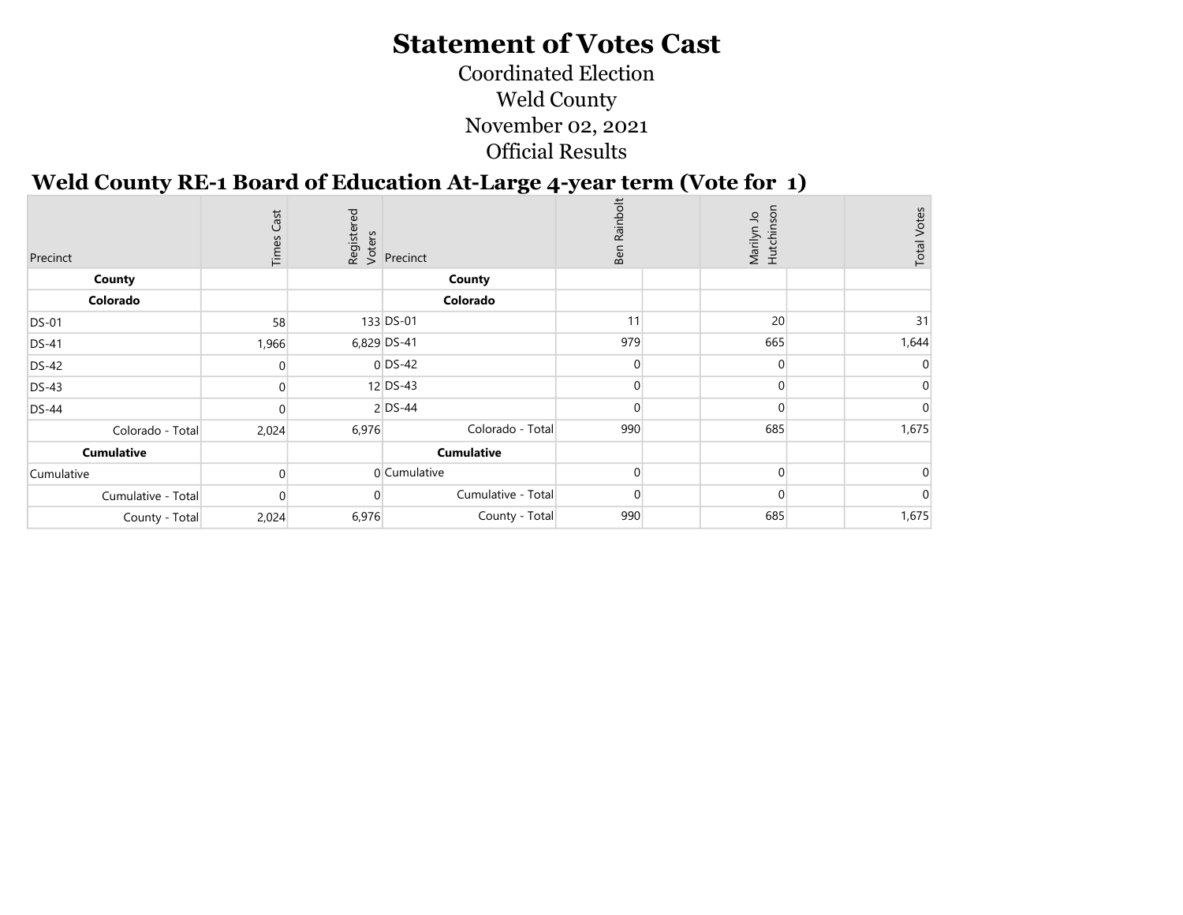# Statement of Votes Cast

Coordinated Election
Weld County
November 02, 2021
Official Results

## Weld County RE-1 Board of Education At-Large 4-year term (Vote for 1)

| Precinct | Times Cast | Registered Voters | Precinct | Ben Rainbolt | | Marilyn Jo Hutchinson | | Total Votes |
|---|---|---|---|---|---|---|---|---|
| **County** | | | **County** | | | | | |
| **Colorado** | | | **Colorado** | | | | | |
| DS-01 | 58 | 133 | DS-01 | 11 | | 20 | | 31 |
| DS-41 | 1,966 | 6,829 | DS-41 | 979 | | 665 | | 1,644 |
| DS-42 | 0 | 0 | DS-42 | 0 | | 0 | | 0 |
| DS-43 | 0 | 12 | DS-43 | 0 | | 0 | | 0 |
| DS-44 | 0 | 2 | DS-44 | 0 | | 0 | | 0 |
| Colorado - Total | 2,024 | 6,976 | Colorado - Total | 990 | | 685 | | 1,675 |
| **Cumulative** | | | **Cumulative** | | | | | |
| Cumulative | 0 | 0 | Cumulative | 0 | | 0 | | 0 |
| Cumulative - Total | 0 | 0 | Cumulative - Total | 0 | | 0 | | 0 |
| County - Total | 2,024 | 6,976 | County - Total | 990 | | 685 | | 1,675 |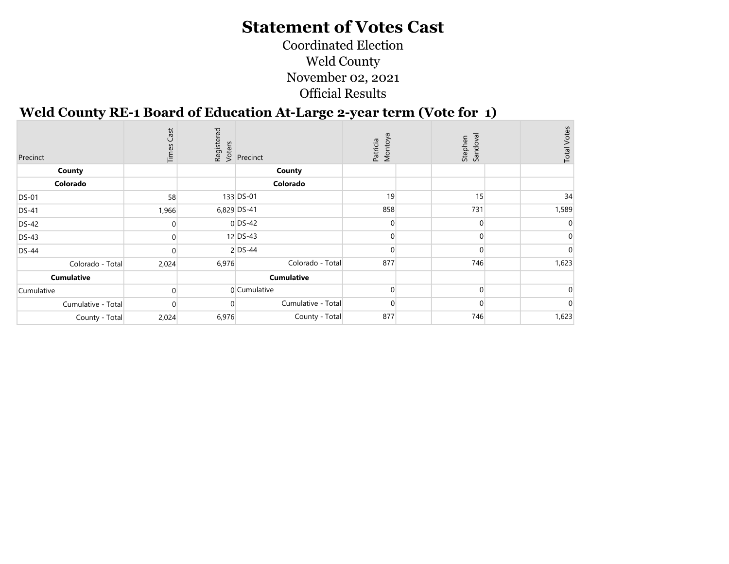# Statement of Votes Cast

Coordinated Election

Weld County

November 02, 2021

Official Results

## Weld County RE-1 Board of Education At-Large 2-year term (Vote for 1)

| Precinct | Times Cast | Registered Voters | Precinct | Patricia Montoya | | Stephen Sandoval | | Total Votes |
|---|---|---|---|---|---|---|---|---|
| **County** | | | **County** | | | | | |
| **Colorado** | | | **Colorado** | | | | | |
| DS-01 | 58 | 133 | DS-01 | 19 | | 15 | | 34 |
| DS-41 | 1,966 | 6,829 | DS-41 | 858 | | 731 | | 1,589 |
| DS-42 | 0 | 0 | DS-42 | 0 | | 0 | | 0 |
| DS-43 | 0 | 12 | DS-43 | 0 | | 0 | | 0 |
| DS-44 | 0 | 2 | DS-44 | 0 | | 0 | | 0 |
| Colorado - Total | 2,024 | 6,976 | Colorado - Total | 877 | | 746 | | 1,623 |
| **Cumulative** | | | **Cumulative** | | | | | |
| Cumulative | 0 | 0 | Cumulative | 0 | | 0 | | 0 |
| Cumulative - Total | 0 | 0 | Cumulative - Total | 0 | | 0 | | 0 |
| County - Total | 2,024 | 6,976 | County - Total | 877 | | 746 | | 1,623 |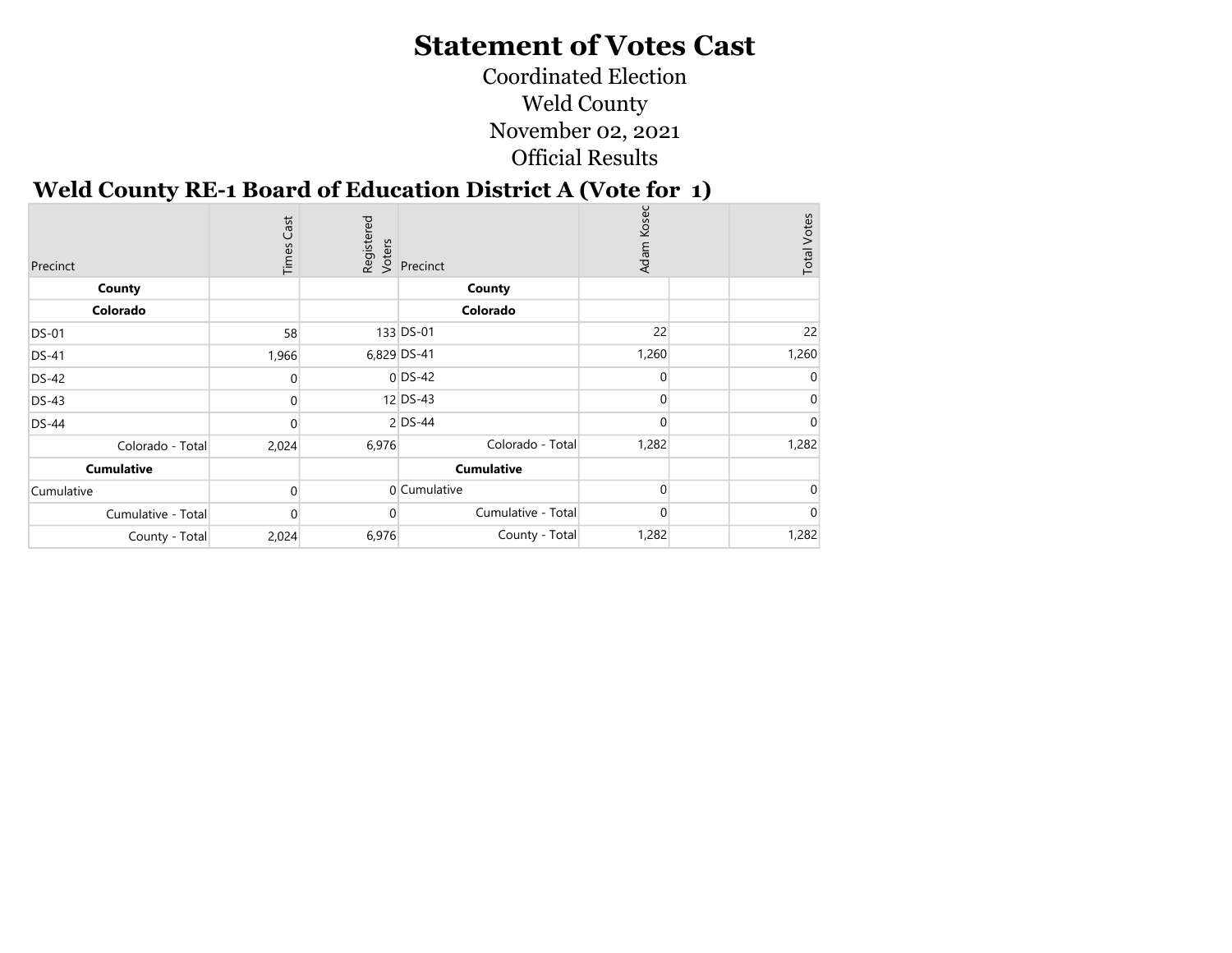# Statement of Votes Cast

Coordinated Election

Weld County

November 02, 2021

Official Results

## Weld County RE-1 Board of Education District A (Vote for 1)

| Precinct | Times Cast | Registered Voters | Precinct | Adam Kosec | | Total Votes |
|---|---|---|---|---|---|---|
| **County** | | | **County** | | | |
| **Colorado** | | | **Colorado** | | | |
| DS-01 | 58 | 133 | DS-01 | 22 | | 22 |
| DS-41 | 1,966 | 6,829 | DS-41 | 1,260 | | 1,260 |
| DS-42 | 0 | 0 | DS-42 | 0 | | 0 |
| DS-43 | 0 | 12 | DS-43 | 0 | | 0 |
| DS-44 | 0 | 2 | DS-44 | 0 | | 0 |
| Colorado - Total | 2,024 | 6,976 | Colorado - Total | 1,282 | | 1,282 |
| **Cumulative** | | | **Cumulative** | | | |
| Cumulative | 0 | 0 | Cumulative | 0 | | 0 |
| Cumulative - Total | 0 | 0 | Cumulative - Total | 0 | | 0 |
| County - Total | 2,024 | 6,976 | County - Total | 1,282 | | 1,282 |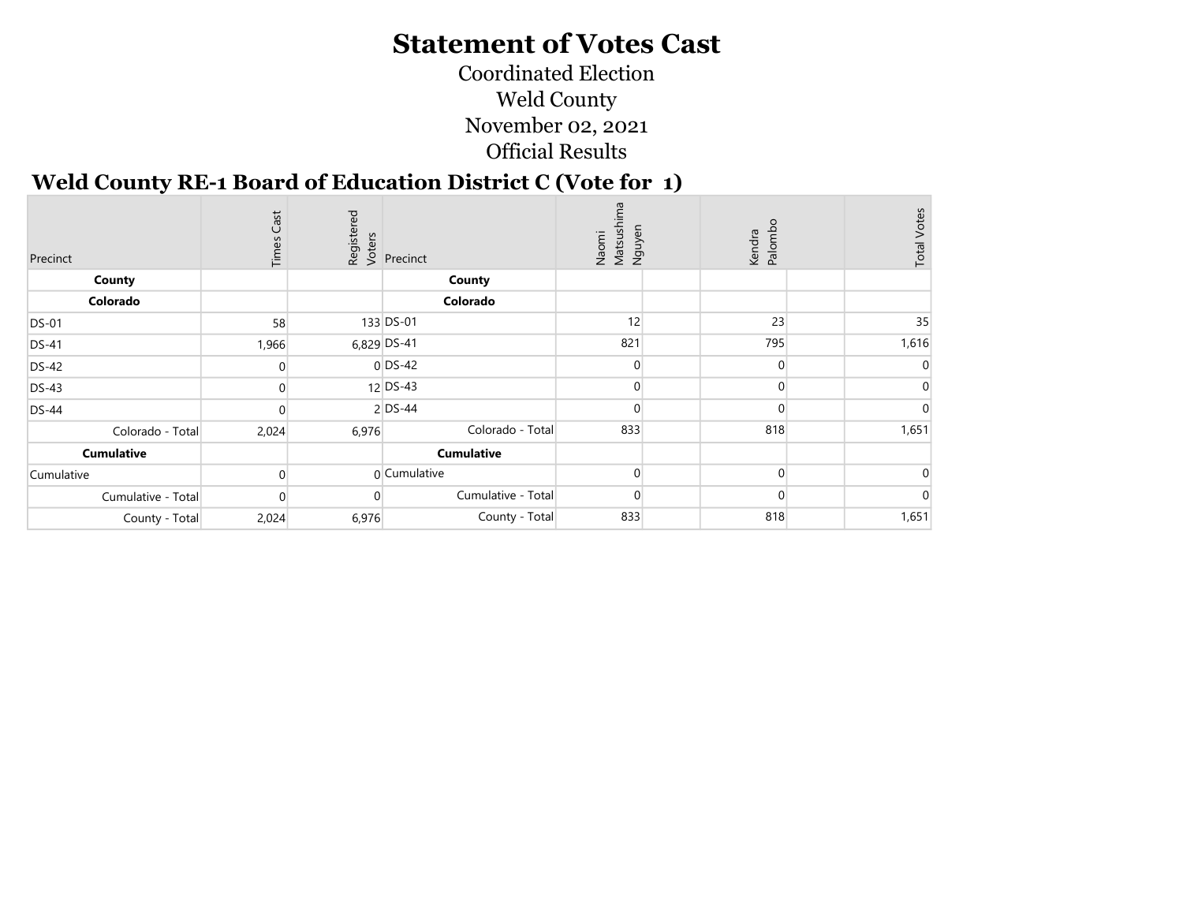# Statement of Votes Cast

Coordinated Election

Weld County

November 02, 2021

Official Results

## Weld County RE-1 Board of Education District C (Vote for 1)

| Precinct | Times Cast | Registered Voters | Precinct | Naomi Matsushima Nguyen | | Kendra Palombo | | Total Votes |
|---|---|---|---|---|---|---|---|---|
| **County** | | | **County** | | | | | |
| **Colorado** | | | **Colorado** | | | | | |
| DS-01 | 58 | 133 | DS-01 | 12 | | 23 | | 35 |
| DS-41 | 1,966 | 6,829 | DS-41 | 821 | | 795 | | 1,616 |
| DS-42 | 0 | 0 | DS-42 | 0 | | 0 | | 0 |
| DS-43 | 0 | 12 | DS-43 | 0 | | 0 | | 0 |
| DS-44 | 0 | 2 | DS-44 | 0 | | 0 | | 0 |
| Colorado - Total | 2,024 | 6,976 | Colorado - Total | 833 | | 818 | | 1,651 |
| **Cumulative** | | | **Cumulative** | | | | | |
| Cumulative | 0 | 0 | Cumulative | 0 | | 0 | | 0 |
| Cumulative - Total | 0 | 0 | Cumulative - Total | 0 | | 0 | | 0 |
| County - Total | 2,024 | 6,976 | County - Total | 833 | | 818 | | 1,651 |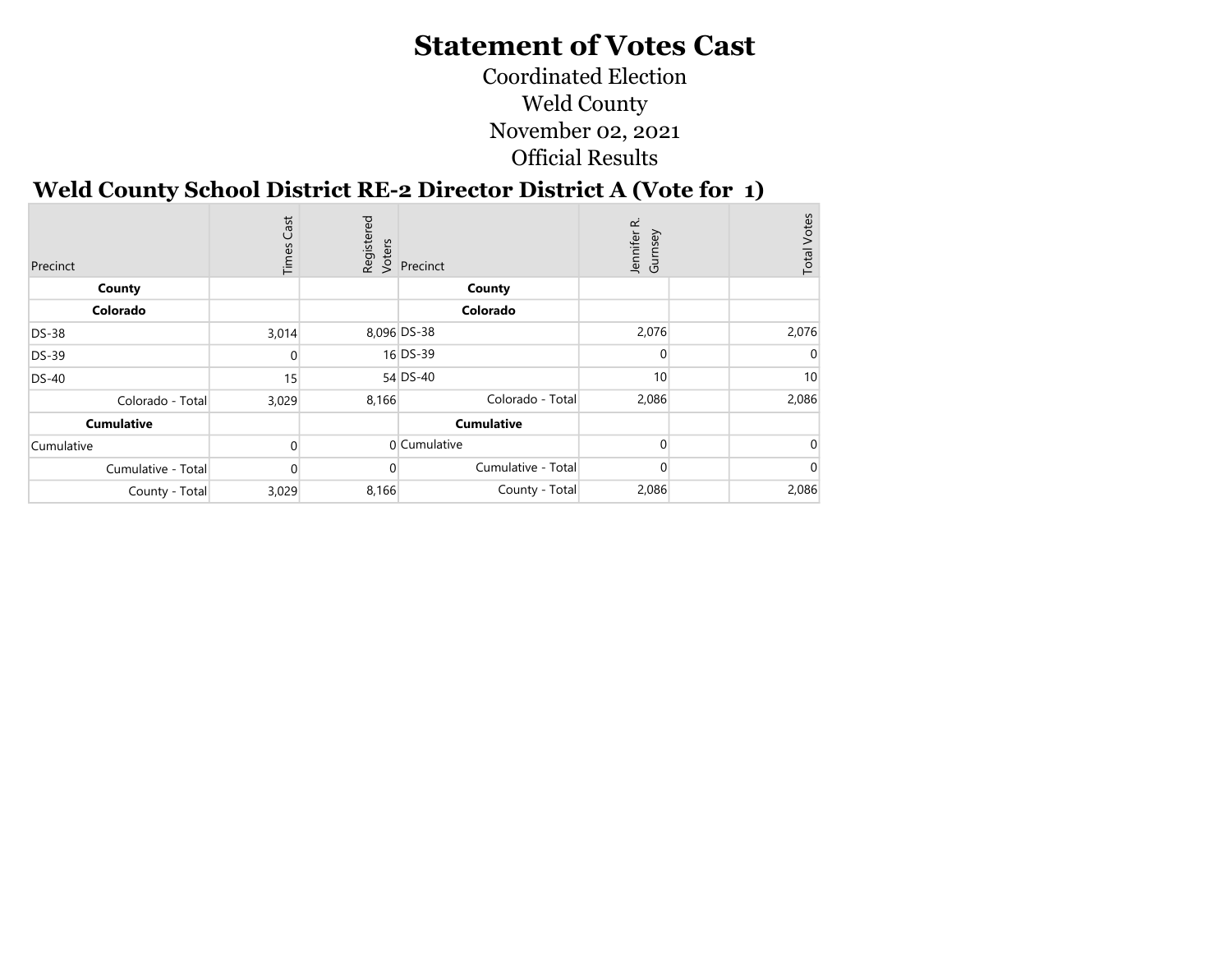# Statement of Votes Cast

Coordinated Election

Weld County

November 02, 2021

Official Results

## Weld County School District RE-2 Director District A (Vote for 1)

| Precinct | Times Cast | Registered Voters | Precinct | Jennifer R. Gurnsey | | Total Votes |
|---|---|---|---|---|---|---|
| **County** | | | **County** | | | |
| **Colorado** | | | **Colorado** | | | |
| DS-38 | 3,014 | 8,096 | DS-38 | 2,076 | | 2,076 |
| DS-39 | 0 | 16 | DS-39 | 0 | | 0 |
| DS-40 | 15 | 54 | DS-40 | 10 | | 10 |
| Colorado - Total | 3,029 | 8,166 | Colorado - Total | 2,086 | | 2,086 |
| **Cumulative** | | | **Cumulative** | | | |
| Cumulative | 0 | 0 | Cumulative | 0 | | 0 |
| Cumulative - Total | 0 | 0 | Cumulative - Total | 0 | | 0 |
| County - Total | 3,029 | 8,166 | County - Total | 2,086 | | 2,086 |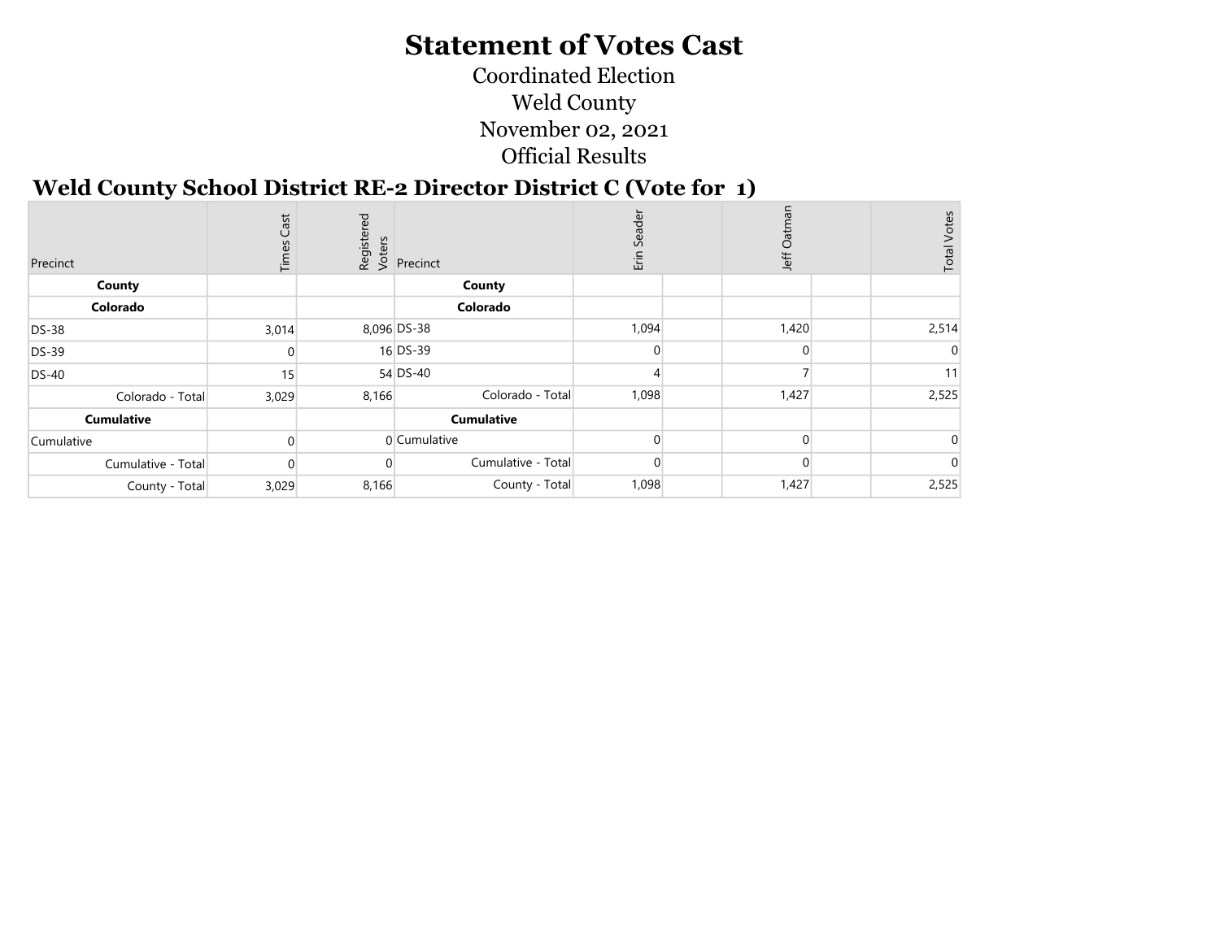# Statement of Votes Cast

Coordinated Election

Weld County

November 02, 2021

Official Results

## Weld County School District RE-2 Director District C (Vote for 1)

| Precinct | Times Cast | Registered Voters | Precinct | Erin Seader | | Jeff Oatman | | Total Votes |
|---|---|---|---|---|---|---|---|---|
| **County** | | | **County** | | | | | |
| **Colorado** | | | **Colorado** | | | | | |
| DS-38 | 3,014 | 8,096 | DS-38 | 1,094 | | 1,420 | | 2,514 |
| DS-39 | 0 | 16 | DS-39 | 0 | | 0 | | 0 |
| DS-40 | 15 | 54 | DS-40 | 4 | | 7 | | 11 |
| Colorado - Total | 3,029 | 8,166 | Colorado - Total | 1,098 | | 1,427 | | 2,525 |
| **Cumulative** | | | **Cumulative** | | | | | |
| Cumulative | 0 | 0 | Cumulative | 0 | | 0 | | 0 |
| Cumulative - Total | 0 | 0 | Cumulative - Total | 0 | | 0 | | 0 |
| County - Total | 3,029 | 8,166 | County - Total | 1,098 | | 1,427 | | 2,525 |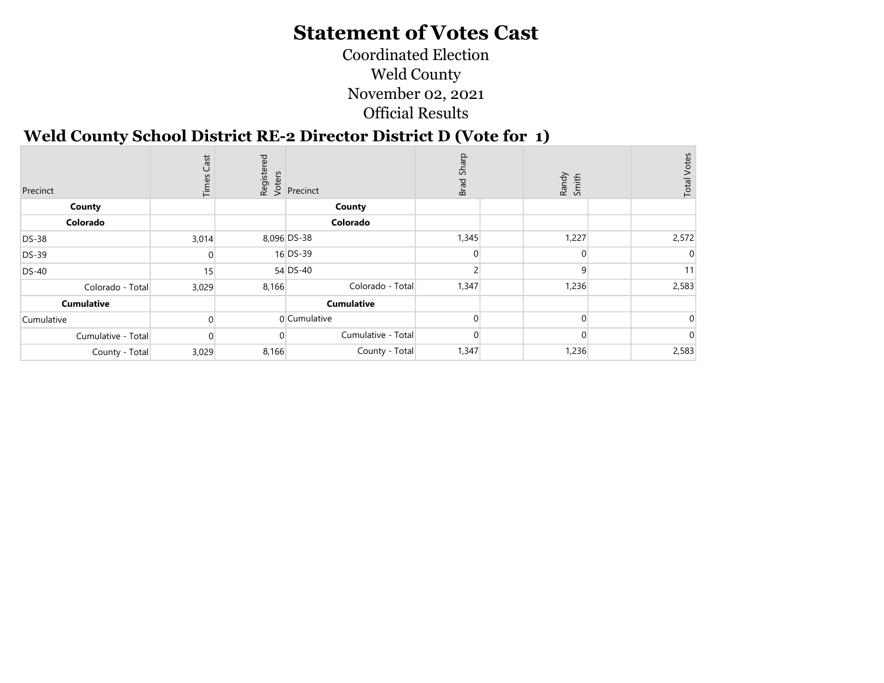# Statement of Votes Cast

Coordinated Election

Weld County

November 02, 2021

Official Results

## Weld County School District RE-2 Director District D (Vote for 1)

| Precinct | Times Cast | Registered Voters | Precinct | Brad Sharp | | Randy Smith | | Total Votes |
|---|---|---|---|---|---|---|---|---|
| **County** | | | **County** | | | | | |
| **Colorado** | | | **Colorado** | | | | | |
| DS-38 | 3,014 | 8,096 | DS-38 | 1,345 | | 1,227 | | 2,572 |
| DS-39 | 0 | 16 | DS-39 | 0 | | 0 | | 0 |
| DS-40 | 15 | 54 | DS-40 | 2 | | 9 | | 11 |
| Colorado - Total | 3,029 | 8,166 | Colorado - Total | 1,347 | | 1,236 | | 2,583 |
| **Cumulative** | | | **Cumulative** | | | | | |
| Cumulative | 0 | 0 | Cumulative | 0 | | 0 | | 0 |
| Cumulative - Total | 0 | 0 | Cumulative - Total | 0 | | 0 | | 0 |
| County - Total | 3,029 | 8,166 | County - Total | 1,347 | | 1,236 | | 2,583 |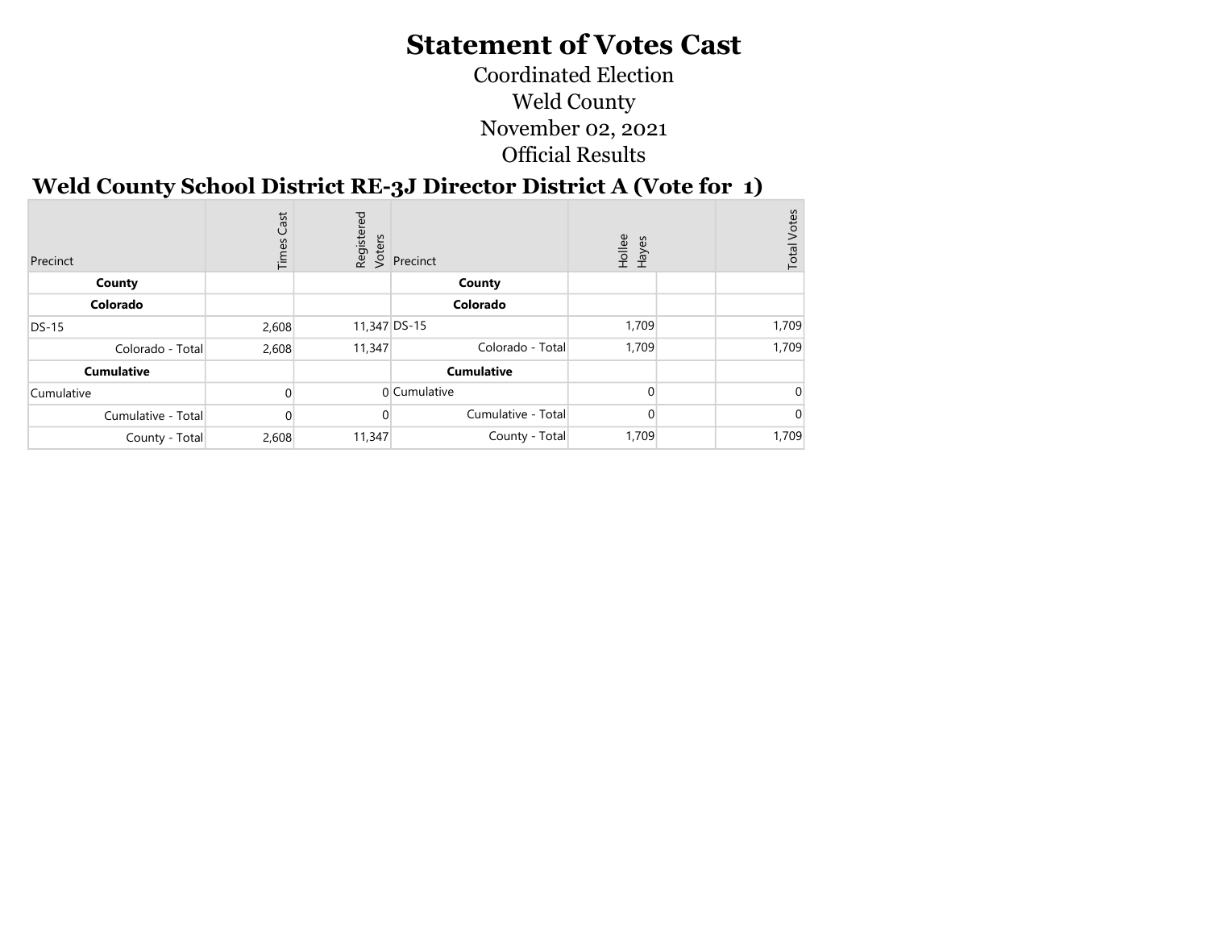# Statement of Votes Cast

Coordinated Election
Weld County
November 02, 2021
Official Results

## Weld County School District RE-3J Director District A (Vote for 1)

| Precinct | Times Cast | Registered Voters | Precinct | Hollee Hayes | | Total Votes |
|---|---|---|---|---|---|---|
| **County** | | | **County** | | | |
| **Colorado** | | | **Colorado** | | | |
| DS-15 | 2,608 | 11,347 | DS-15 | 1,709 | | 1,709 |
| Colorado - Total | 2,608 | 11,347 | Colorado - Total | 1,709 | | 1,709 |
| **Cumulative** | | | **Cumulative** | | | |
| Cumulative | 0 | 0 | Cumulative | 0 | | 0 |
| Cumulative - Total | 0 | 0 | Cumulative - Total | 0 | | 0 |
| County - Total | 2,608 | 11,347 | County - Total | 1,709 | | 1,709 |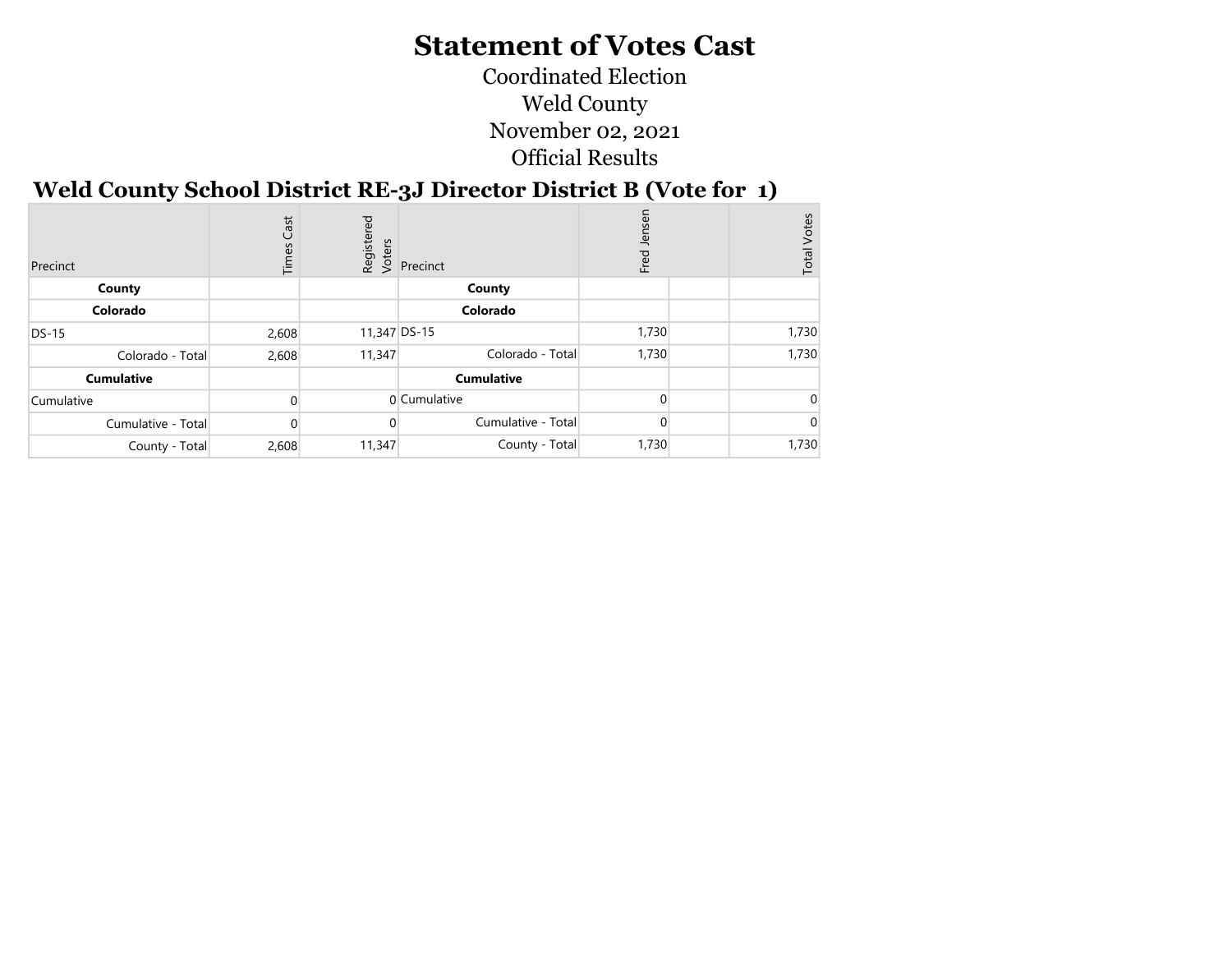# Statement of Votes Cast

Coordinated Election
Weld County
November 02, 2021
Official Results

## Weld County School District RE-3J Director District B (Vote for 1)

| Precinct | Times Cast | Registered Voters | Precinct | Fred Jensen | | Total Votes |
|---|---|---|---|---|---|---|
| **County** | | | **County** | | | |
| **Colorado** | | | **Colorado** | | | |
| DS-15 | 2,608 | 11,347 | DS-15 | 1,730 | | 1,730 |
| Colorado - Total | 2,608 | 11,347 | Colorado - Total | 1,730 | | 1,730 |
| **Cumulative** | | | **Cumulative** | | | |
| Cumulative | 0 | 0 | Cumulative | 0 | | 0 |
| Cumulative - Total | 0 | 0 | Cumulative - Total | 0 | | 0 |
| County - Total | 2,608 | 11,347 | County - Total | 1,730 | | 1,730 |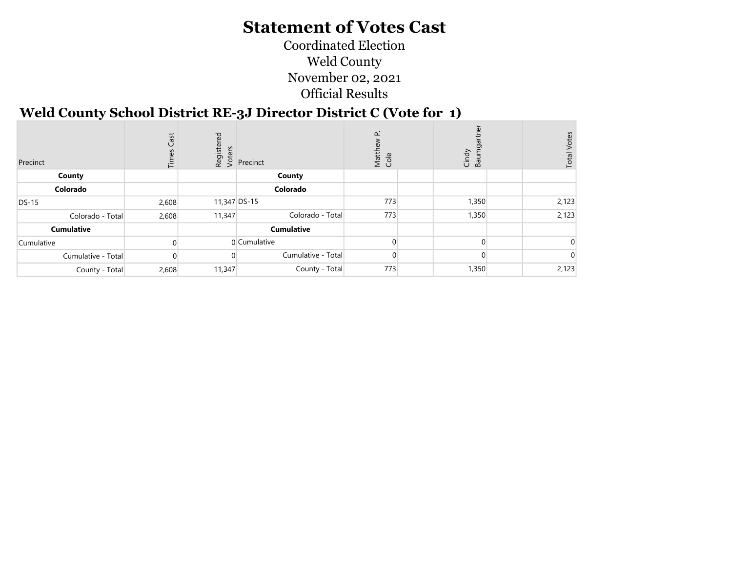# Statement of Votes Cast

Coordinated Election

Weld County

November 02, 2021

Official Results

## Weld County School District RE-3J Director District C (Vote for 1)

| Precinct | Times Cast | Registered Voters | Precinct | Matthew P. Cole | | Cindy Baumgartner | | Total Votes |
|---|---|---|---|---|---|---|---|---|
| **County** | | | **County** | | | | | |
| **Colorado** | | | **Colorado** | | | | | |
| DS-15 | 2,608 | 11,347 | DS-15 | 773 | | 1,350 | | 2,123 |
| Colorado - Total | 2,608 | 11,347 | Colorado - Total | 773 | | 1,350 | | 2,123 |
| **Cumulative** | | | **Cumulative** | | | | | |
| Cumulative | 0 | 0 | Cumulative | 0 | | 0 | | 0 |
| Cumulative - Total | 0 | 0 | Cumulative - Total | 0 | | 0 | | 0 |
| County - Total | 2,608 | 11,347 | County - Total | 773 | | 1,350 | | 2,123 |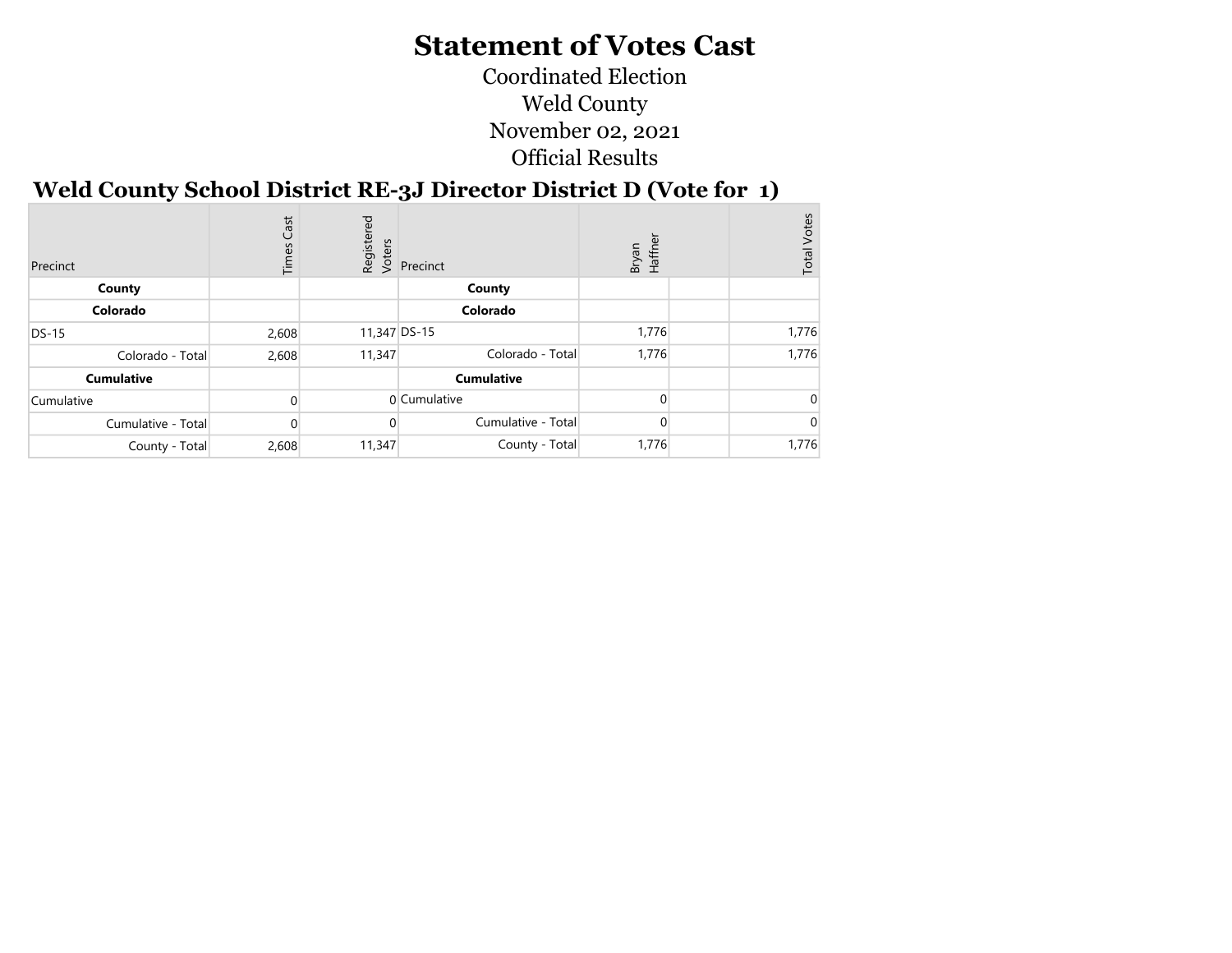# Statement of Votes Cast

Coordinated Election

Weld County

November 02, 2021

Official Results

## Weld County School District RE-3J Director District D (Vote for 1)

| Precinct | Times Cast | Registered Voters | Precinct | Bryan Haffner | | Total Votes |
|---|---|---|---|---|---|---|
| **County** | | | **County** | | | |
| **Colorado** | | | **Colorado** | | | |
| DS-15 | 2,608 | 11,347 | DS-15 | 1,776 | | 1,776 |
| Colorado - Total | 2,608 | 11,347 | Colorado - Total | 1,776 | | 1,776 |
| **Cumulative** | | | **Cumulative** | | | |
| Cumulative | 0 | 0 | Cumulative | 0 | | 0 |
| Cumulative - Total | 0 | 0 | Cumulative - Total | 0 | | 0 |
| County - Total | 2,608 | 11,347 | County - Total | 1,776 | | 1,776 |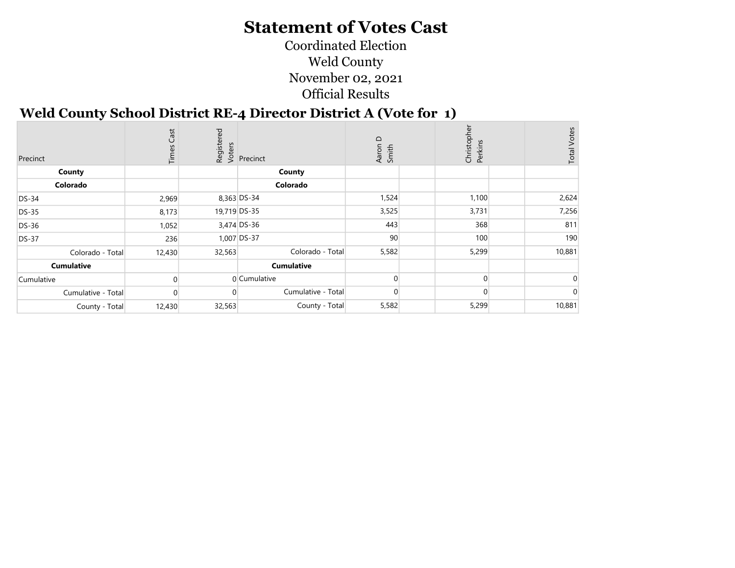# Statement of Votes Cast

Coordinated Election
Weld County
November 02, 2021
Official Results

## Weld County School District RE-4 Director District A (Vote for 1)

| Precinct | Times Cast | Registered Voters | Precinct | Aaron D Smith | | Christopher Perkins | | Total Votes |
|---|---|---|---|---|---|---|---|---|
| **County** | | | **County** | | | | | |
| **Colorado** | | | **Colorado** | | | | | |
| DS-34 | 2,969 | 8,363 | DS-34 | 1,524 | | 1,100 | | 2,624 |
| DS-35 | 8,173 | 19,719 | DS-35 | 3,525 | | 3,731 | | 7,256 |
| DS-36 | 1,052 | 3,474 | DS-36 | 443 | | 368 | | 811 |
| DS-37 | 236 | 1,007 | DS-37 | 90 | | 100 | | 190 |
| Colorado - Total | 12,430 | 32,563 | Colorado - Total | 5,582 | | 5,299 | | 10,881 |
| **Cumulative** | | | **Cumulative** | | | | | |
| Cumulative | 0 | 0 | Cumulative | 0 | | 0 | | 0 |
| Cumulative - Total | 0 | 0 | Cumulative - Total | 0 | | 0 | | 0 |
| County - Total | 12,430 | 32,563 | County - Total | 5,582 | | 5,299 | | 10,881 |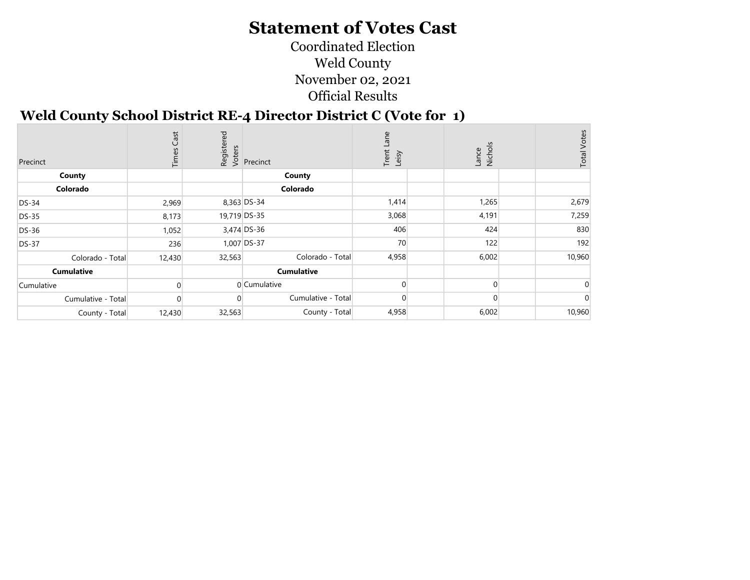# Statement of Votes Cast

Coordinated Election

Weld County

November 02, 2021

Official Results

## Weld County School District RE-4 Director District C (Vote for 1)

| Precinct | Times Cast | Registered Voters | Precinct | Trent Lane Leisy | | Lance Nichols | | Total Votes |
|---|---|---|---|---|---|---|---|---|
| **County** | | | **County** | | | | | |
| **Colorado** | | | **Colorado** | | | | | |
| DS-34 | 2,969 | 8,363 | DS-34 | 1,414 | | 1,265 | | 2,679 |
| DS-35 | 8,173 | 19,719 | DS-35 | 3,068 | | 4,191 | | 7,259 |
| DS-36 | 1,052 | 3,474 | DS-36 | 406 | | 424 | | 830 |
| DS-37 | 236 | 1,007 | DS-37 | 70 | | 122 | | 192 |
| Colorado - Total | 12,430 | 32,563 | Colorado - Total | 4,958 | | 6,002 | | 10,960 |
| **Cumulative** | | | **Cumulative** | | | | | |
| Cumulative | 0 | 0 | Cumulative | 0 | | 0 | | 0 |
| Cumulative - Total | 0 | 0 | Cumulative - Total | 0 | | 0 | | 0 |
| County - Total | 12,430 | 32,563 | County - Total | 4,958 | | 6,002 | | 10,960 |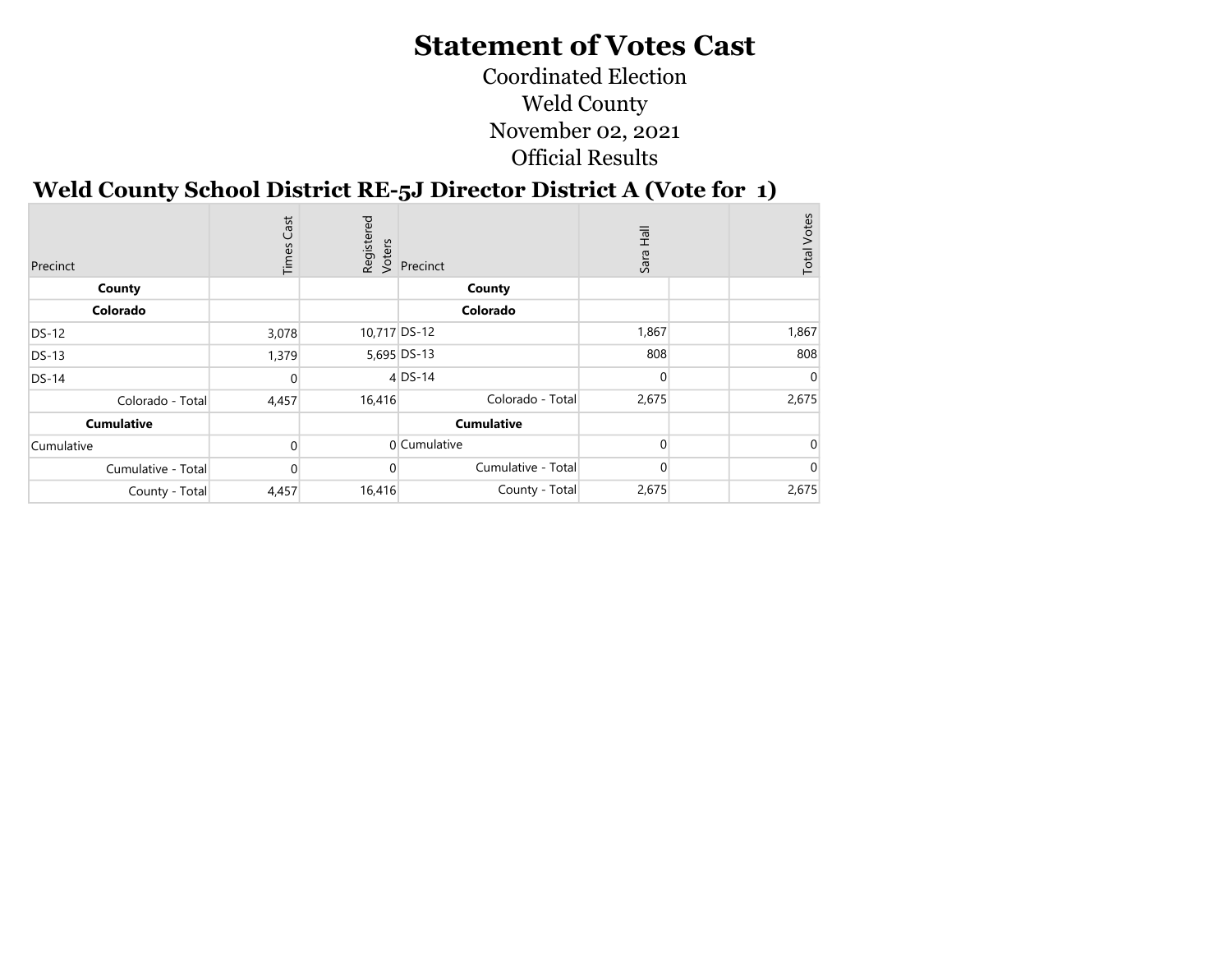# Statement of Votes Cast

Coordinated Election

Weld County

November 02, 2021

Official Results

## Weld County School District RE-5J Director District A (Vote for 1)

| Precinct | Times Cast | Registered Voters | Precinct | Sara Hall | | Total Votes |
|---|---|---|---|---|---|---|
| **County** | | | **County** | | | |
| **Colorado** | | | **Colorado** | | | |
| DS-12 | 3,078 | 10,717 | DS-12 | 1,867 | | 1,867 |
| DS-13 | 1,379 | 5,695 | DS-13 | 808 | | 808 |
| DS-14 | 0 | 4 | DS-14 | 0 | | 0 |
| Colorado - Total | 4,457 | 16,416 | Colorado - Total | 2,675 | | 2,675 |
| **Cumulative** | | | **Cumulative** | | | |
| Cumulative | 0 | 0 | Cumulative | 0 | | 0 |
| Cumulative - Total | 0 | 0 | Cumulative - Total | 0 | | 0 |
| County - Total | 4,457 | 16,416 | County - Total | 2,675 | | 2,675 |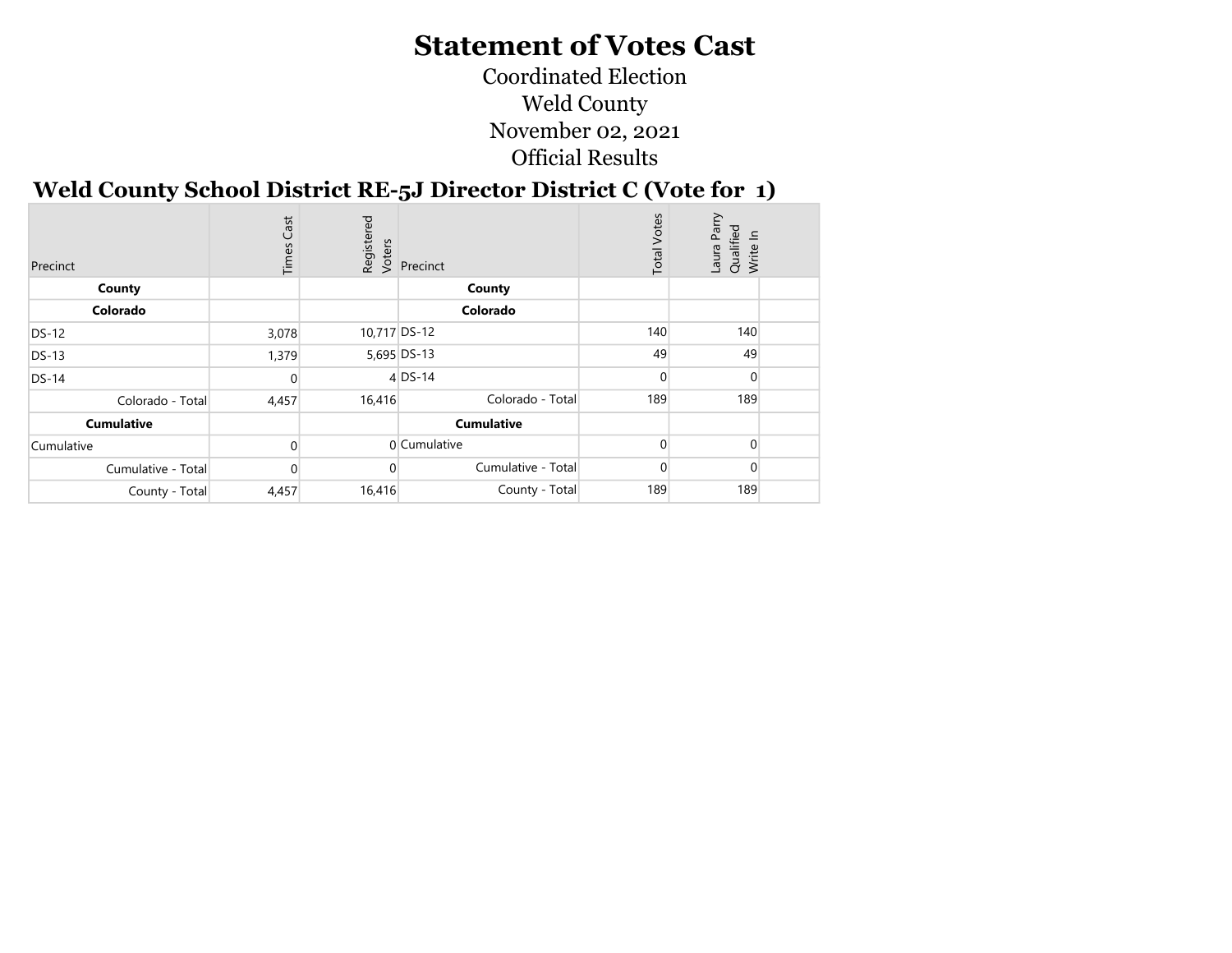# Statement of Votes Cast

Coordinated Election

Weld County

November 02, 2021

Official Results

## Weld County School District RE-5J Director District C (Vote for 1)

| Precinct | Times Cast | Registered Voters | Precinct | Total Votes | Laura Parry Qualified Write In | |
|---|---|---|---|---|---|---|
| **County** | | | **County** | | | |
| **Colorado** | | | **Colorado** | | | |
| DS-12 | 3,078 | 10,717 | DS-12 | 140 | 140 | |
| DS-13 | 1,379 | 5,695 | DS-13 | 49 | 49 | |
| DS-14 | 0 | 4 | DS-14 | 0 | 0 | |
| Colorado - Total | 4,457 | 16,416 | Colorado - Total | 189 | 189 | |
| **Cumulative** | | | **Cumulative** | | | |
| Cumulative | 0 | 0 | Cumulative | 0 | 0 | |
| Cumulative - Total | 0 | 0 | Cumulative - Total | 0 | 0 | |
| County - Total | 4,457 | 16,416 | County - Total | 189 | 189 | |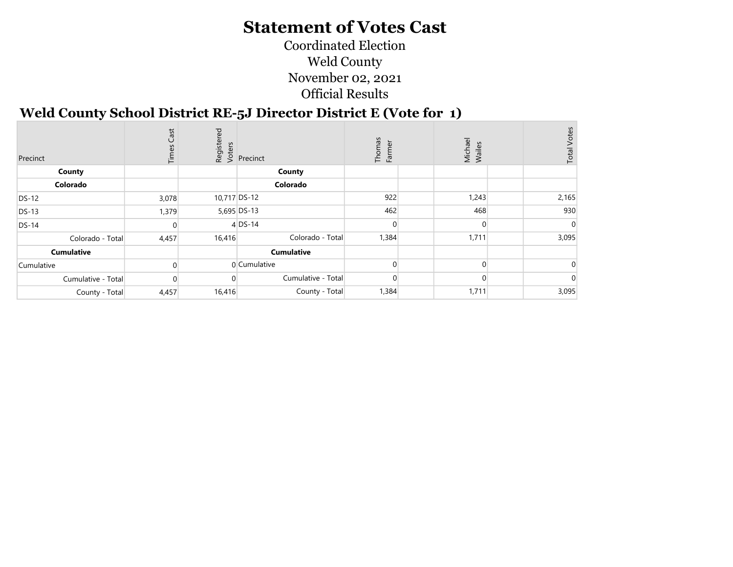# Statement of Votes Cast

Coordinated Election

Weld County

November 02, 2021

Official Results

## Weld County School District RE-5J Director District E (Vote for 1)

| Precinct | Times Cast | Registered Voters | Precinct | Thomas Farmer | | Michael Wailes | | Total Votes |
|---|---|---|---|---|---|---|---|---|
| **County** | | | **County** | | | | | |
| **Colorado** | | | **Colorado** | | | | | |
| DS-12 | 3,078 | 10,717 | DS-12 | 922 | | 1,243 | | 2,165 |
| DS-13 | 1,379 | 5,695 | DS-13 | 462 | | 468 | | 930 |
| DS-14 | 0 | 4 | DS-14 | 0 | | 0 | | 0 |
| Colorado - Total | 4,457 | 16,416 | Colorado - Total | 1,384 | | 1,711 | | 3,095 |
| **Cumulative** | | | **Cumulative** | | | | | |
| Cumulative | 0 | 0 | Cumulative | 0 | | 0 | | 0 |
| Cumulative - Total | 0 | 0 | Cumulative - Total | 0 | | 0 | | 0 |
| County - Total | 4,457 | 16,416 | County - Total | 1,384 | | 1,711 | | 3,095 |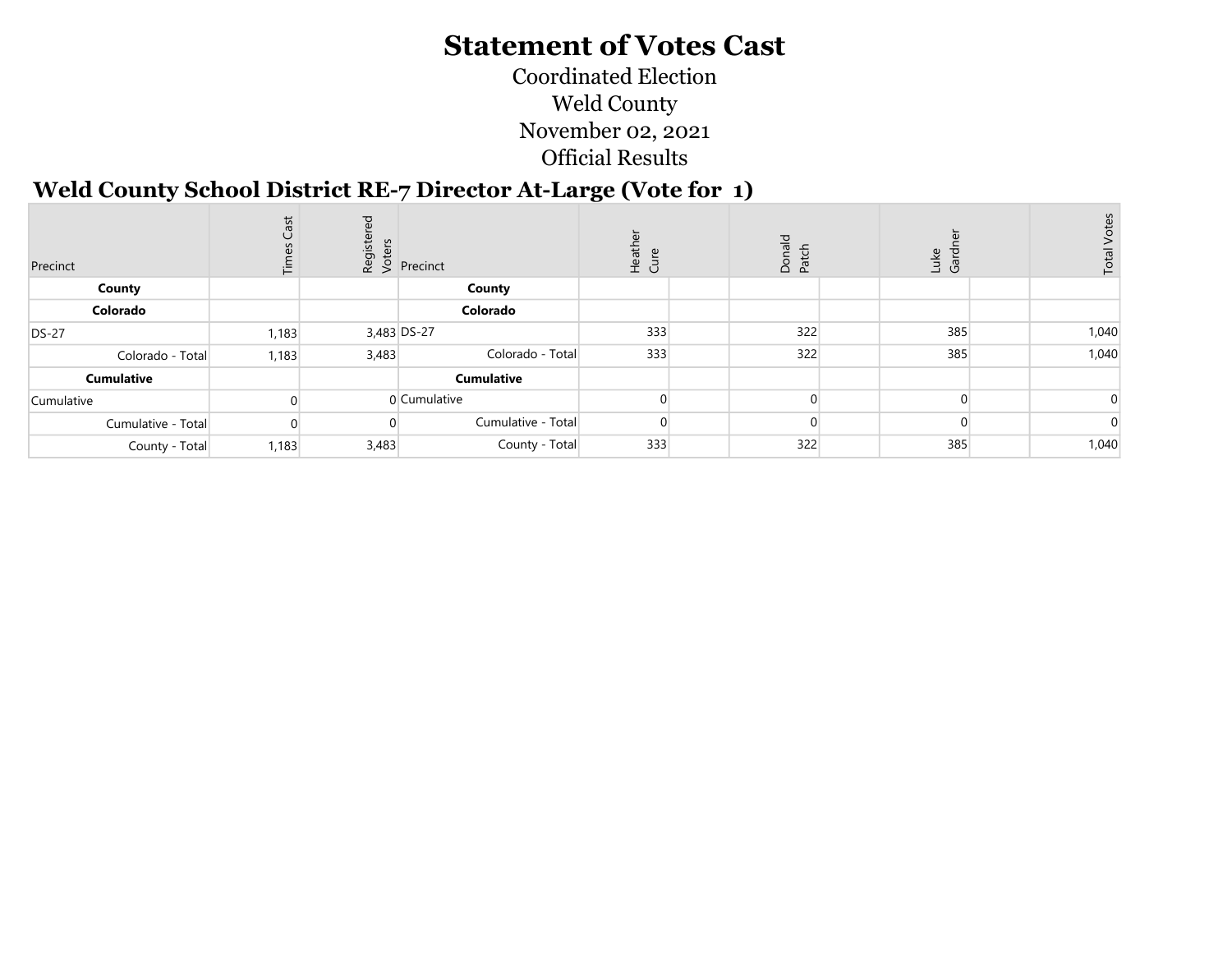# Statement of Votes Cast

Coordinated Election

Weld County

November 02, 2021

Official Results

## Weld County School District RE-7 Director At-Large (Vote for 1)

| Precinct | Times Cast | Registered Voters | Precinct | Heather Cure | | Donald Patch | | Luke Gardner | | Total Votes |
|---|---|---|---|---|---|---|---|---|---|---|
| **County** | | | **County** | | | | | | | |
| **Colorado** | | | **Colorado** | | | | | | | |
| DS-27 | 1,183 | 3,483 | DS-27 | 333 | | 322 | | 385 | | 1,040 |
| Colorado - Total | 1,183 | 3,483 | Colorado - Total | 333 | | 322 | | 385 | | 1,040 |
| **Cumulative** | | | **Cumulative** | | | | | | | |
| Cumulative | 0 | 0 | Cumulative | 0 | | 0 | | 0 | | 0 |
| Cumulative - Total | 0 | 0 | Cumulative - Total | 0 | | 0 | | 0 | | 0 |
| County - Total | 1,183 | 3,483 | County - Total | 333 | | 322 | | 385 | | 1,040 |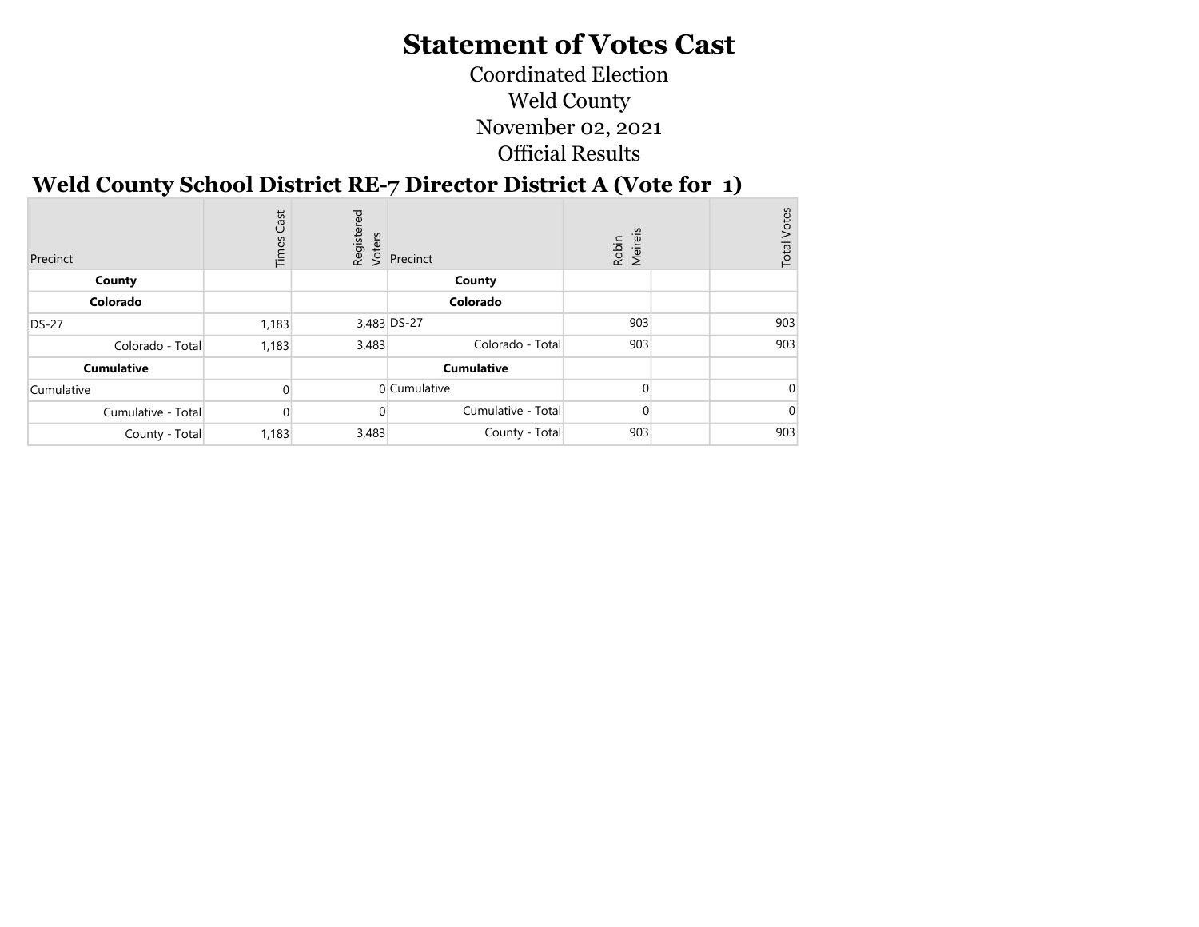# Statement of Votes Cast

Coordinated Election

Weld County

November 02, 2021

Official Results

## Weld County School District RE-7 Director District A (Vote for 1)

| Precinct | Times Cast | Registered Voters | Precinct | Robin Meireis | | Total Votes |
|---|---|---|---|---|---|---|
| **County** | | | **County** | | | |
| **Colorado** | | | **Colorado** | | | |
| DS-27 | 1,183 | 3,483 | DS-27 | 903 | | 903 |
| Colorado - Total | 1,183 | 3,483 | Colorado - Total | 903 | | 903 |
| **Cumulative** | | | **Cumulative** | | | |
| Cumulative | 0 | 0 | Cumulative | 0 | | 0 |
| Cumulative - Total | 0 | 0 | Cumulative - Total | 0 | | 0 |
| County - Total | 1,183 | 3,483 | County - Total | 903 | | 903 |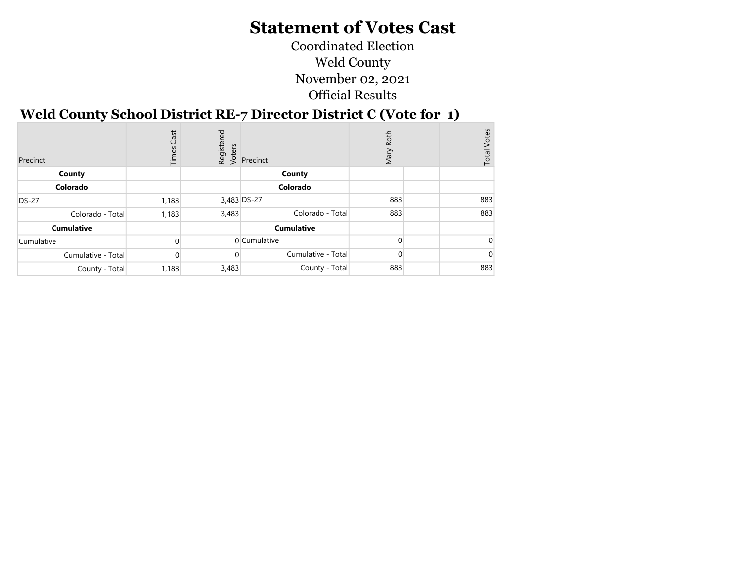# Statement of Votes Cast

Coordinated Election

Weld County

November 02, 2021

Official Results

## Weld County School District RE-7 Director District C (Vote for 1)

| Precinct | Times Cast | Registered Voters | Precinct | Mary Roth | | Total Votes |
|---|---|---|---|---|---|---|
| **County** | | | **County** | | | |
| **Colorado** | | | **Colorado** | | | |
| DS-27 | 1,183 | 3,483 | DS-27 | 883 | | 883 |
| Colorado - Total | 1,183 | 3,483 | Colorado - Total | 883 | | 883 |
| **Cumulative** | | | **Cumulative** | | | |
| Cumulative | 0 | 0 | Cumulative | 0 | | 0 |
| Cumulative - Total | 0 | 0 | Cumulative - Total | 0 | | 0 |
| County - Total | 1,183 | 3,483 | County - Total | 883 | | 883 |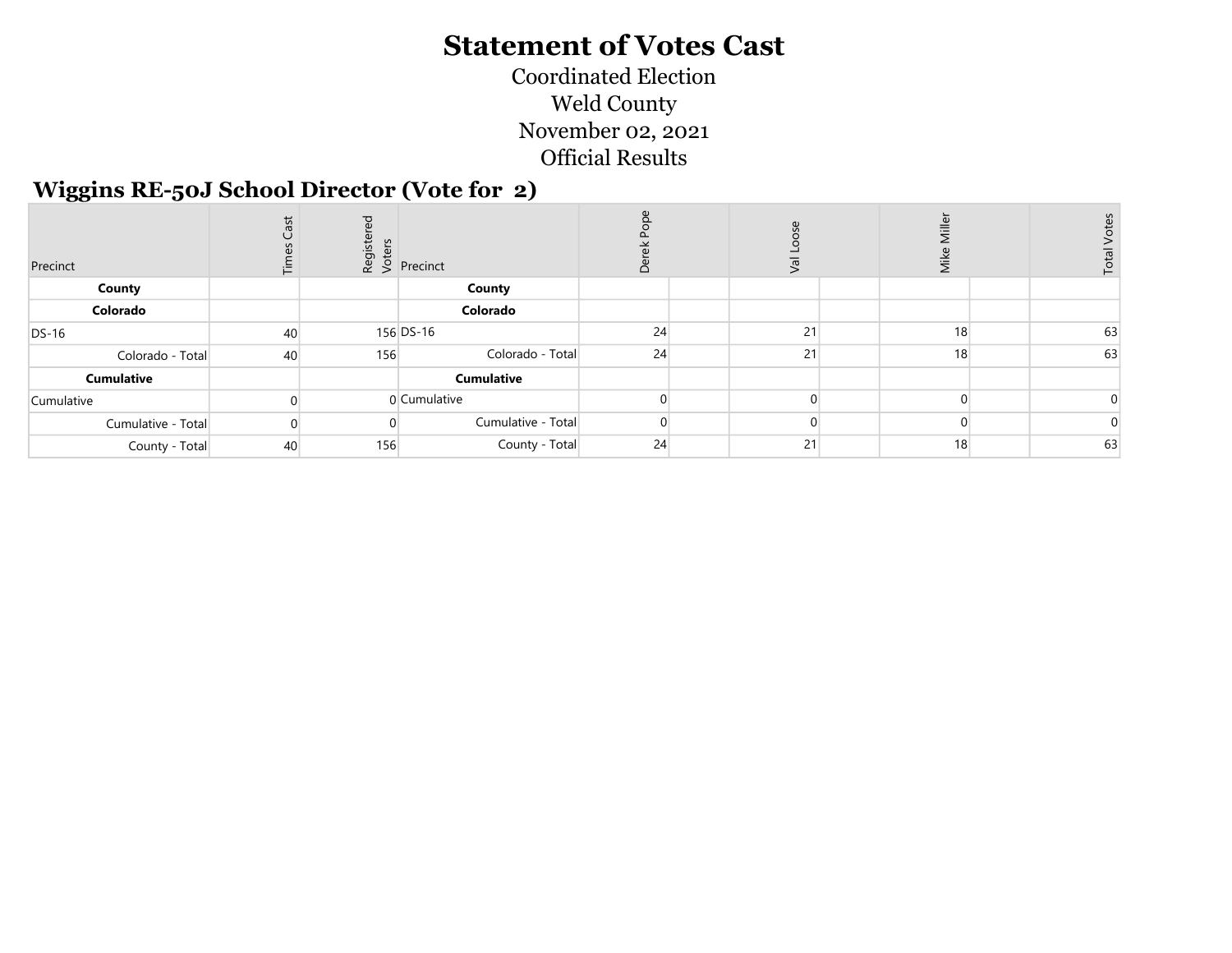# Statement of Votes Cast

Coordinated Election
Weld County
November 02, 2021
Official Results

## Wiggins RE-50J School Director (Vote for 2)

| Precinct | Times Cast | Registered Voters | Precinct | Derek Pope | Val Loose | Mike Miller | Total Votes |
|---|---|---|---|---|---|---|---|
| **County** | | | **County** | | | | |
| **Colorado** | | | **Colorado** | | | | |
| DS-16 | 40 | 156 | DS-16 | 24 | 21 | 18 | 63 |
| Colorado - Total | 40 | 156 | Colorado - Total | 24 | 21 | 18 | 63 |
| **Cumulative** | | | **Cumulative** | | | | |
| Cumulative | 0 | 0 | Cumulative | 0 | 0 | 0 | 0 |
| Cumulative - Total | 0 | 0 | Cumulative - Total | 0 | 0 | 0 | 0 |
| County - Total | 40 | 156 | County - Total | 24 | 21 | 18 | 63 |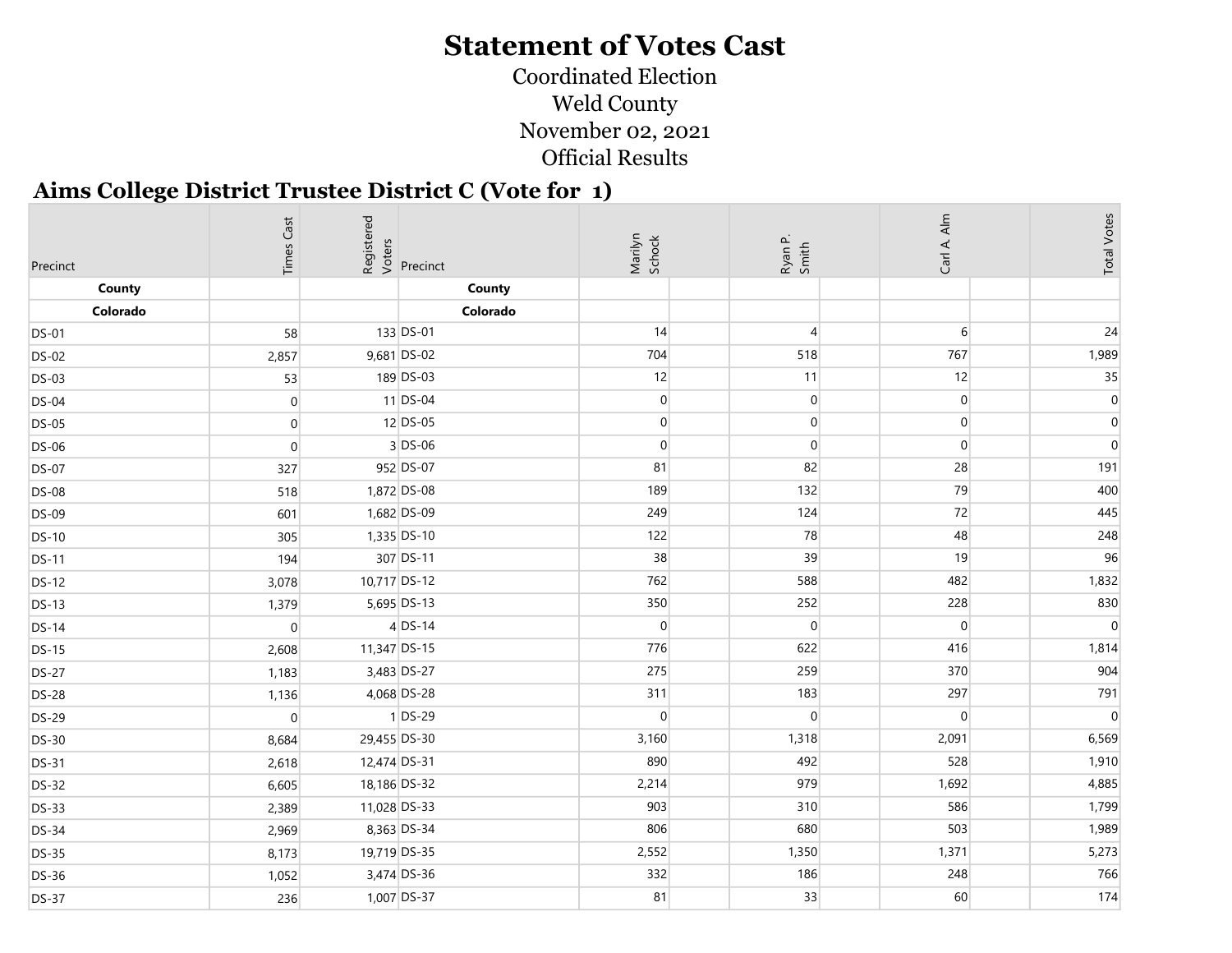# Statement of Votes Cast

Coordinated Election

Weld County

November 02, 2021

Official Results

## Aims College District Trustee District C (Vote for 1)

| Precinct | Times Cast | Registered Voters | Precinct | Marilyn Schock | Ryan P. Smith | Carl A. Alm | Total Votes |
|---|---|---|---|---|---|---|---|
| **County** | | | **County** | | | | |
| **Colorado** | | | **Colorado** | | | | |
| DS-01 | 58 | 133 | DS-01 | 14 | 4 | 6 | 24 |
| DS-02 | 2,857 | 9,681 | DS-02 | 704 | 518 | 767 | 1,989 |
| DS-03 | 53 | 189 | DS-03 | 12 | 11 | 12 | 35 |
| DS-04 | 0 | 11 | DS-04 | 0 | 0 | 0 | 0 |
| DS-05 | 0 | 12 | DS-05 | 0 | 0 | 0 | 0 |
| DS-06 | 0 | 3 | DS-06 | 0 | 0 | 0 | 0 |
| DS-07 | 327 | 952 | DS-07 | 81 | 82 | 28 | 191 |
| DS-08 | 518 | 1,872 | DS-08 | 189 | 132 | 79 | 400 |
| DS-09 | 601 | 1,682 | DS-09 | 249 | 124 | 72 | 445 |
| DS-10 | 305 | 1,335 | DS-10 | 122 | 78 | 48 | 248 |
| DS-11 | 194 | 307 | DS-11 | 38 | 39 | 19 | 96 |
| DS-12 | 3,078 | 10,717 | DS-12 | 762 | 588 | 482 | 1,832 |
| DS-13 | 1,379 | 5,695 | DS-13 | 350 | 252 | 228 | 830 |
| DS-14 | 0 | 4 | DS-14 | 0 | 0 | 0 | 0 |
| DS-15 | 2,608 | 11,347 | DS-15 | 776 | 622 | 416 | 1,814 |
| DS-27 | 1,183 | 3,483 | DS-27 | 275 | 259 | 370 | 904 |
| DS-28 | 1,136 | 4,068 | DS-28 | 311 | 183 | 297 | 791 |
| DS-29 | 0 | 1 | DS-29 | 0 | 0 | 0 | 0 |
| DS-30 | 8,684 | 29,455 | DS-30 | 3,160 | 1,318 | 2,091 | 6,569 |
| DS-31 | 2,618 | 12,474 | DS-31 | 890 | 492 | 528 | 1,910 |
| DS-32 | 6,605 | 18,186 | DS-32 | 2,214 | 979 | 1,692 | 4,885 |
| DS-33 | 2,389 | 11,028 | DS-33 | 903 | 310 | 586 | 1,799 |
| DS-34 | 2,969 | 8,363 | DS-34 | 806 | 680 | 503 | 1,989 |
| DS-35 | 8,173 | 19,719 | DS-35 | 2,552 | 1,350 | 1,371 | 5,273 |
| DS-36 | 1,052 | 3,474 | DS-36 | 332 | 186 | 248 | 766 |
| DS-37 | 236 | 1,007 | DS-37 | 81 | 33 | 60 | 174 |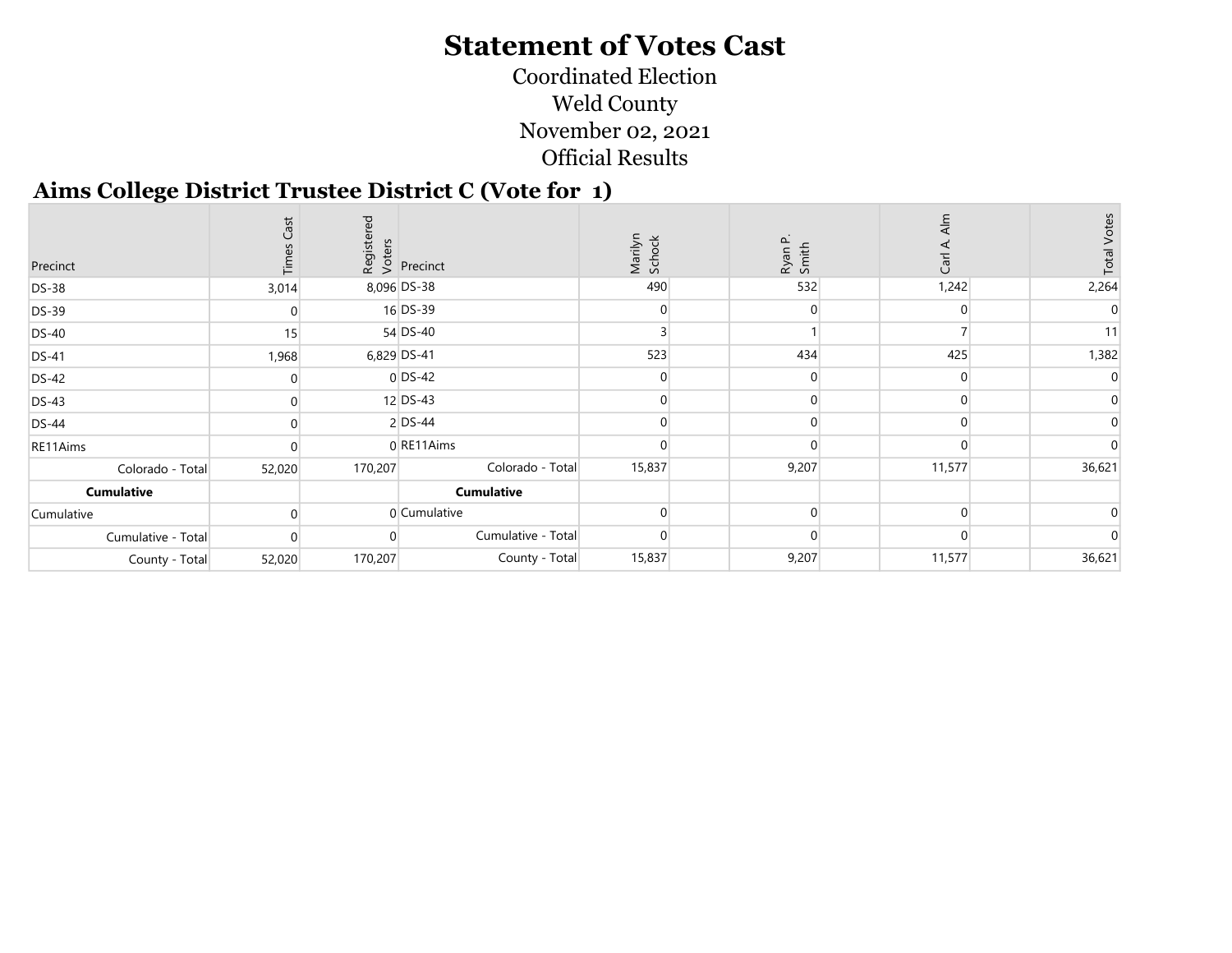# Statement of Votes Cast

Coordinated Election
Weld County
November 02, 2021
Official Results

## Aims College District Trustee District C (Vote for 1)

| Precinct | Times Cast | Registered Voters | Precinct | Marilyn Schock | Ryan P. Smith | Carl A. Alm | Total Votes |
|---|---|---|---|---|---|---|---|
| DS-38 | 3,014 | 8,096 | DS-38 | 490 | 532 | 1,242 | 2,264 |
| DS-39 | 0 | 16 | DS-39 | 0 | 0 | 0 | 0 |
| DS-40 | 15 | 54 | DS-40 | 3 | 1 | 7 | 11 |
| DS-41 | 1,968 | 6,829 | DS-41 | 523 | 434 | 425 | 1,382 |
| DS-42 | 0 | 0 | DS-42 | 0 | 0 | 0 | 0 |
| DS-43 | 0 | 12 | DS-43 | 0 | 0 | 0 | 0 |
| DS-44 | 0 | 2 | DS-44 | 0 | 0 | 0 | 0 |
| RE11Aims | 0 | 0 | RE11Aims | 0 | 0 | 0 | 0 |
| Colorado - Total | 52,020 | 170,207 | Colorado - Total | 15,837 | 9,207 | 11,577 | 36,621 |
| **Cumulative** | | | **Cumulative** | | | | |
| Cumulative | 0 | 0 | Cumulative | 0 | 0 | 0 | 0 |
| Cumulative - Total | 0 | 0 | Cumulative - Total | 0 | 0 | 0 | 0 |
| County - Total | 52,020 | 170,207 | County - Total | 15,837 | 9,207 | 11,577 | 36,621 |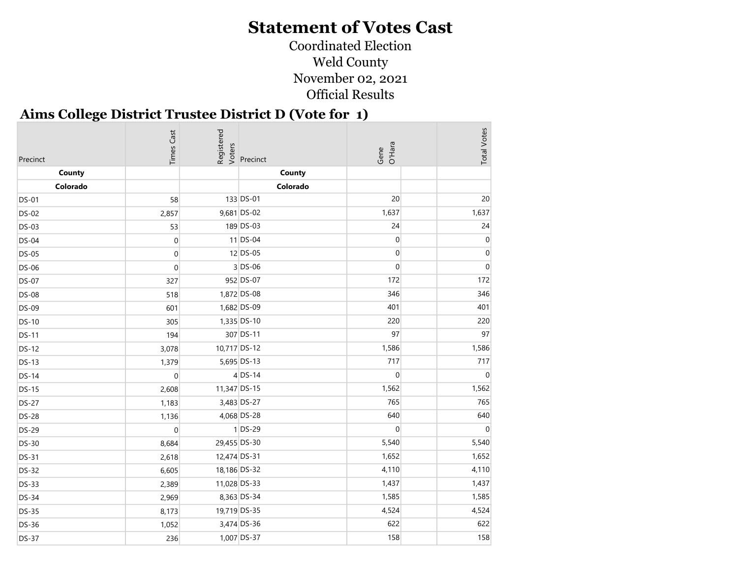# Statement of Votes Cast

Coordinated Election
Weld County
November 02, 2021
Official Results

## Aims College District Trustee District D (Vote for 1)

| Precinct | Times Cast | Registered Voters | Precinct | Gene O'Hara | | Total Votes |
|---|---|---|---|---|---|---|
| **County** | | | **County** | | | |
| **Colorado** | | | **Colorado** | | | |
| DS-01 | 58 | 133 | DS-01 | 20 | | 20 |
| DS-02 | 2,857 | 9,681 | DS-02 | 1,637 | | 1,637 |
| DS-03 | 53 | 189 | DS-03 | 24 | | 24 |
| DS-04 | 0 | 11 | DS-04 | 0 | | 0 |
| DS-05 | 0 | 12 | DS-05 | 0 | | 0 |
| DS-06 | 0 | 3 | DS-06 | 0 | | 0 |
| DS-07 | 327 | 952 | DS-07 | 172 | | 172 |
| DS-08 | 518 | 1,872 | DS-08 | 346 | | 346 |
| DS-09 | 601 | 1,682 | DS-09 | 401 | | 401 |
| DS-10 | 305 | 1,335 | DS-10 | 220 | | 220 |
| DS-11 | 194 | 307 | DS-11 | 97 | | 97 |
| DS-12 | 3,078 | 10,717 | DS-12 | 1,586 | | 1,586 |
| DS-13 | 1,379 | 5,695 | DS-13 | 717 | | 717 |
| DS-14 | 0 | 4 | DS-14 | 0 | | 0 |
| DS-15 | 2,608 | 11,347 | DS-15 | 1,562 | | 1,562 |
| DS-27 | 1,183 | 3,483 | DS-27 | 765 | | 765 |
| DS-28 | 1,136 | 4,068 | DS-28 | 640 | | 640 |
| DS-29 | 0 | 1 | DS-29 | 0 | | 0 |
| DS-30 | 8,684 | 29,455 | DS-30 | 5,540 | | 5,540 |
| DS-31 | 2,618 | 12,474 | DS-31 | 1,652 | | 1,652 |
| DS-32 | 6,605 | 18,186 | DS-32 | 4,110 | | 4,110 |
| DS-33 | 2,389 | 11,028 | DS-33 | 1,437 | | 1,437 |
| DS-34 | 2,969 | 8,363 | DS-34 | 1,585 | | 1,585 |
| DS-35 | 8,173 | 19,719 | DS-35 | 4,524 | | 4,524 |
| DS-36 | 1,052 | 3,474 | DS-36 | 622 | | 622 |
| DS-37 | 236 | 1,007 | DS-37 | 158 | | 158 |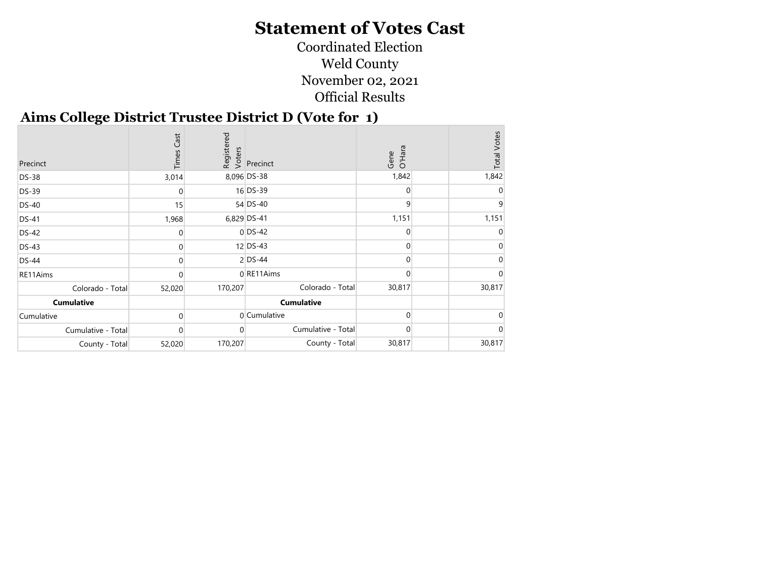# Statement of Votes Cast

Coordinated Election

Weld County

November 02, 2021

Official Results

## Aims College District Trustee District D (Vote for 1)

| Precinct | Times Cast | Registered Voters | Precinct | Gene O'Hara | | Total Votes |
|---|---|---|---|---|---|---|
| DS-38 | 3,014 | 8,096 | DS-38 | 1,842 | | 1,842 |
| DS-39 | 0 | 16 | DS-39 | 0 | | 0 |
| DS-40 | 15 | 54 | DS-40 | 9 | | 9 |
| DS-41 | 1,968 | 6,829 | DS-41 | 1,151 | | 1,151 |
| DS-42 | 0 | 0 | DS-42 | 0 | | 0 |
| DS-43 | 0 | 12 | DS-43 | 0 | | 0 |
| DS-44 | 0 | 2 | DS-44 | 0 | | 0 |
| RE11Aims | 0 | 0 | RE11Aims | 0 | | 0 |
| Colorado - Total | 52,020 | 170,207 | Colorado - Total | 30,817 | | 30,817 |
| **Cumulative** | | | **Cumulative** | | | |
| Cumulative | 0 | 0 | Cumulative | 0 | | 0 |
| Cumulative - Total | 0 | 0 | Cumulative - Total | 0 | | 0 |
| County - Total | 52,020 | 170,207 | County - Total | 30,817 | | 30,817 |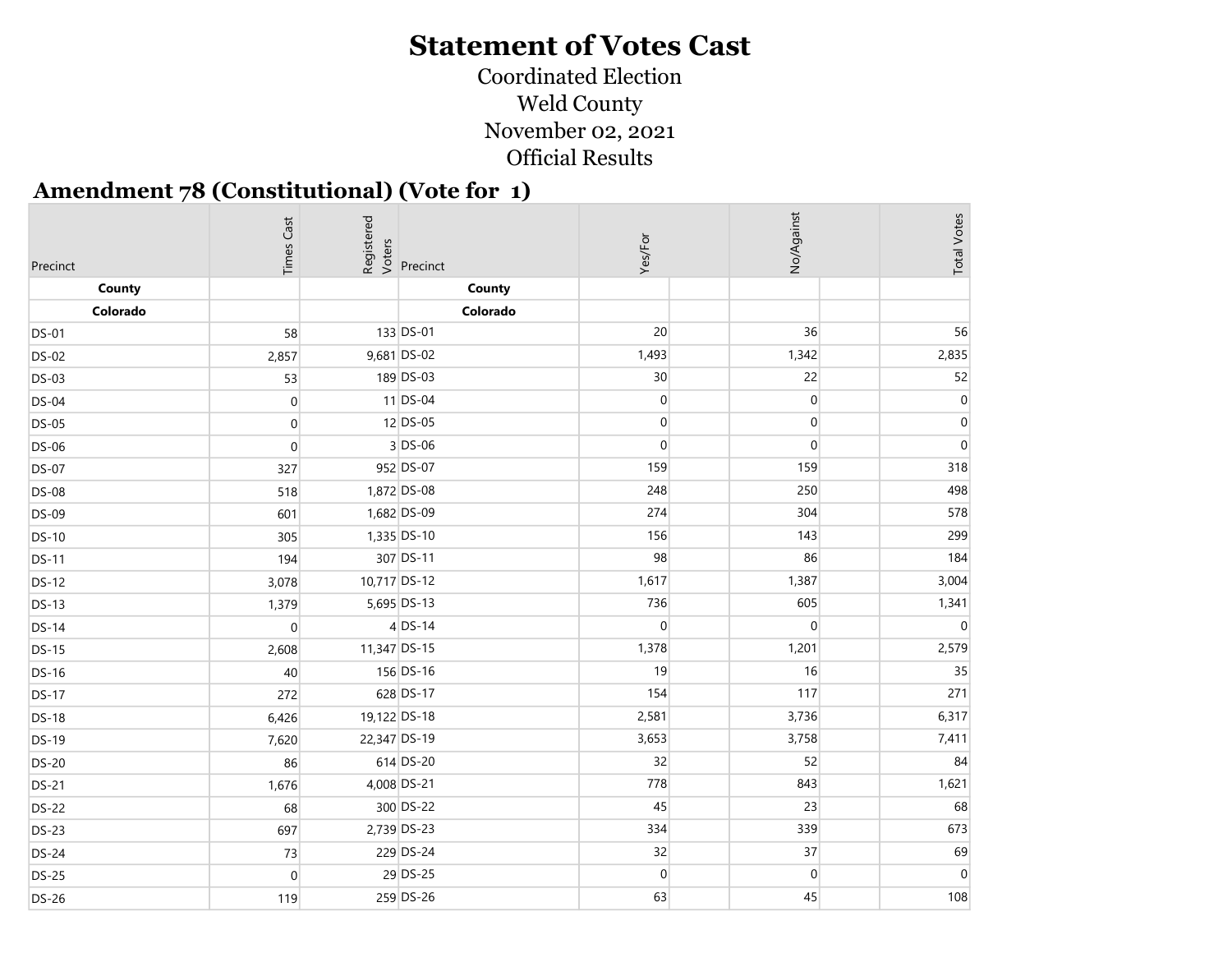# Statement of Votes Cast

Coordinated Election

Weld County

November 02, 2021

Official Results

## Amendment 78 (Constitutional) (Vote for 1)

| Precinct | Times Cast | Registered Voters | Precinct | Yes/For | No/Against | Total Votes |
|---|---|---|---|---|---|---|
| **County** | | | **County** | | | |
| **Colorado** | | | **Colorado** | | | |
| DS-01 | 58 | 133 | DS-01 | 20 | 36 | 56 |
| DS-02 | 2,857 | 9,681 | DS-02 | 1,493 | 1,342 | 2,835 |
| DS-03 | 53 | 189 | DS-03 | 30 | 22 | 52 |
| DS-04 | 0 | 11 | DS-04 | 0 | 0 | 0 |
| DS-05 | 0 | 12 | DS-05 | 0 | 0 | 0 |
| DS-06 | 0 | 3 | DS-06 | 0 | 0 | 0 |
| DS-07 | 327 | 952 | DS-07 | 159 | 159 | 318 |
| DS-08 | 518 | 1,872 | DS-08 | 248 | 250 | 498 |
| DS-09 | 601 | 1,682 | DS-09 | 274 | 304 | 578 |
| DS-10 | 305 | 1,335 | DS-10 | 156 | 143 | 299 |
| DS-11 | 194 | 307 | DS-11 | 98 | 86 | 184 |
| DS-12 | 3,078 | 10,717 | DS-12 | 1,617 | 1,387 | 3,004 |
| DS-13 | 1,379 | 5,695 | DS-13 | 736 | 605 | 1,341 |
| DS-14 | 0 | 4 | DS-14 | 0 | 0 | 0 |
| DS-15 | 2,608 | 11,347 | DS-15 | 1,378 | 1,201 | 2,579 |
| DS-16 | 40 | 156 | DS-16 | 19 | 16 | 35 |
| DS-17 | 272 | 628 | DS-17 | 154 | 117 | 271 |
| DS-18 | 6,426 | 19,122 | DS-18 | 2,581 | 3,736 | 6,317 |
| DS-19 | 7,620 | 22,347 | DS-19 | 3,653 | 3,758 | 7,411 |
| DS-20 | 86 | 614 | DS-20 | 32 | 52 | 84 |
| DS-21 | 1,676 | 4,008 | DS-21 | 778 | 843 | 1,621 |
| DS-22 | 68 | 300 | DS-22 | 45 | 23 | 68 |
| DS-23 | 697 | 2,739 | DS-23 | 334 | 339 | 673 |
| DS-24 | 73 | 229 | DS-24 | 32 | 37 | 69 |
| DS-25 | 0 | 29 | DS-25 | 0 | 0 | 0 |
| DS-26 | 119 | 259 | DS-26 | 63 | 45 | 108 |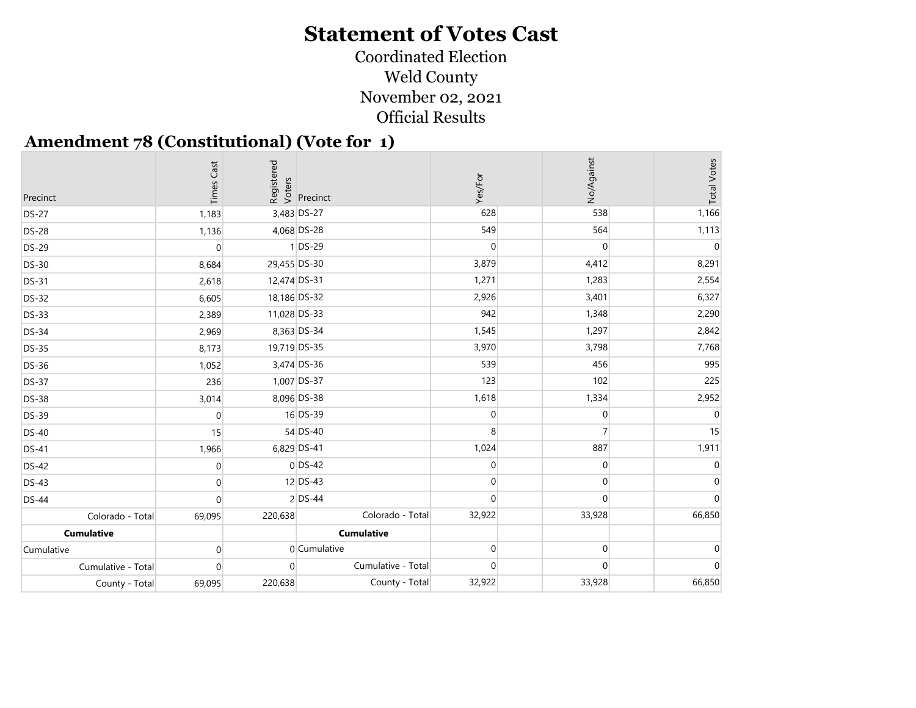# Statement of Votes Cast

Coordinated Election

Weld County

November 02, 2021

Official Results

## Amendment 78 (Constitutional) (Vote for 1)

| Precinct | Times Cast | Registered Voters | Precinct | Yes/For | No/Against | Total Votes |
|---|---|---|---|---|---|---|
| DS-27 | 1,183 | 3,483 | DS-27 | 628 | 538 | 1,166 |
| DS-28 | 1,136 | 4,068 | DS-28 | 549 | 564 | 1,113 |
| DS-29 | 0 | 1 | DS-29 | 0 | 0 | 0 |
| DS-30 | 8,684 | 29,455 | DS-30 | 3,879 | 4,412 | 8,291 |
| DS-31 | 2,618 | 12,474 | DS-31 | 1,271 | 1,283 | 2,554 |
| DS-32 | 6,605 | 18,186 | DS-32 | 2,926 | 3,401 | 6,327 |
| DS-33 | 2,389 | 11,028 | DS-33 | 942 | 1,348 | 2,290 |
| DS-34 | 2,969 | 8,363 | DS-34 | 1,545 | 1,297 | 2,842 |
| DS-35 | 8,173 | 19,719 | DS-35 | 3,970 | 3,798 | 7,768 |
| DS-36 | 1,052 | 3,474 | DS-36 | 539 | 456 | 995 |
| DS-37 | 236 | 1,007 | DS-37 | 123 | 102 | 225 |
| DS-38 | 3,014 | 8,096 | DS-38 | 1,618 | 1,334 | 2,952 |
| DS-39 | 0 | 16 | DS-39 | 0 | 0 | 0 |
| DS-40 | 15 | 54 | DS-40 | 8 | 7 | 15 |
| DS-41 | 1,966 | 6,829 | DS-41 | 1,024 | 887 | 1,911 |
| DS-42 | 0 | 0 | DS-42 | 0 | 0 | 0 |
| DS-43 | 0 | 12 | DS-43 | 0 | 0 | 0 |
| DS-44 | 0 | 2 | DS-44 | 0 | 0 | 0 |
| Colorado - Total | 69,095 | 220,638 | Colorado - Total | 32,922 | 33,928 | 66,850 |
| **Cumulative** | | | **Cumulative** | | | |
| Cumulative | 0 | 0 | Cumulative | 0 | 0 | 0 |
| Cumulative - Total | 0 | 0 | Cumulative - Total | 0 | 0 | 0 |
| County - Total | 69,095 | 220,638 | County - Total | 32,922 | 33,928 | 66,850 |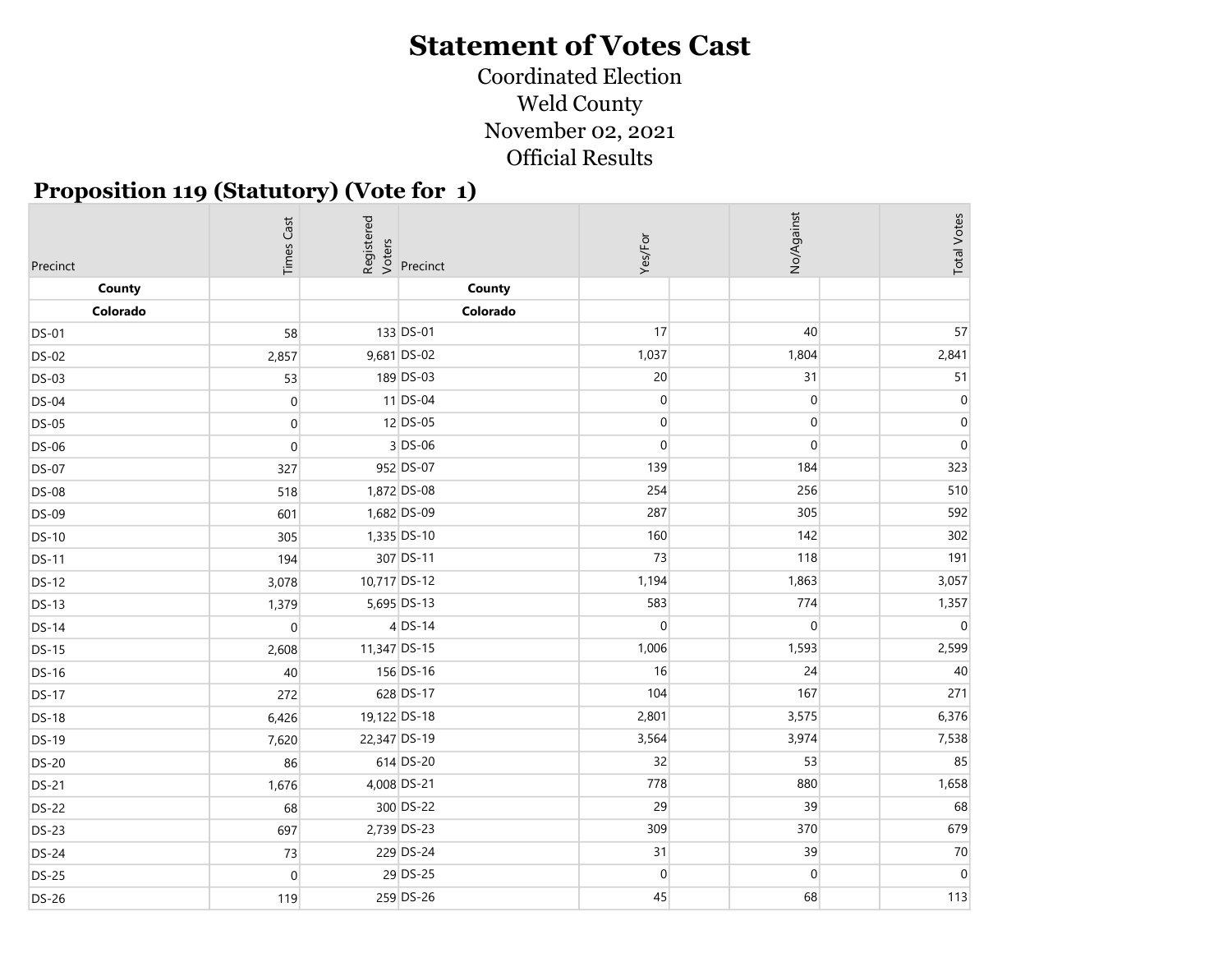# Statement of Votes Cast

Coordinated Election

Weld County

November 02, 2021

Official Results

## Proposition 119 (Statutory) (Vote for 1)

| Precinct | Times Cast | Registered Voters | Precinct | Yes/For | | No/Against | | Total Votes |
|---|---|---|---|---|---|---|---|---|
| **County** | | | **County** | | | | | |
| **Colorado** | | | **Colorado** | | | | | |
| DS-01 | 58 | 133 | DS-01 | 17 | | 40 | | 57 |
| DS-02 | 2,857 | 9,681 | DS-02 | 1,037 | | 1,804 | | 2,841 |
| DS-03 | 53 | 189 | DS-03 | 20 | | 31 | | 51 |
| DS-04 | 0 | 11 | DS-04 | 0 | | 0 | | 0 |
| DS-05 | 0 | 12 | DS-05 | 0 | | 0 | | 0 |
| DS-06 | 0 | 3 | DS-06 | 0 | | 0 | | 0 |
| DS-07 | 327 | 952 | DS-07 | 139 | | 184 | | 323 |
| DS-08 | 518 | 1,872 | DS-08 | 254 | | 256 | | 510 |
| DS-09 | 601 | 1,682 | DS-09 | 287 | | 305 | | 592 |
| DS-10 | 305 | 1,335 | DS-10 | 160 | | 142 | | 302 |
| DS-11 | 194 | 307 | DS-11 | 73 | | 118 | | 191 |
| DS-12 | 3,078 | 10,717 | DS-12 | 1,194 | | 1,863 | | 3,057 |
| DS-13 | 1,379 | 5,695 | DS-13 | 583 | | 774 | | 1,357 |
| DS-14 | 0 | 4 | DS-14 | 0 | | 0 | | 0 |
| DS-15 | 2,608 | 11,347 | DS-15 | 1,006 | | 1,593 | | 2,599 |
| DS-16 | 40 | 156 | DS-16 | 16 | | 24 | | 40 |
| DS-17 | 272 | 628 | DS-17 | 104 | | 167 | | 271 |
| DS-18 | 6,426 | 19,122 | DS-18 | 2,801 | | 3,575 | | 6,376 |
| DS-19 | 7,620 | 22,347 | DS-19 | 3,564 | | 3,974 | | 7,538 |
| DS-20 | 86 | 614 | DS-20 | 32 | | 53 | | 85 |
| DS-21 | 1,676 | 4,008 | DS-21 | 778 | | 880 | | 1,658 |
| DS-22 | 68 | 300 | DS-22 | 29 | | 39 | | 68 |
| DS-23 | 697 | 2,739 | DS-23 | 309 | | 370 | | 679 |
| DS-24 | 73 | 229 | DS-24 | 31 | | 39 | | 70 |
| DS-25 | 0 | 29 | DS-25 | 0 | | 0 | | 0 |
| DS-26 | 119 | 259 | DS-26 | 45 | | 68 | | 113 |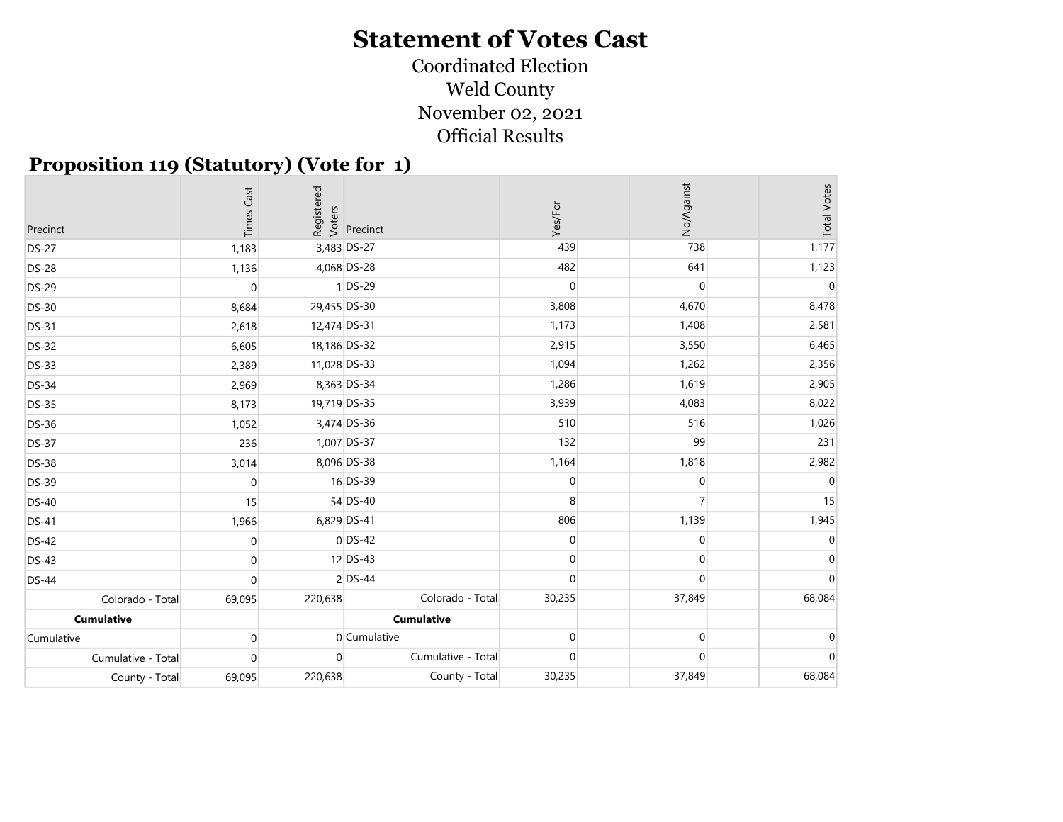# Statement of Votes Cast

Coordinated Election
Weld County
November 02, 2021
Official Results

## Proposition 119 (Statutory) (Vote for 1)

| Precinct | Times Cast | Registered Voters | Precinct | Yes/For | No/Against | Total Votes |
|---|---|---|---|---|---|---|
| DS-27 | 1,183 | 3,483 | DS-27 | 439 | 738 | 1,177 |
| DS-28 | 1,136 | 4,068 | DS-28 | 482 | 641 | 1,123 |
| DS-29 | 0 | 1 | DS-29 | 0 | 0 | 0 |
| DS-30 | 8,684 | 29,455 | DS-30 | 3,808 | 4,670 | 8,478 |
| DS-31 | 2,618 | 12,474 | DS-31 | 1,173 | 1,408 | 2,581 |
| DS-32 | 6,605 | 18,186 | DS-32 | 2,915 | 3,550 | 6,465 |
| DS-33 | 2,389 | 11,028 | DS-33 | 1,094 | 1,262 | 2,356 |
| DS-34 | 2,969 | 8,363 | DS-34 | 1,286 | 1,619 | 2,905 |
| DS-35 | 8,173 | 19,719 | DS-35 | 3,939 | 4,083 | 8,022 |
| DS-36 | 1,052 | 3,474 | DS-36 | 510 | 516 | 1,026 |
| DS-37 | 236 | 1,007 | DS-37 | 132 | 99 | 231 |
| DS-38 | 3,014 | 8,096 | DS-38 | 1,164 | 1,818 | 2,982 |
| DS-39 | 0 | 16 | DS-39 | 0 | 0 | 0 |
| DS-40 | 15 | 54 | DS-40 | 8 | 7 | 15 |
| DS-41 | 1,966 | 6,829 | DS-41 | 806 | 1,139 | 1,945 |
| DS-42 | 0 | 0 | DS-42 | 0 | 0 | 0 |
| DS-43 | 0 | 12 | DS-43 | 0 | 0 | 0 |
| DS-44 | 0 | 2 | DS-44 | 0 | 0 | 0 |
| Colorado - Total | 69,095 | 220,638 | Colorado - Total | 30,235 | 37,849 | 68,084 |
| **Cumulative** | | | **Cumulative** | | | |
| Cumulative | 0 | 0 | Cumulative | 0 | 0 | 0 |
| Cumulative - Total | 0 | 0 | Cumulative - Total | 0 | 0 | 0 |
| County - Total | 69,095 | 220,638 | County - Total | 30,235 | 37,849 | 68,084 |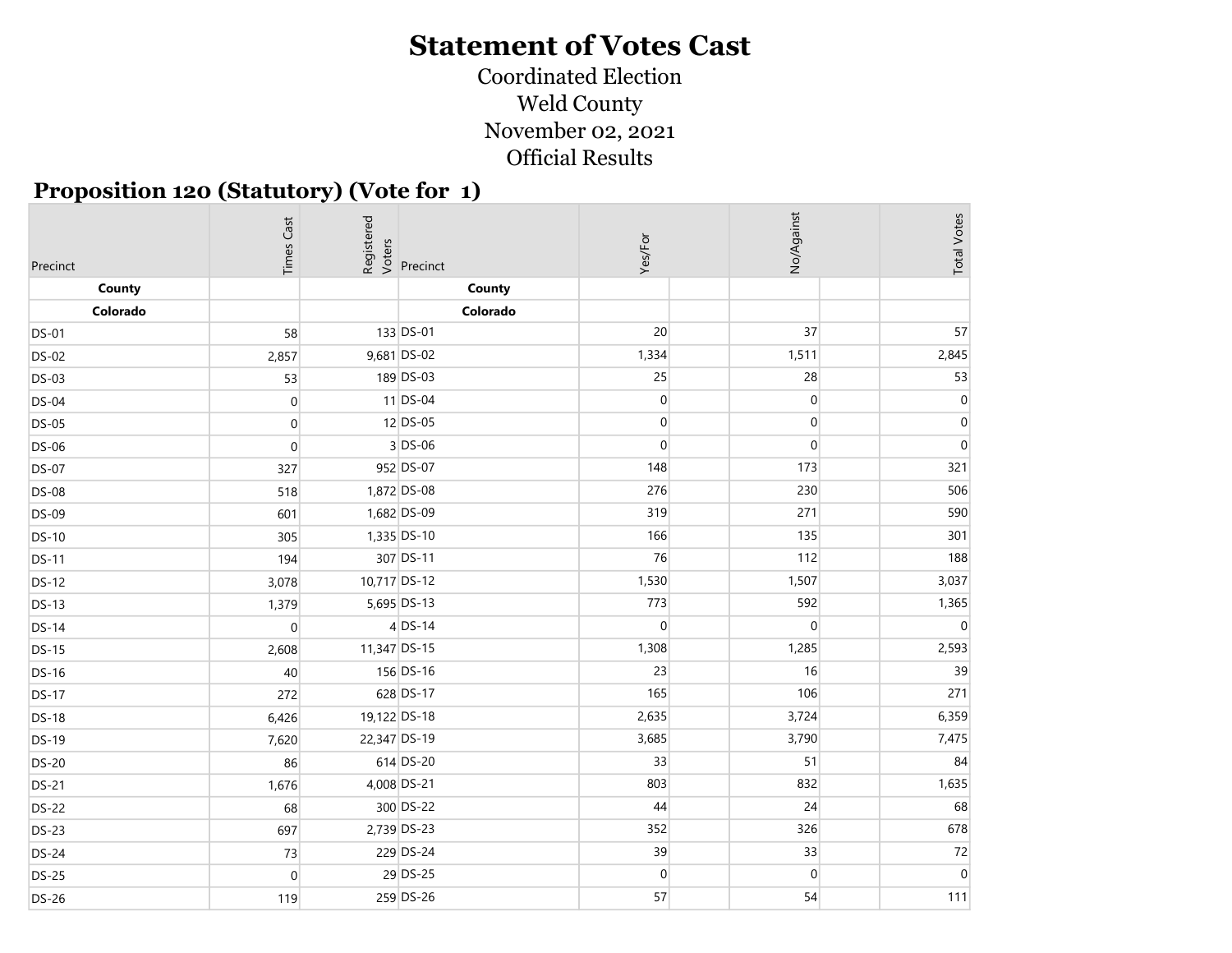# Statement of Votes Cast

Coordinated Election
Weld County
November 02, 2021
Official Results

## Proposition 120 (Statutory) (Vote for 1)

| Precinct | Times Cast | Registered Voters | Precinct | Yes/For | No/Against | Total Votes |
|---|---|---|---|---|---|---|
| **County** | | | **County** | | | |
| **Colorado** | | | **Colorado** | | | |
| DS-01 | 58 | 133 | DS-01 | 20 | 37 | 57 |
| DS-02 | 2,857 | 9,681 | DS-02 | 1,334 | 1,511 | 2,845 |
| DS-03 | 53 | 189 | DS-03 | 25 | 28 | 53 |
| DS-04 | 0 | 11 | DS-04 | 0 | 0 | 0 |
| DS-05 | 0 | 12 | DS-05 | 0 | 0 | 0 |
| DS-06 | 0 | 3 | DS-06 | 0 | 0 | 0 |
| DS-07 | 327 | 952 | DS-07 | 148 | 173 | 321 |
| DS-08 | 518 | 1,872 | DS-08 | 276 | 230 | 506 |
| DS-09 | 601 | 1,682 | DS-09 | 319 | 271 | 590 |
| DS-10 | 305 | 1,335 | DS-10 | 166 | 135 | 301 |
| DS-11 | 194 | 307 | DS-11 | 76 | 112 | 188 |
| DS-12 | 3,078 | 10,717 | DS-12 | 1,530 | 1,507 | 3,037 |
| DS-13 | 1,379 | 5,695 | DS-13 | 773 | 592 | 1,365 |
| DS-14 | 0 | 4 | DS-14 | 0 | 0 | 0 |
| DS-15 | 2,608 | 11,347 | DS-15 | 1,308 | 1,285 | 2,593 |
| DS-16 | 40 | 156 | DS-16 | 23 | 16 | 39 |
| DS-17 | 272 | 628 | DS-17 | 165 | 106 | 271 |
| DS-18 | 6,426 | 19,122 | DS-18 | 2,635 | 3,724 | 6,359 |
| DS-19 | 7,620 | 22,347 | DS-19 | 3,685 | 3,790 | 7,475 |
| DS-20 | 86 | 614 | DS-20 | 33 | 51 | 84 |
| DS-21 | 1,676 | 4,008 | DS-21 | 803 | 832 | 1,635 |
| DS-22 | 68 | 300 | DS-22 | 44 | 24 | 68 |
| DS-23 | 697 | 2,739 | DS-23 | 352 | 326 | 678 |
| DS-24 | 73 | 229 | DS-24 | 39 | 33 | 72 |
| DS-25 | 0 | 29 | DS-25 | 0 | 0 | 0 |
| DS-26 | 119 | 259 | DS-26 | 57 | 54 | 111 |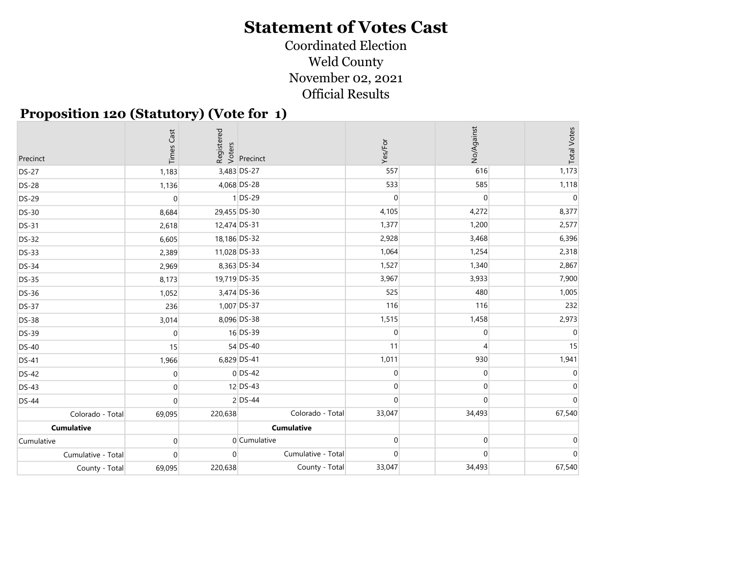# Statement of Votes Cast

Coordinated Election

Weld County

November 02, 2021

Official Results

## Proposition 120 (Statutory) (Vote for 1)

| Precinct | Times Cast | Registered Voters | Precinct | Yes/For | No/Against | Total Votes |
|---|---|---|---|---|---|---|
| DS-27 | 1,183 | 3,483 | DS-27 | 557 | 616 | 1,173 |
| DS-28 | 1,136 | 4,068 | DS-28 | 533 | 585 | 1,118 |
| DS-29 | 0 | 1 | DS-29 | 0 | 0 | 0 |
| DS-30 | 8,684 | 29,455 | DS-30 | 4,105 | 4,272 | 8,377 |
| DS-31 | 2,618 | 12,474 | DS-31 | 1,377 | 1,200 | 2,577 |
| DS-32 | 6,605 | 18,186 | DS-32 | 2,928 | 3,468 | 6,396 |
| DS-33 | 2,389 | 11,028 | DS-33 | 1,064 | 1,254 | 2,318 |
| DS-34 | 2,969 | 8,363 | DS-34 | 1,527 | 1,340 | 2,867 |
| DS-35 | 8,173 | 19,719 | DS-35 | 3,967 | 3,933 | 7,900 |
| DS-36 | 1,052 | 3,474 | DS-36 | 525 | 480 | 1,005 |
| DS-37 | 236 | 1,007 | DS-37 | 116 | 116 | 232 |
| DS-38 | 3,014 | 8,096 | DS-38 | 1,515 | 1,458 | 2,973 |
| DS-39 | 0 | 16 | DS-39 | 0 | 0 | 0 |
| DS-40 | 15 | 54 | DS-40 | 11 | 4 | 15 |
| DS-41 | 1,966 | 6,829 | DS-41 | 1,011 | 930 | 1,941 |
| DS-42 | 0 | 0 | DS-42 | 0 | 0 | 0 |
| DS-43 | 0 | 12 | DS-43 | 0 | 0 | 0 |
| DS-44 | 0 | 2 | DS-44 | 0 | 0 | 0 |
| Colorado - Total | 69,095 | 220,638 | Colorado - Total | 33,047 | 34,493 | 67,540 |
| **Cumulative** | | | **Cumulative** | | | |
| Cumulative | 0 | 0 | Cumulative | 0 | 0 | 0 |
| Cumulative - Total | 0 | 0 | Cumulative - Total | 0 | 0 | 0 |
| County - Total | 69,095 | 220,638 | County - Total | 33,047 | 34,493 | 67,540 |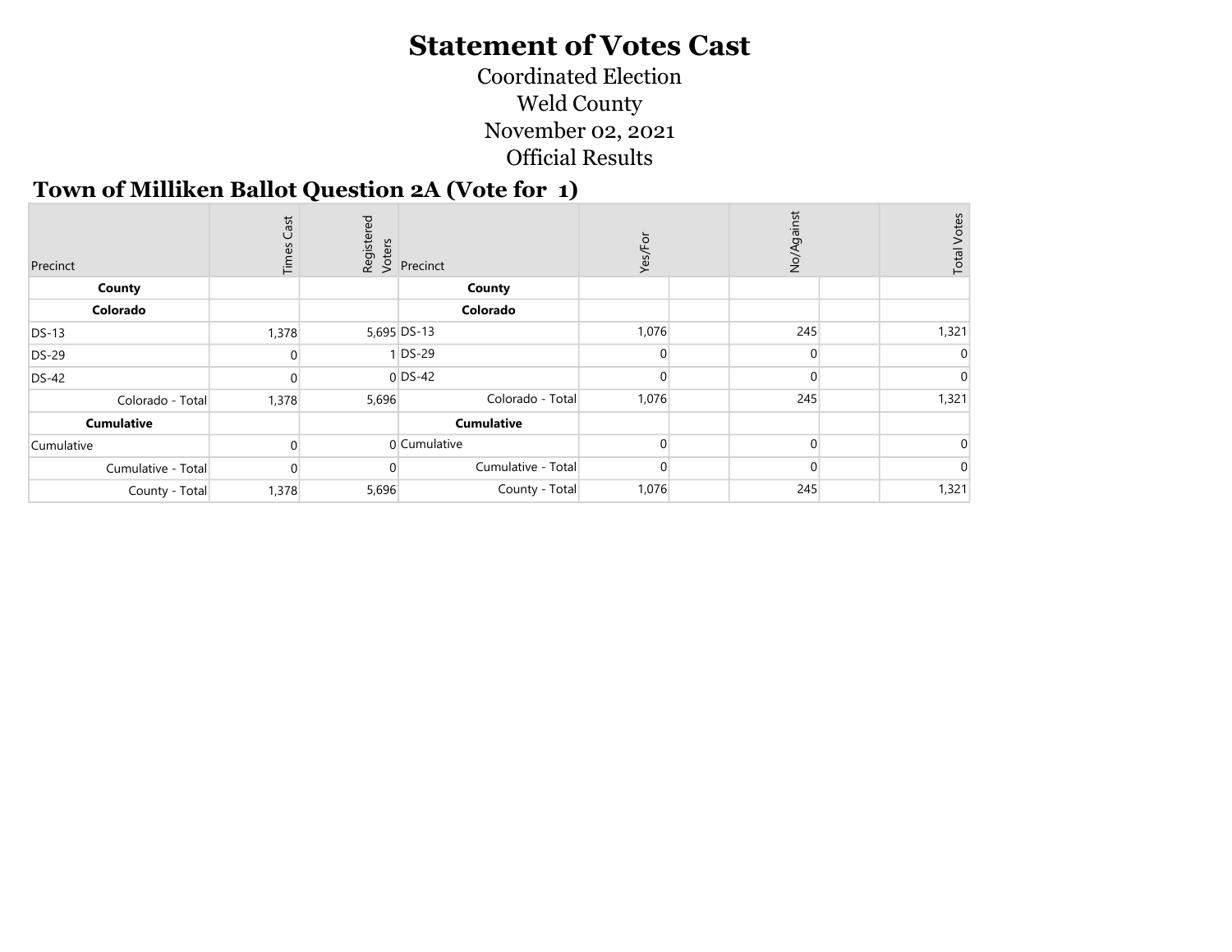# Statement of Votes Cast

Coordinated Election

Weld County

November 02, 2021

Official Results

## Town of Milliken Ballot Question 2A (Vote for 1)

| Precinct | Times Cast | Registered Voters | Precinct | Yes/For | | No/Against | | Total Votes |
|---|---|---|---|---|---|---|---|---|
| **County** | | | **County** | | | | | |
| **Colorado** | | | **Colorado** | | | | | |
| DS-13 | 1,378 | 5,695 | DS-13 | 1,076 | | 245 | | 1,321 |
| DS-29 | 0 | 1 | DS-29 | 0 | | 0 | | 0 |
| DS-42 | 0 | 0 | DS-42 | 0 | | 0 | | 0 |
| Colorado - Total | 1,378 | 5,696 | Colorado - Total | 1,076 | | 245 | | 1,321 |
| **Cumulative** | | | **Cumulative** | | | | | |
| Cumulative | 0 | 0 | Cumulative | 0 | | 0 | | 0 |
| Cumulative - Total | 0 | 0 | Cumulative - Total | 0 | | 0 | | 0 |
| County - Total | 1,378 | 5,696 | County - Total | 1,076 | | 245 | | 1,321 |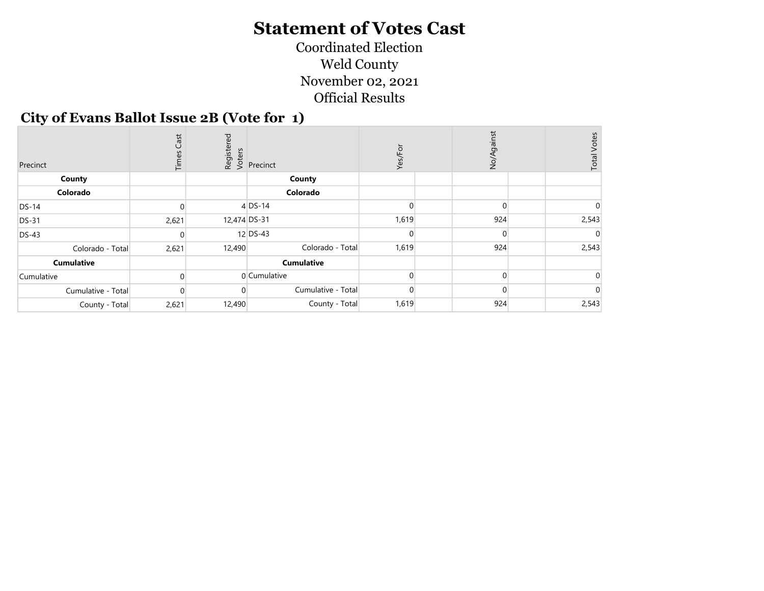# Statement of Votes Cast

Coordinated Election
Weld County
November 02, 2021
Official Results

## City of Evans Ballot Issue 2B (Vote for 1)

| Precinct | Times Cast | Registered Voters | Precinct | Yes/For | | No/Against | | Total Votes |
|---|---|---|---|---|---|---|---|---|
| **County** | | | **County** | | | | | |
| **Colorado** | | | **Colorado** | | | | | |
| DS-14 | 0 | 4 | DS-14 | 0 | | 0 | | 0 |
| DS-31 | 2,621 | 12,474 | DS-31 | 1,619 | | 924 | | 2,543 |
| DS-43 | 0 | 12 | DS-43 | 0 | | 0 | | 0 |
| Colorado - Total | 2,621 | 12,490 | Colorado - Total | 1,619 | | 924 | | 2,543 |
| **Cumulative** | | | **Cumulative** | | | | | |
| Cumulative | 0 | 0 | Cumulative | 0 | | 0 | | 0 |
| Cumulative - Total | 0 | 0 | Cumulative - Total | 0 | | 0 | | 0 |
| County - Total | 2,621 | 12,490 | County - Total | 1,619 | | 924 | | 2,543 |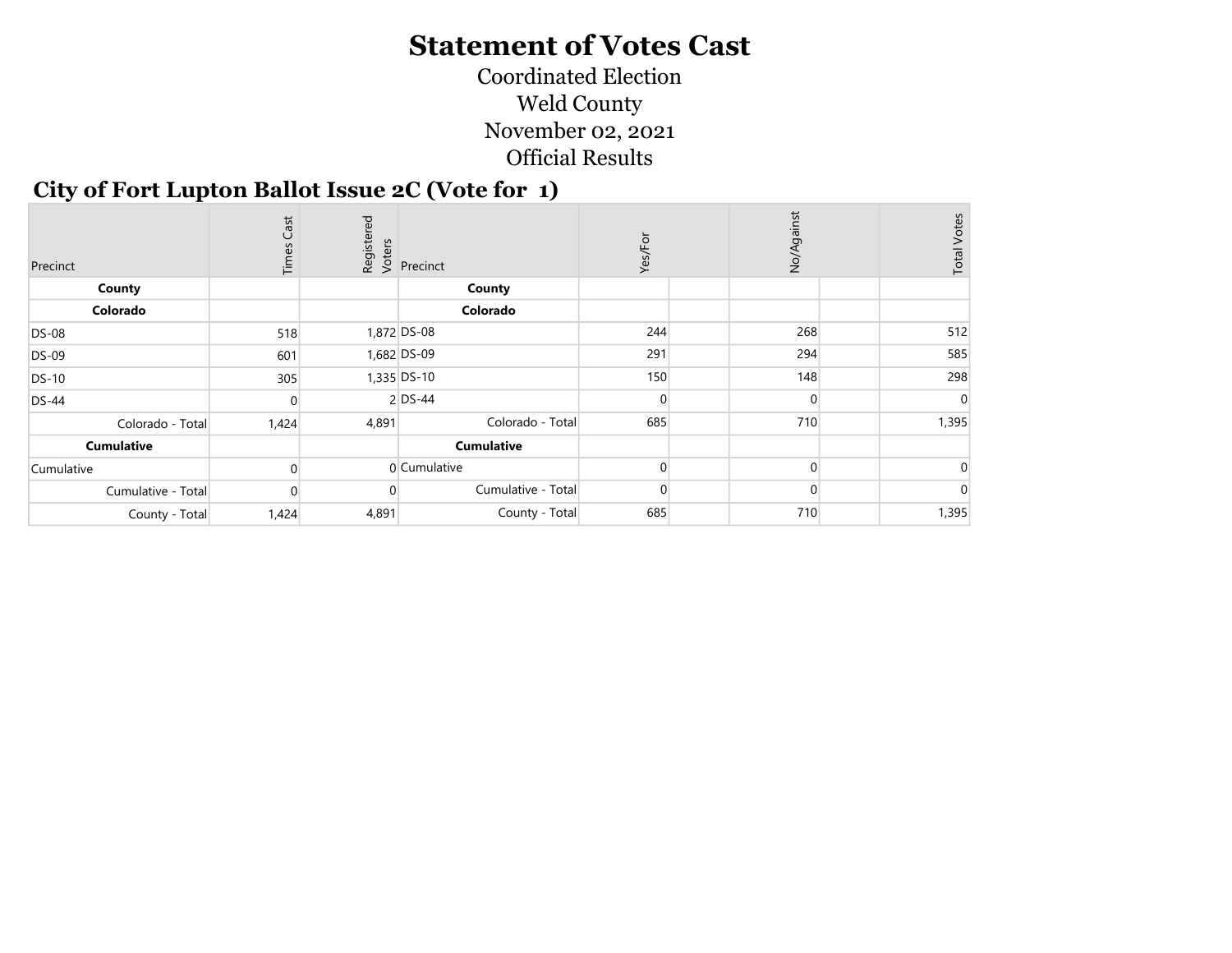# Statement of Votes Cast

Coordinated Election
Weld County
November 02, 2021
Official Results

## City of Fort Lupton Ballot Issue 2C (Vote for 1)

| Precinct | Times Cast | Registered Voters | Precinct | Yes/For | | No/Against | | Total Votes |
|---|---|---|---|---|---|---|---|---|
| **County** | | | **County** | | | | | |
| **Colorado** | | | **Colorado** | | | | | |
| DS-08 | 518 | 1,872 | DS-08 | 244 | | 268 | | 512 |
| DS-09 | 601 | 1,682 | DS-09 | 291 | | 294 | | 585 |
| DS-10 | 305 | 1,335 | DS-10 | 150 | | 148 | | 298 |
| DS-44 | 0 | 2 | DS-44 | 0 | | 0 | | 0 |
| Colorado - Total | 1,424 | 4,891 | Colorado - Total | 685 | | 710 | | 1,395 |
| **Cumulative** | | | **Cumulative** | | | | | |
| Cumulative | 0 | 0 | Cumulative | 0 | | 0 | | 0 |
| Cumulative - Total | 0 | 0 | Cumulative - Total | 0 | | 0 | | 0 |
| County - Total | 1,424 | 4,891 | County - Total | 685 | | 710 | | 1,395 |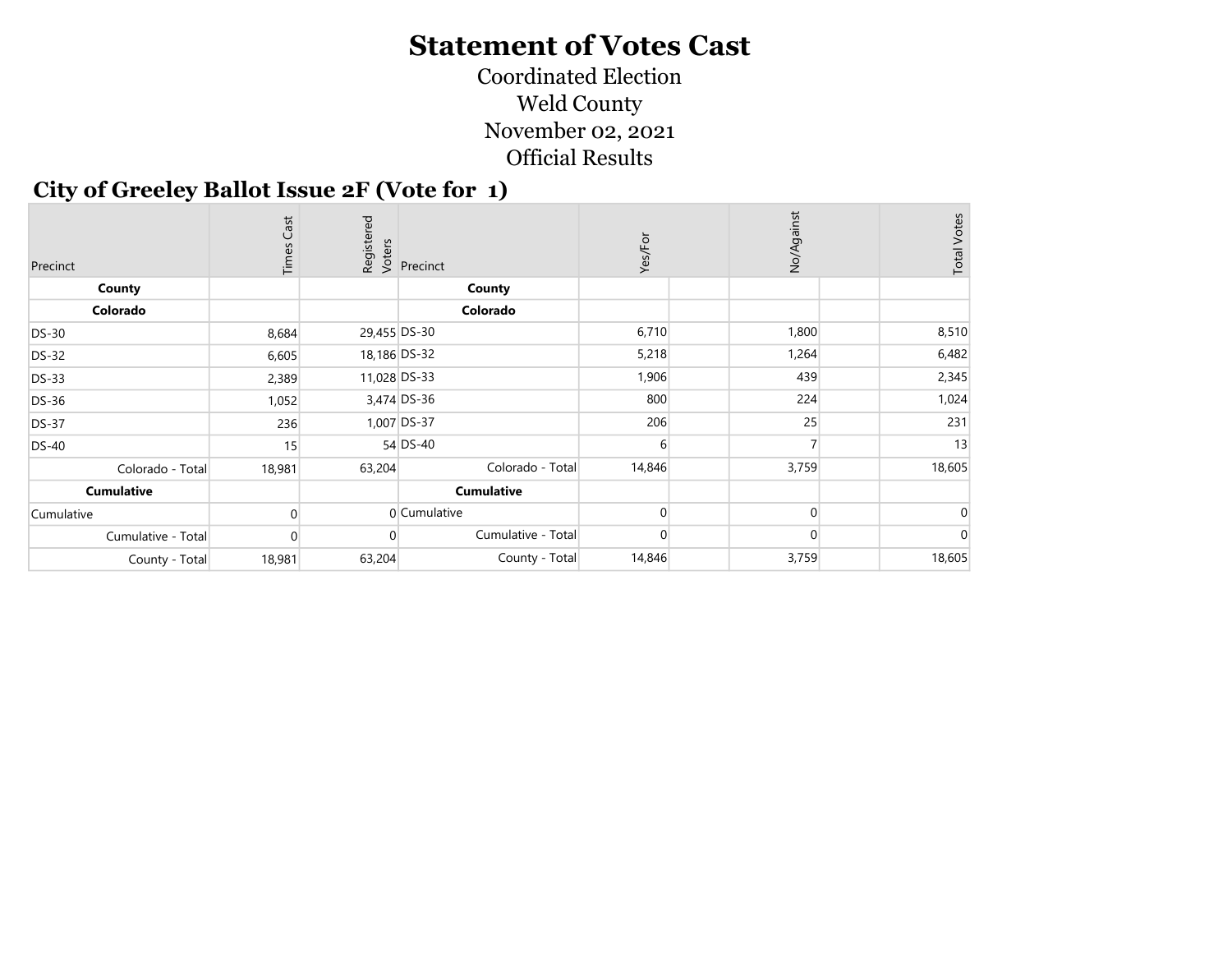# Statement of Votes Cast

Coordinated Election

Weld County

November 02, 2021

Official Results

## City of Greeley Ballot Issue 2F (Vote for 1)

| Precinct | Times Cast | Registered Voters | Precinct | Yes/For | No/Against | Total Votes |
|---|---|---|---|---|---|---|
| **County** | | | **County** | | | |
| **Colorado** | | | **Colorado** | | | |
| DS-30 | 8,684 | 29,455 | DS-30 | 6,710 | 1,800 | 8,510 |
| DS-32 | 6,605 | 18,186 | DS-32 | 5,218 | 1,264 | 6,482 |
| DS-33 | 2,389 | 11,028 | DS-33 | 1,906 | 439 | 2,345 |
| DS-36 | 1,052 | 3,474 | DS-36 | 800 | 224 | 1,024 |
| DS-37 | 236 | 1,007 | DS-37 | 206 | 25 | 231 |
| DS-40 | 15 | 54 | DS-40 | 6 | 7 | 13 |
| Colorado - Total | 18,981 | 63,204 | Colorado - Total | 14,846 | 3,759 | 18,605 |
| **Cumulative** | | | **Cumulative** | | | |
| Cumulative | 0 | 0 | Cumulative | 0 | 0 | 0 |
| Cumulative - Total | 0 | 0 | Cumulative - Total | 0 | 0 | 0 |
| County - Total | 18,981 | 63,204 | County - Total | 14,846 | 3,759 | 18,605 |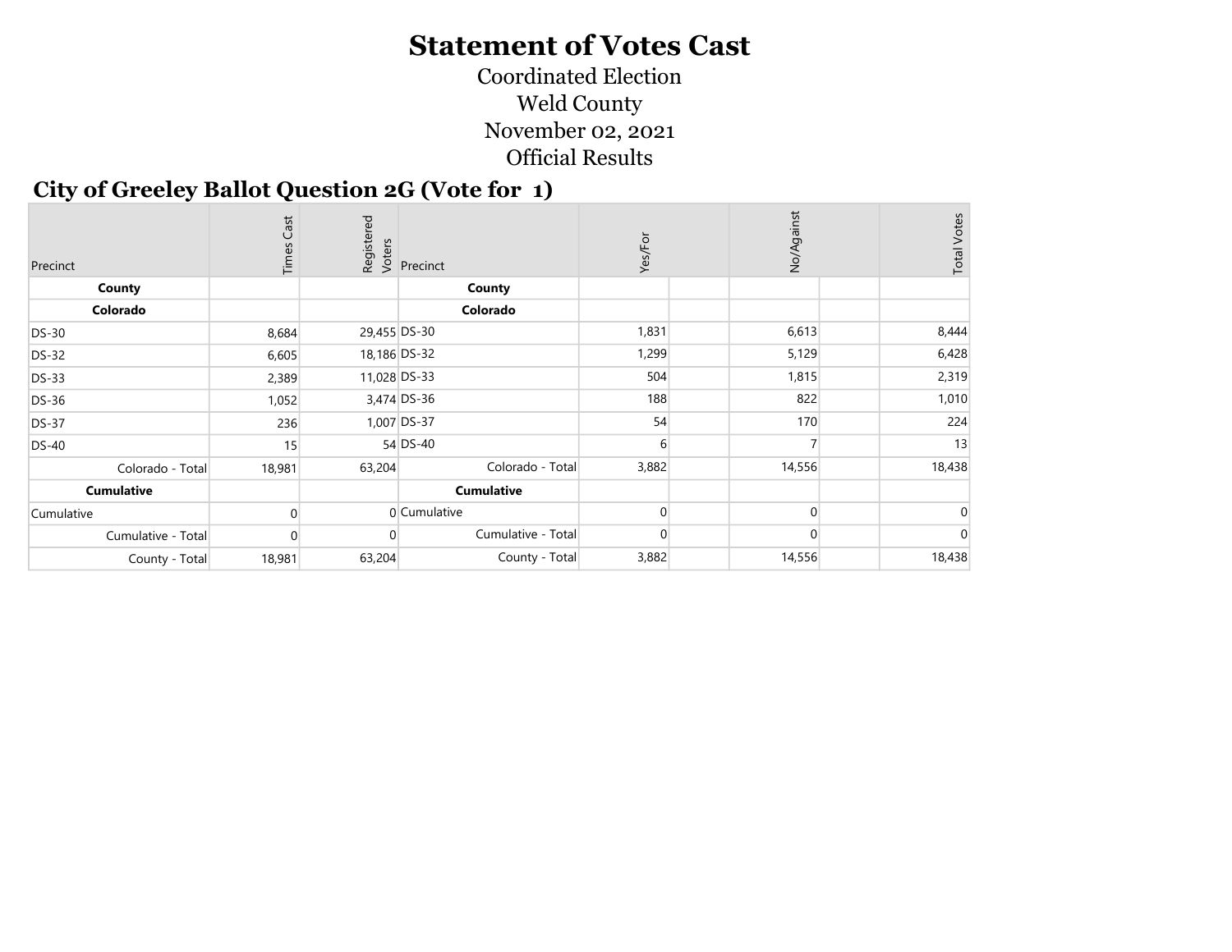# Statement of Votes Cast

Coordinated Election

Weld County

November 02, 2021

Official Results

## City of Greeley Ballot Question 2G (Vote for 1)

| Precinct | Times Cast | Registered Voters | Precinct | Yes/For | | No/Against | | Total Votes |
|---|---|---|---|---|---|---|---|---|
| **County** | | | **County** | | | | | |
| **Colorado** | | | **Colorado** | | | | | |
| DS-30 | 8,684 | 29,455 | DS-30 | 1,831 | | 6,613 | | 8,444 |
| DS-32 | 6,605 | 18,186 | DS-32 | 1,299 | | 5,129 | | 6,428 |
| DS-33 | 2,389 | 11,028 | DS-33 | 504 | | 1,815 | | 2,319 |
| DS-36 | 1,052 | 3,474 | DS-36 | 188 | | 822 | | 1,010 |
| DS-37 | 236 | 1,007 | DS-37 | 54 | | 170 | | 224 |
| DS-40 | 15 | 54 | DS-40 | 6 | | 7 | | 13 |
| Colorado - Total | 18,981 | 63,204 | Colorado - Total | 3,882 | | 14,556 | | 18,438 |
| **Cumulative** | | | **Cumulative** | | | | | |
| Cumulative | 0 | 0 | Cumulative | 0 | | 0 | | 0 |
| Cumulative - Total | 0 | 0 | Cumulative - Total | 0 | | 0 | | 0 |
| County - Total | 18,981 | 63,204 | County - Total | 3,882 | | 14,556 | | 18,438 |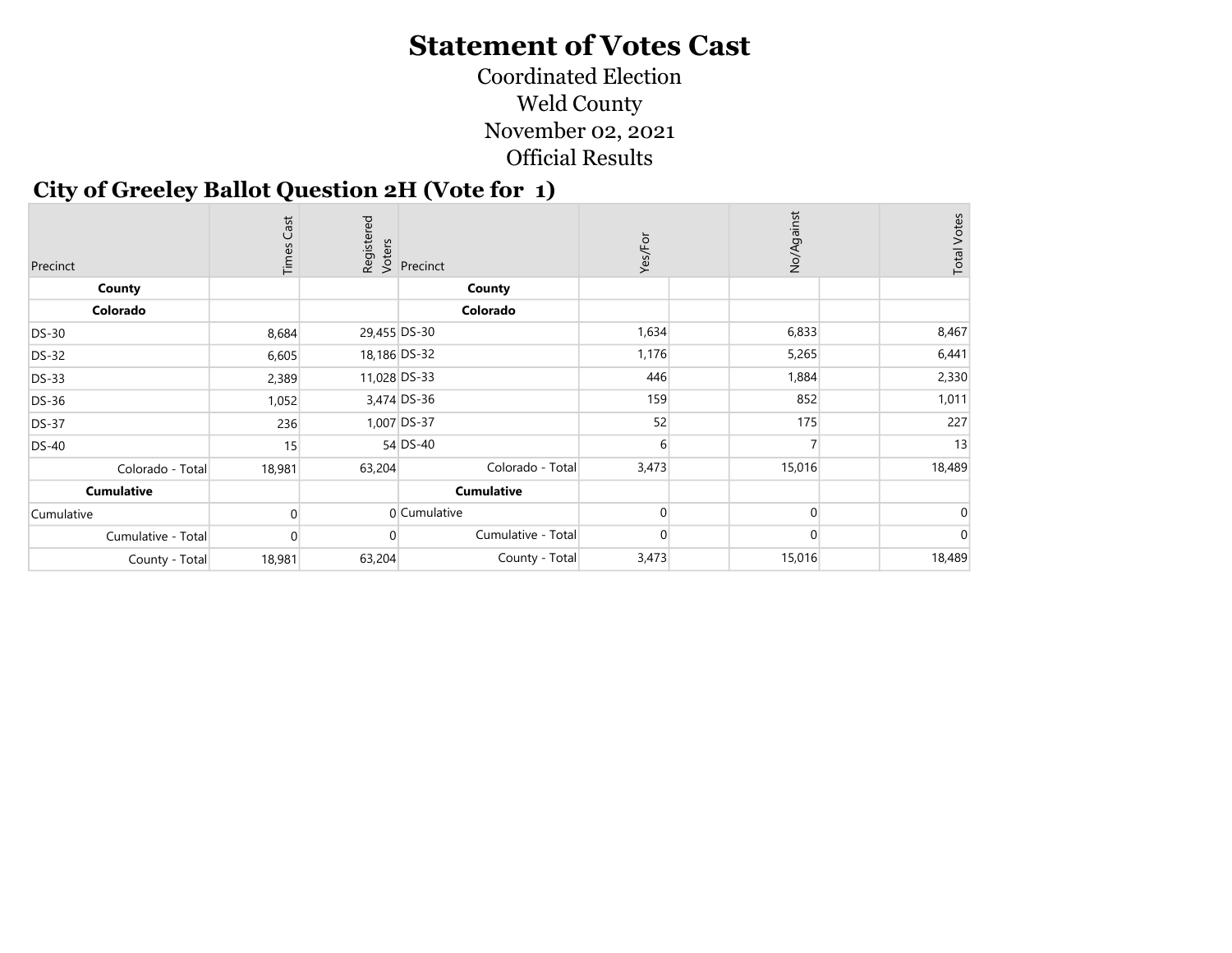# Statement of Votes Cast

Coordinated Election

Weld County

November 02, 2021

Official Results

## City of Greeley Ballot Question 2H (Vote for 1)

| Precinct | Times Cast | Registered Voters | Precinct | Yes/For | | No/Against | | Total Votes |
|---|---|---|---|---|---|---|---|---|
| **County** | | | **County** | | | | | |
| **Colorado** | | | **Colorado** | | | | | |
| DS-30 | 8,684 | 29,455 | DS-30 | 1,634 | | 6,833 | | 8,467 |
| DS-32 | 6,605 | 18,186 | DS-32 | 1,176 | | 5,265 | | 6,441 |
| DS-33 | 2,389 | 11,028 | DS-33 | 446 | | 1,884 | | 2,330 |
| DS-36 | 1,052 | 3,474 | DS-36 | 159 | | 852 | | 1,011 |
| DS-37 | 236 | 1,007 | DS-37 | 52 | | 175 | | 227 |
| DS-40 | 15 | 54 | DS-40 | 6 | | 7 | | 13 |
| Colorado - Total | 18,981 | 63,204 | Colorado - Total | 3,473 | | 15,016 | | 18,489 |
| **Cumulative** | | | **Cumulative** | | | | | |
| Cumulative | 0 | 0 | Cumulative | 0 | | 0 | | 0 |
| Cumulative - Total | 0 | 0 | Cumulative - Total | 0 | | 0 | | 0 |
| County - Total | 18,981 | 63,204 | County - Total | 3,473 | | 15,016 | | 18,489 |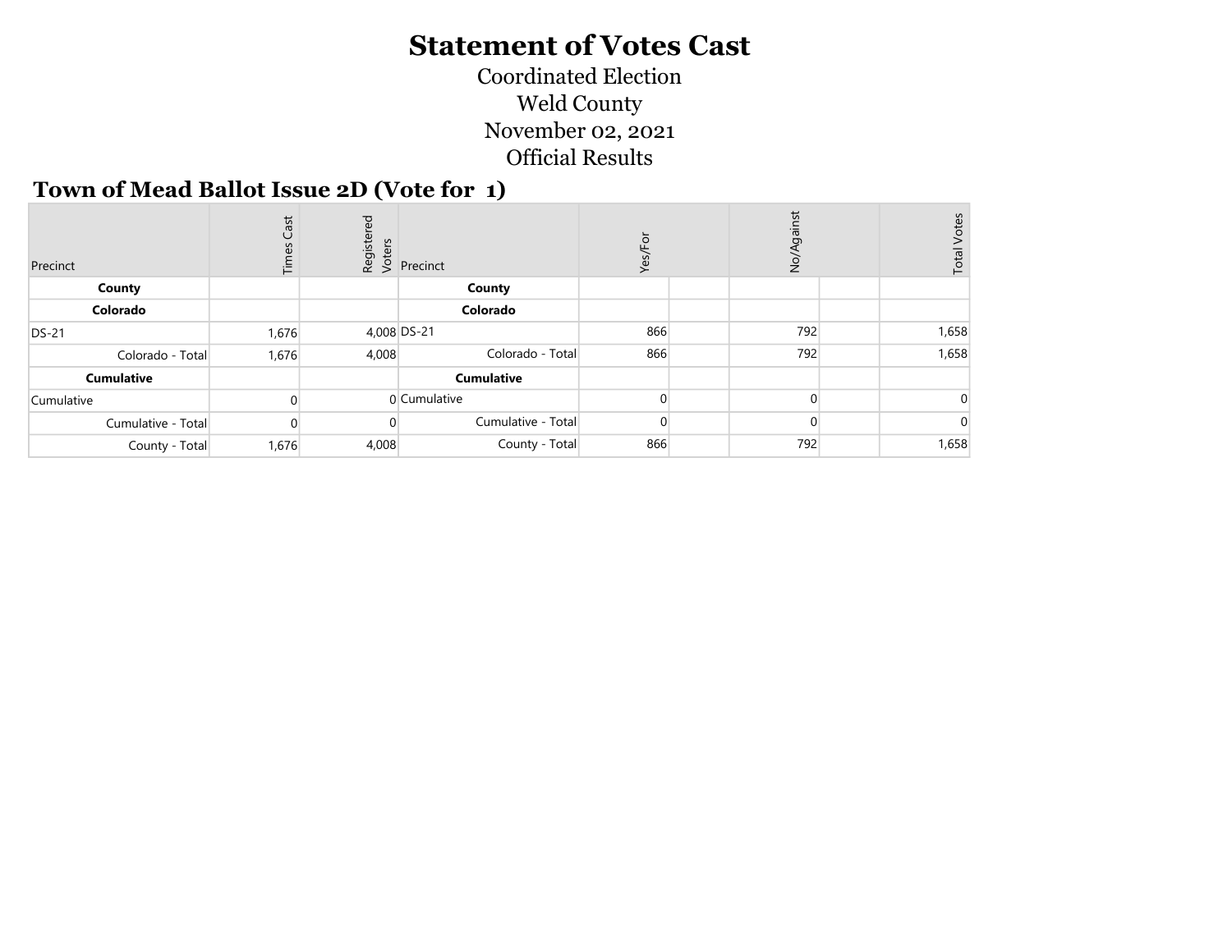# Statement of Votes Cast

Coordinated Election
Weld County
November 02, 2021
Official Results

## Town of Mead Ballot Issue 2D (Vote for 1)

| Precinct | Times Cast | Registered Voters | Precinct | Yes/For | | No/Against | | Total Votes |
|---|---|---|---|---|---|---|---|---|
| **County** | | | **County** | | | | | |
| **Colorado** | | | **Colorado** | | | | | |
| DS-21 | 1,676 | 4,008 | DS-21 | 866 | | 792 | | 1,658 |
| Colorado - Total | 1,676 | 4,008 | Colorado - Total | 866 | | 792 | | 1,658 |
| **Cumulative** | | | **Cumulative** | | | | | |
| Cumulative | 0 | 0 | Cumulative | 0 | | 0 | | 0 |
| Cumulative - Total | 0 | 0 | Cumulative - Total | 0 | | 0 | | 0 |
| County - Total | 1,676 | 4,008 | County - Total | 866 | | 792 | | 1,658 |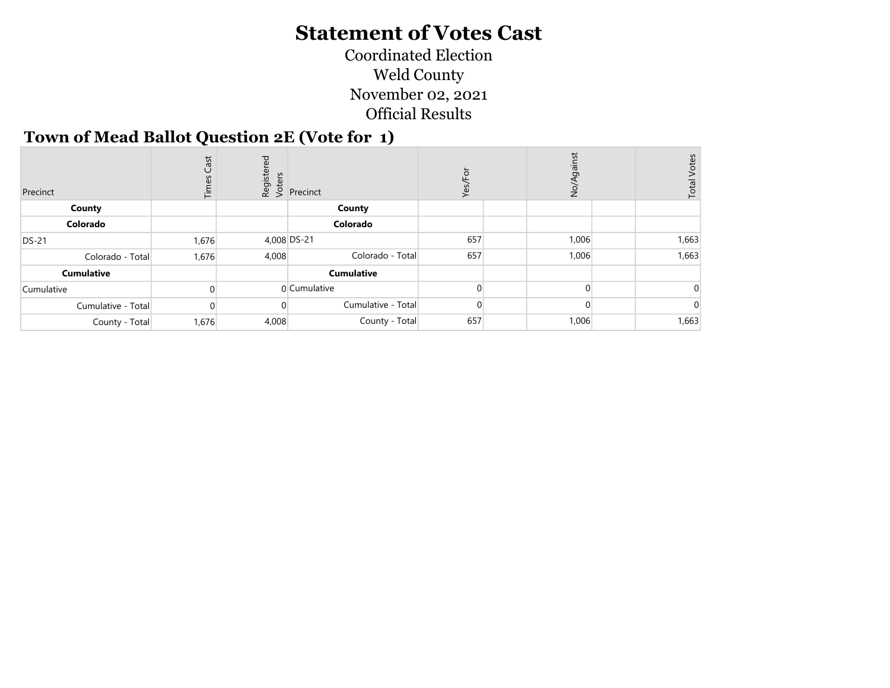# Statement of Votes Cast

Coordinated Election

Weld County

November 02, 2021

Official Results

## Town of Mead Ballot Question 2E (Vote for 1)

| Precinct | Times Cast | Registered Voters | Precinct | Yes/For | | No/Against | | Total Votes |
|---|---|---|---|---|---|---|---|---|
| **County** | | | **County** | | | | | |
| **Colorado** | | | **Colorado** | | | | | |
| DS-21 | 1,676 | 4,008 | DS-21 | 657 | | 1,006 | | 1,663 |
| Colorado - Total | 1,676 | 4,008 | Colorado - Total | 657 | | 1,006 | | 1,663 |
| **Cumulative** | | | **Cumulative** | | | | | |
| Cumulative | 0 | 0 | Cumulative | 0 | | 0 | | 0 |
| Cumulative - Total | 0 | 0 | Cumulative - Total | 0 | | 0 | | 0 |
| County - Total | 1,676 | 4,008 | County - Total | 657 | | 1,006 | | 1,663 |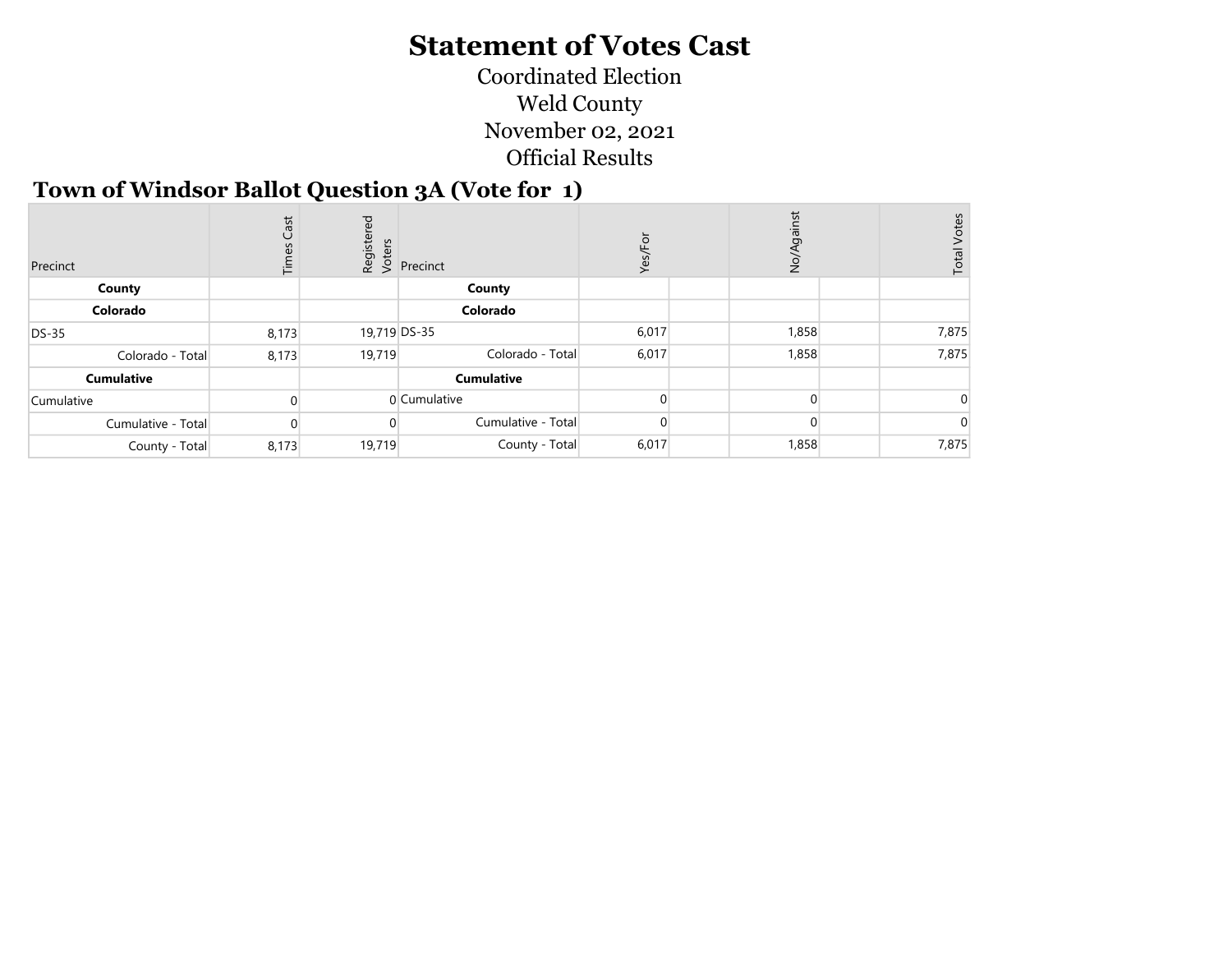# Statement of Votes Cast

Coordinated Election
Weld County
November 02, 2021
Official Results

## Town of Windsor Ballot Question 3A (Vote for 1)

| Precinct | Times Cast | Registered Voters | Precinct | Yes/For | | No/Against | | Total Votes |
|---|---|---|---|---|---|---|---|---|
| **County** | | | **County** | | | | | |
| **Colorado** | | | **Colorado** | | | | | |
| DS-35 | 8,173 | 19,719 | DS-35 | 6,017 | | 1,858 | | 7,875 |
| Colorado - Total | 8,173 | 19,719 | Colorado - Total | 6,017 | | 1,858 | | 7,875 |
| **Cumulative** | | | **Cumulative** | | | | | |
| Cumulative | 0 | 0 | Cumulative | 0 | | 0 | | 0 |
| Cumulative - Total | 0 | 0 | Cumulative - Total | 0 | | 0 | | 0 |
| County - Total | 8,173 | 19,719 | County - Total | 6,017 | | 1,858 | | 7,875 |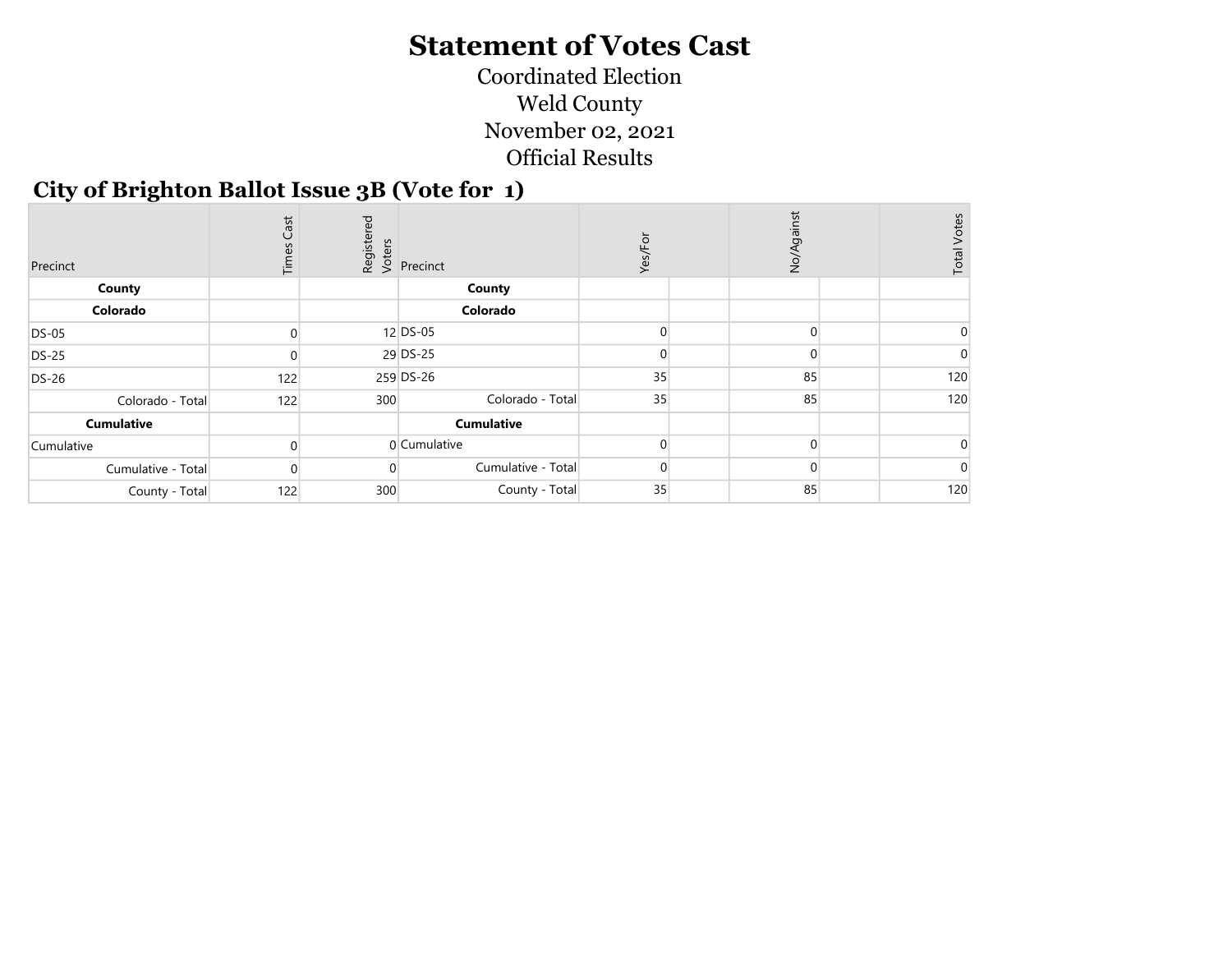# Statement of Votes Cast

Coordinated Election

Weld County

November 02, 2021

Official Results

## City of Brighton Ballot Issue 3B (Vote for 1)

| Precinct | Times Cast | Registered Voters | Precinct | Yes/For | | No/Against | | Total Votes |
|---|---|---|---|---|---|---|---|---|
| **County** | | | **County** | | | | | |
| **Colorado** | | | **Colorado** | | | | | |
| DS-05 | 0 | 12 | DS-05 | 0 | | 0 | | 0 |
| DS-25 | 0 | 29 | DS-25 | 0 | | 0 | | 0 |
| DS-26 | 122 | 259 | DS-26 | 35 | | 85 | | 120 |
| Colorado - Total | 122 | 300 | Colorado - Total | 35 | | 85 | | 120 |
| **Cumulative** | | | **Cumulative** | | | | | |
| Cumulative | 0 | 0 | Cumulative | 0 | | 0 | | 0 |
| Cumulative - Total | 0 | 0 | Cumulative - Total | 0 | | 0 | | 0 |
| County - Total | 122 | 300 | County - Total | 35 | | 85 | | 120 |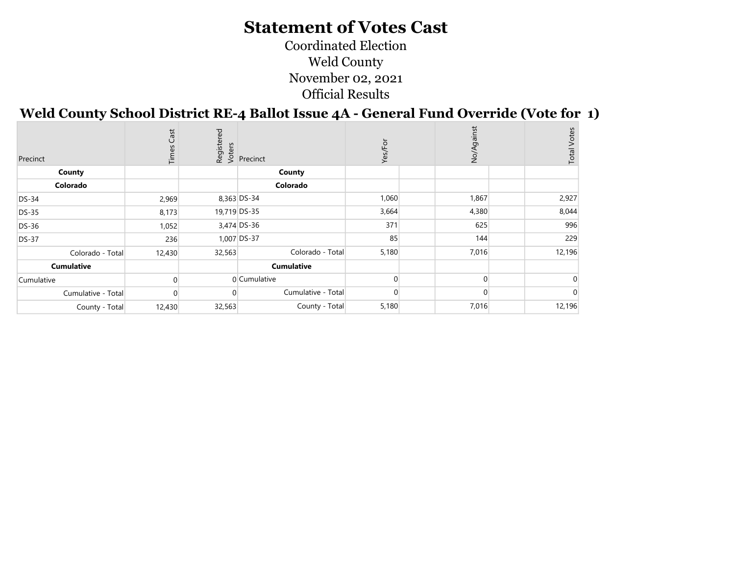# Statement of Votes Cast

Coordinated Election

Weld County

November 02, 2021

Official Results

## Weld County School District RE-4 Ballot Issue 4A - General Fund Override (Vote for 1)

| Precinct | Times Cast | Registered Voters | Precinct | Yes/For | | No/Against | | Total Votes |
|---|---|---|---|---|---|---|---|---|
| **County** | | | **County** | | | | | |
| **Colorado** | | | **Colorado** | | | | | |
| DS-34 | 2,969 | 8,363 | DS-34 | 1,060 | | 1,867 | | 2,927 |
| DS-35 | 8,173 | 19,719 | DS-35 | 3,664 | | 4,380 | | 8,044 |
| DS-36 | 1,052 | 3,474 | DS-36 | 371 | | 625 | | 996 |
| DS-37 | 236 | 1,007 | DS-37 | 85 | | 144 | | 229 |
| Colorado - Total | 12,430 | 32,563 | Colorado - Total | 5,180 | | 7,016 | | 12,196 |
| **Cumulative** | | | **Cumulative** | | | | | |
| Cumulative | 0 | 0 | Cumulative | 0 | | 0 | | 0 |
| Cumulative - Total | 0 | 0 | Cumulative - Total | 0 | | 0 | | 0 |
| County - Total | 12,430 | 32,563 | County - Total | 5,180 | | 7,016 | | 12,196 |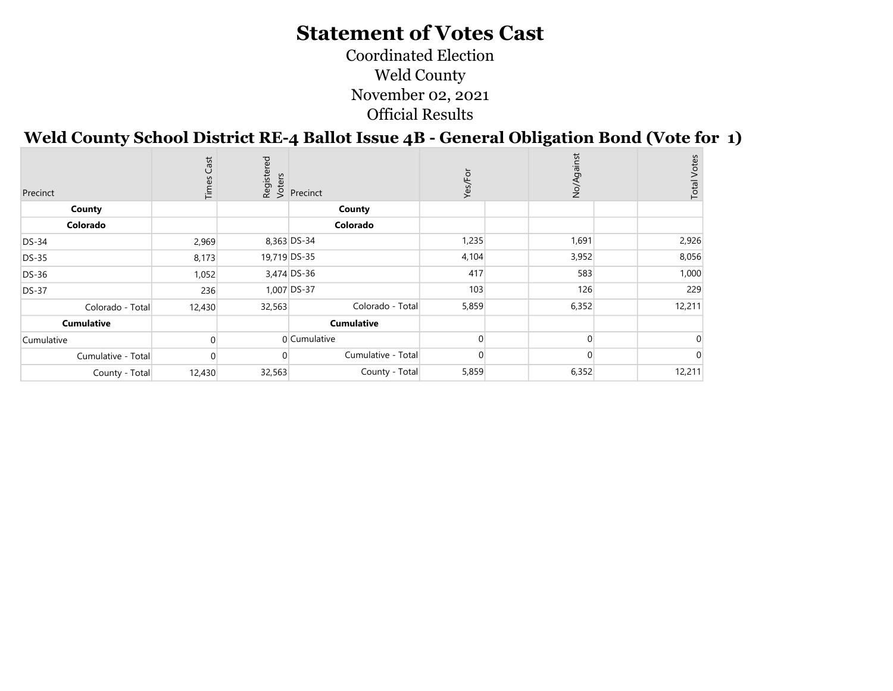# Statement of Votes Cast

Coordinated Election

Weld County

November 02, 2021

Official Results

## Weld County School District RE-4 Ballot Issue 4B - General Obligation Bond (Vote for 1)

| Precinct | Times Cast | Registered Voters | Precinct | Yes/For | | No/Against | | Total Votes |
|---|---|---|---|---|---|---|---|---|
| **County** | | | **County** | | | | | |
| **Colorado** | | | **Colorado** | | | | | |
| DS-34 | 2,969 | 8,363 | DS-34 | 1,235 | | 1,691 | | 2,926 |
| DS-35 | 8,173 | 19,719 | DS-35 | 4,104 | | 3,952 | | 8,056 |
| DS-36 | 1,052 | 3,474 | DS-36 | 417 | | 583 | | 1,000 |
| DS-37 | 236 | 1,007 | DS-37 | 103 | | 126 | | 229 |
| Colorado - Total | 12,430 | 32,563 | Colorado - Total | 5,859 | | 6,352 | | 12,211 |
| **Cumulative** | | | **Cumulative** | | | | | |
| Cumulative | 0 | 0 | Cumulative | 0 | | 0 | | 0 |
| Cumulative - Total | 0 | 0 | Cumulative - Total | 0 | | 0 | | 0 |
| County - Total | 12,430 | 32,563 | County - Total | 5,859 | | 6,352 | | 12,211 |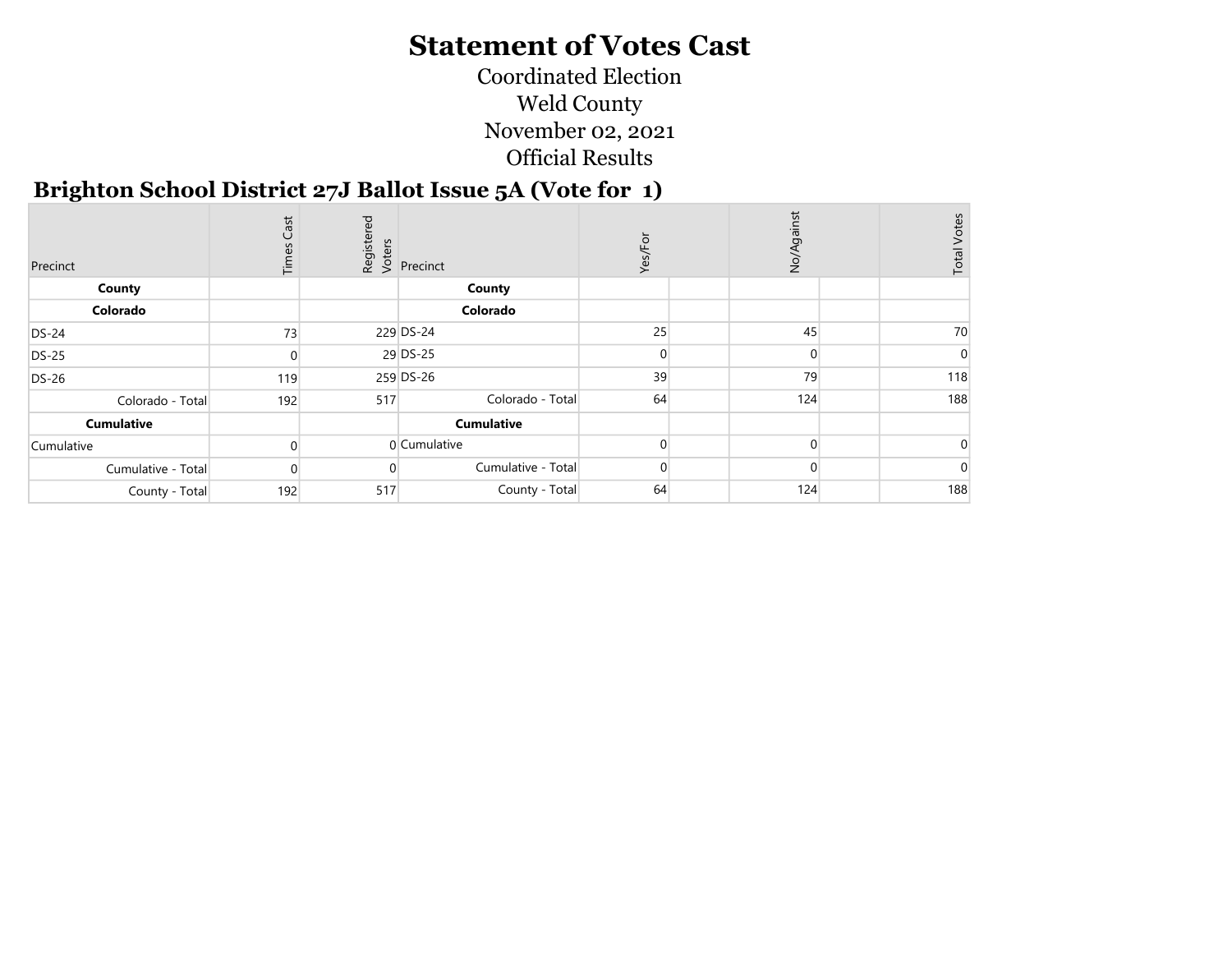# Statement of Votes Cast

Coordinated Election

Weld County

November 02, 2021

Official Results

## Brighton School District 27J Ballot Issue 5A (Vote for 1)

| Precinct | Times Cast | Registered Voters | Precinct | Yes/For | | No/Against | | Total Votes |
|---|---|---|---|---|---|---|---|---|
| **County** | | | **County** | | | | | |
| **Colorado** | | | **Colorado** | | | | | |
| DS-24 | 73 | 229 | DS-24 | 25 | | 45 | | 70 |
| DS-25 | 0 | 29 | DS-25 | 0 | | 0 | | 0 |
| DS-26 | 119 | 259 | DS-26 | 39 | | 79 | | 118 |
| Colorado - Total | 192 | 517 | Colorado - Total | 64 | | 124 | | 188 |
| **Cumulative** | | | **Cumulative** | | | | | |
| Cumulative | 0 | 0 | Cumulative | 0 | | 0 | | 0 |
| Cumulative - Total | 0 | 0 | Cumulative - Total | 0 | | 0 | | 0 |
| County - Total | 192 | 517 | County - Total | 64 | | 124 | | 188 |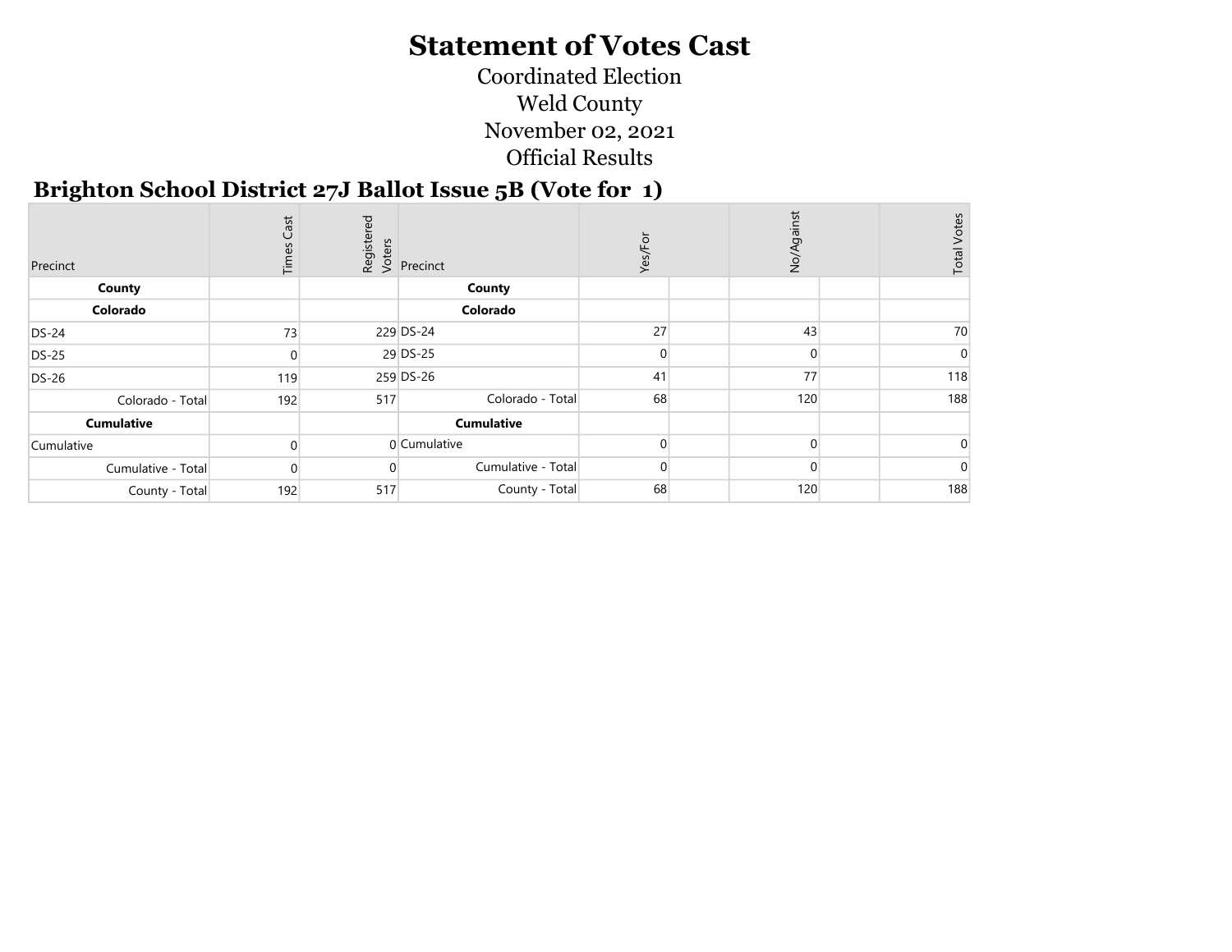# Statement of Votes Cast

Coordinated Election
Weld County
November 02, 2021
Official Results

## Brighton School District 27J Ballot Issue 5B (Vote for 1)

| Precinct | Times Cast | Registered Voters | Precinct | Yes/For | | No/Against | | Total Votes |
|---|---|---|---|---|---|---|---|---|
| **County** | | | **County** | | | | | |
| **Colorado** | | | **Colorado** | | | | | |
| DS-24 | 73 | 229 | DS-24 | 27 | | 43 | | 70 |
| DS-25 | 0 | 29 | DS-25 | 0 | | 0 | | 0 |
| DS-26 | 119 | 259 | DS-26 | 41 | | 77 | | 118 |
| Colorado - Total | 192 | 517 | Colorado - Total | 68 | | 120 | | 188 |
| **Cumulative** | | | **Cumulative** | | | | | |
| Cumulative | 0 | 0 | Cumulative | 0 | | 0 | | 0 |
| Cumulative - Total | 0 | 0 | Cumulative - Total | 0 | | 0 | | 0 |
| County - Total | 192 | 517 | County - Total | 68 | | 120 | | 188 |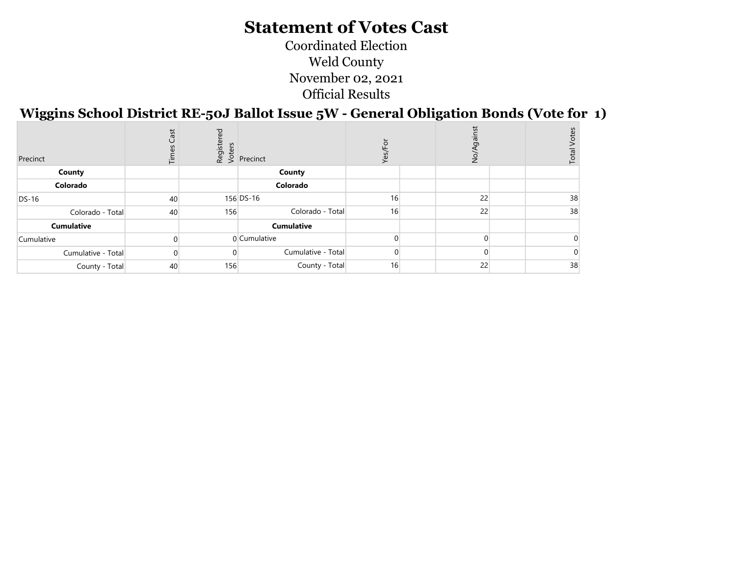# Statement of Votes Cast

Coordinated Election
Weld County
November 02, 2021
Official Results

## Wiggins School District RE-50J Ballot Issue 5W - General Obligation Bonds (Vote for 1)

| Precinct | Times Cast | Registered Voters | Precinct | Yes/For | | No/Against | | Total Votes |
|---|---|---|---|---|---|---|---|---|
| **County** | | | **County** | | | | | |
| **Colorado** | | | **Colorado** | | | | | |
| DS-16 | 40 | 156 | DS-16 | 16 | | 22 | | 38 |
| Colorado - Total | 40 | 156 | Colorado - Total | 16 | | 22 | | 38 |
| **Cumulative** | | | **Cumulative** | | | | | |
| Cumulative | 0 | 0 | Cumulative | 0 | | 0 | | 0 |
| Cumulative - Total | 0 | 0 | Cumulative - Total | 0 | | 0 | | 0 |
| County - Total | 40 | 156 | County - Total | 16 | | 22 | | 38 |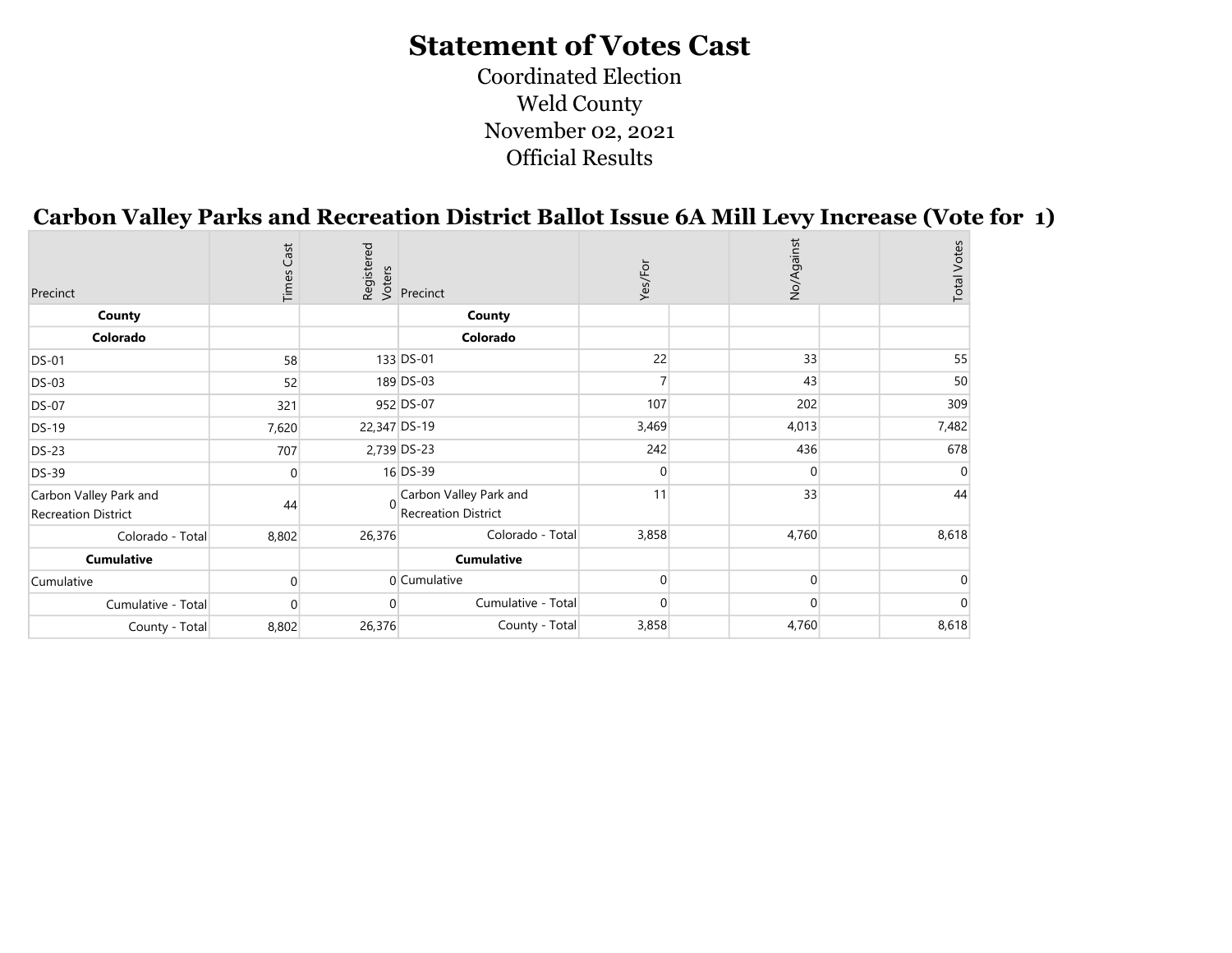# Statement of Votes Cast

Coordinated Election
Weld County
November 02, 2021
Official Results

## Carbon Valley Parks and Recreation District Ballot Issue 6A Mill Levy Increase (Vote for 1)

| Precinct | Times Cast | Registered Voters | Precinct | Yes/For | | No/Against | | Total Votes |
|---|---|---|---|---|---|---|---|---|
| **County** | | | **County** | | | | | |
| **Colorado** | | | **Colorado** | | | | | |
| DS-01 | 58 | 133 | DS-01 | 22 | | 33 | | 55 |
| DS-03 | 52 | 189 | DS-03 | 7 | | 43 | | 50 |
| DS-07 | 321 | 952 | DS-07 | 107 | | 202 | | 309 |
| DS-19 | 7,620 | 22,347 | DS-19 | 3,469 | | 4,013 | | 7,482 |
| DS-23 | 707 | 2,739 | DS-23 | 242 | | 436 | | 678 |
| DS-39 | 0 | 16 | DS-39 | 0 | | 0 | | 0 |
| Carbon Valley Park and Recreation District | 44 | 0 | Carbon Valley Park and Recreation District | 11 | | 33 | | 44 |
| Colorado - Total | 8,802 | 26,376 | Colorado - Total | 3,858 | | 4,760 | | 8,618 |
| **Cumulative** | | | **Cumulative** | | | | | |
| Cumulative | 0 | 0 | Cumulative | 0 | | 0 | | 0 |
| Cumulative - Total | 0 | 0 | Cumulative - Total | 0 | | 0 | | 0 |
| County - Total | 8,802 | 26,376 | County - Total | 3,858 | | 4,760 | | 8,618 |